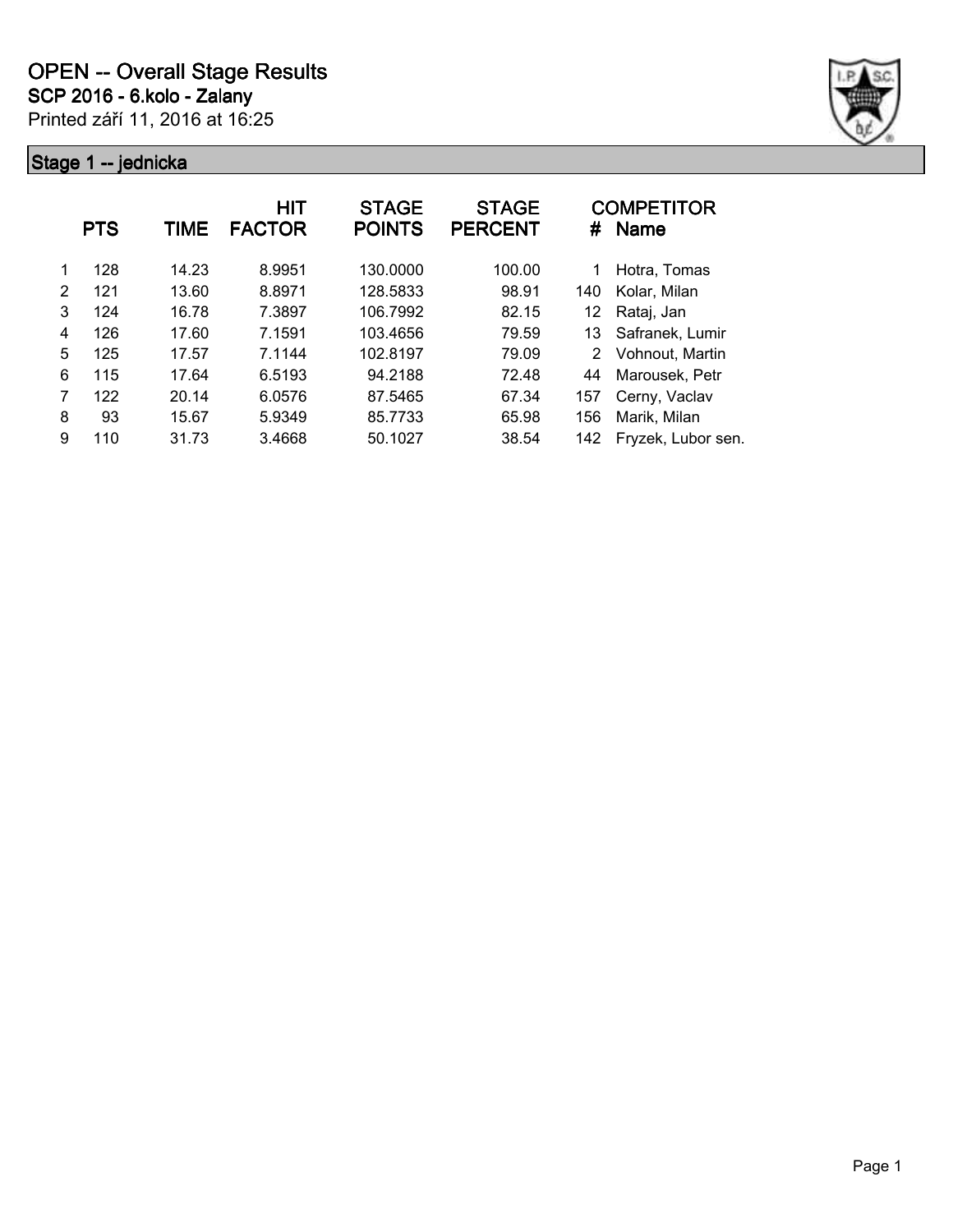# OPEN -- Overall Stage Results

## SCP 2016 - 6.kolo - Zalany

Printed září 11, 2016 at 16:25

### Stage 1 -- jednicka

| | PTS | TIME | HIT FACTOR | STAGE POINTS | STAGE PERCENT | # | COMPETITOR Name |
|---|---|---|---|---|---|---|---|
| 1 | 128 | 14.23 | 8.9951 | 130.0000 | 100.00 | 1 | Hotra, Tomas |
| 2 | 121 | 13.60 | 8.8971 | 128.5833 | 98.91 | 140 | Kolar, Milan |
| 3 | 124 | 16.78 | 7.3897 | 106.7992 | 82.15 | 12 | Rataj, Jan |
| 4 | 126 | 17.60 | 7.1591 | 103.4656 | 79.59 | 13 | Safranek, Lumir |
| 5 | 125 | 17.57 | 7.1144 | 102.8197 | 79.09 | 2 | Vohnout, Martin |
| 6 | 115 | 17.64 | 6.5193 | 94.2188 | 72.48 | 44 | Marousek, Petr |
| 7 | 122 | 20.14 | 6.0576 | 87.5465 | 67.34 | 157 | Cerny, Vaclav |
| 8 | 93 | 15.67 | 5.9349 | 85.7733 | 65.98 | 156 | Marik, Milan |
| 9 | 110 | 31.73 | 3.4668 | 50.1027 | 38.54 | 142 | Fryzek, Lubor sen. |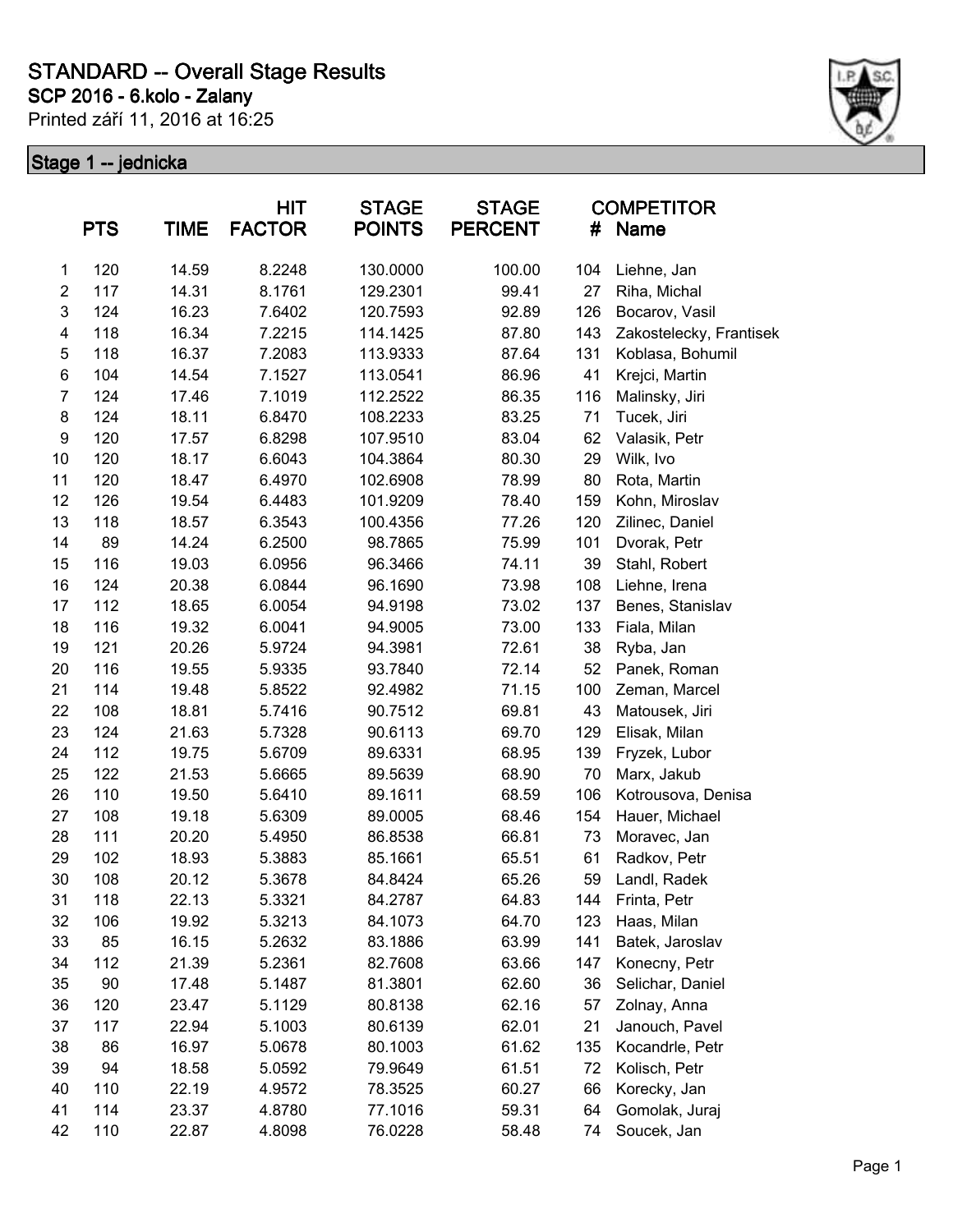# STANDARD -- Overall Stage Results

## SCP 2016 - 6.kolo - Zalany

Printed září 11, 2016 at 16:25

### Stage 1 -- jednicka

| | PTS | TIME | HIT FACTOR | STAGE POINTS | STAGE PERCENT | # | COMPETITOR Name |
|---|---|---|---|---|---|---|---|
| 1 | 120 | 14.59 | 8.2248 | 130.0000 | 100.00 | 104 | Liehne, Jan |
| 2 | 117 | 14.31 | 8.1761 | 129.2301 | 99.41 | 27 | Riha, Michal |
| 3 | 124 | 16.23 | 7.6402 | 120.7593 | 92.89 | 126 | Bocarov, Vasil |
| 4 | 118 | 16.34 | 7.2215 | 114.1425 | 87.80 | 143 | Zakostelecky, Frantisek |
| 5 | 118 | 16.37 | 7.2083 | 113.9333 | 87.64 | 131 | Koblasa, Bohumil |
| 6 | 104 | 14.54 | 7.1527 | 113.0541 | 86.96 | 41 | Krejci, Martin |
| 7 | 124 | 17.46 | 7.1019 | 112.2522 | 86.35 | 116 | Malinsky, Jiri |
| 8 | 124 | 18.11 | 6.8470 | 108.2233 | 83.25 | 71 | Tucek, Jiri |
| 9 | 120 | 17.57 | 6.8298 | 107.9510 | 83.04 | 62 | Valasik, Petr |
| 10 | 120 | 18.17 | 6.6043 | 104.3864 | 80.30 | 29 | Wilk, Ivo |
| 11 | 120 | 18.47 | 6.4970 | 102.6908 | 78.99 | 80 | Rota, Martin |
| 12 | 126 | 19.54 | 6.4483 | 101.9209 | 78.40 | 159 | Kohn, Miroslav |
| 13 | 118 | 18.57 | 6.3543 | 100.4356 | 77.26 | 120 | Zilinec, Daniel |
| 14 | 89 | 14.24 | 6.2500 | 98.7865 | 75.99 | 101 | Dvorak, Petr |
| 15 | 116 | 19.03 | 6.0956 | 96.3466 | 74.11 | 39 | Stahl, Robert |
| 16 | 124 | 20.38 | 6.0844 | 96.1690 | 73.98 | 108 | Liehne, Irena |
| 17 | 112 | 18.65 | 6.0054 | 94.9198 | 73.02 | 137 | Benes, Stanislav |
| 18 | 116 | 19.32 | 6.0041 | 94.9005 | 73.00 | 133 | Fiala, Milan |
| 19 | 121 | 20.26 | 5.9724 | 94.3981 | 72.61 | 38 | Ryba, Jan |
| 20 | 116 | 19.55 | 5.9335 | 93.7840 | 72.14 | 52 | Panek, Roman |
| 21 | 114 | 19.48 | 5.8522 | 92.4982 | 71.15 | 100 | Zeman, Marcel |
| 22 | 108 | 18.81 | 5.7416 | 90.7512 | 69.81 | 43 | Matousek, Jiri |
| 23 | 124 | 21.63 | 5.7328 | 90.6113 | 69.70 | 129 | Elisak, Milan |
| 24 | 112 | 19.75 | 5.6709 | 89.6331 | 68.95 | 139 | Fryzek, Lubor |
| 25 | 122 | 21.53 | 5.6665 | 89.5639 | 68.90 | 70 | Marx, Jakub |
| 26 | 110 | 19.50 | 5.6410 | 89.1611 | 68.59 | 106 | Kotrousova, Denisa |
| 27 | 108 | 19.18 | 5.6309 | 89.0005 | 68.46 | 154 | Hauer, Michael |
| 28 | 111 | 20.20 | 5.4950 | 86.8538 | 66.81 | 73 | Moravec, Jan |
| 29 | 102 | 18.93 | 5.3883 | 85.1661 | 65.51 | 61 | Radkov, Petr |
| 30 | 108 | 20.12 | 5.3678 | 84.8424 | 65.26 | 59 | Landl, Radek |
| 31 | 118 | 22.13 | 5.3321 | 84.2787 | 64.83 | 144 | Frinta, Petr |
| 32 | 106 | 19.92 | 5.3213 | 84.1073 | 64.70 | 123 | Haas, Milan |
| 33 | 85 | 16.15 | 5.2632 | 83.1886 | 63.99 | 141 | Batek, Jaroslav |
| 34 | 112 | 21.39 | 5.2361 | 82.7608 | 63.66 | 147 | Konecny, Petr |
| 35 | 90 | 17.48 | 5.1487 | 81.3801 | 62.60 | 36 | Selichar, Daniel |
| 36 | 120 | 23.47 | 5.1129 | 80.8138 | 62.16 | 57 | Zolnay, Anna |
| 37 | 117 | 22.94 | 5.1003 | 80.6139 | 62.01 | 21 | Janouch, Pavel |
| 38 | 86 | 16.97 | 5.0678 | 80.1003 | 61.62 | 135 | Kocandrle, Petr |
| 39 | 94 | 18.58 | 5.0592 | 79.9649 | 61.51 | 72 | Kolisch, Petr |
| 40 | 110 | 22.19 | 4.9572 | 78.3525 | 60.27 | 66 | Korecky, Jan |
| 41 | 114 | 23.37 | 4.8780 | 77.1016 | 59.31 | 64 | Gomolak, Juraj |
| 42 | 110 | 22.87 | 4.8098 | 76.0228 | 58.48 | 74 | Soucek, Jan |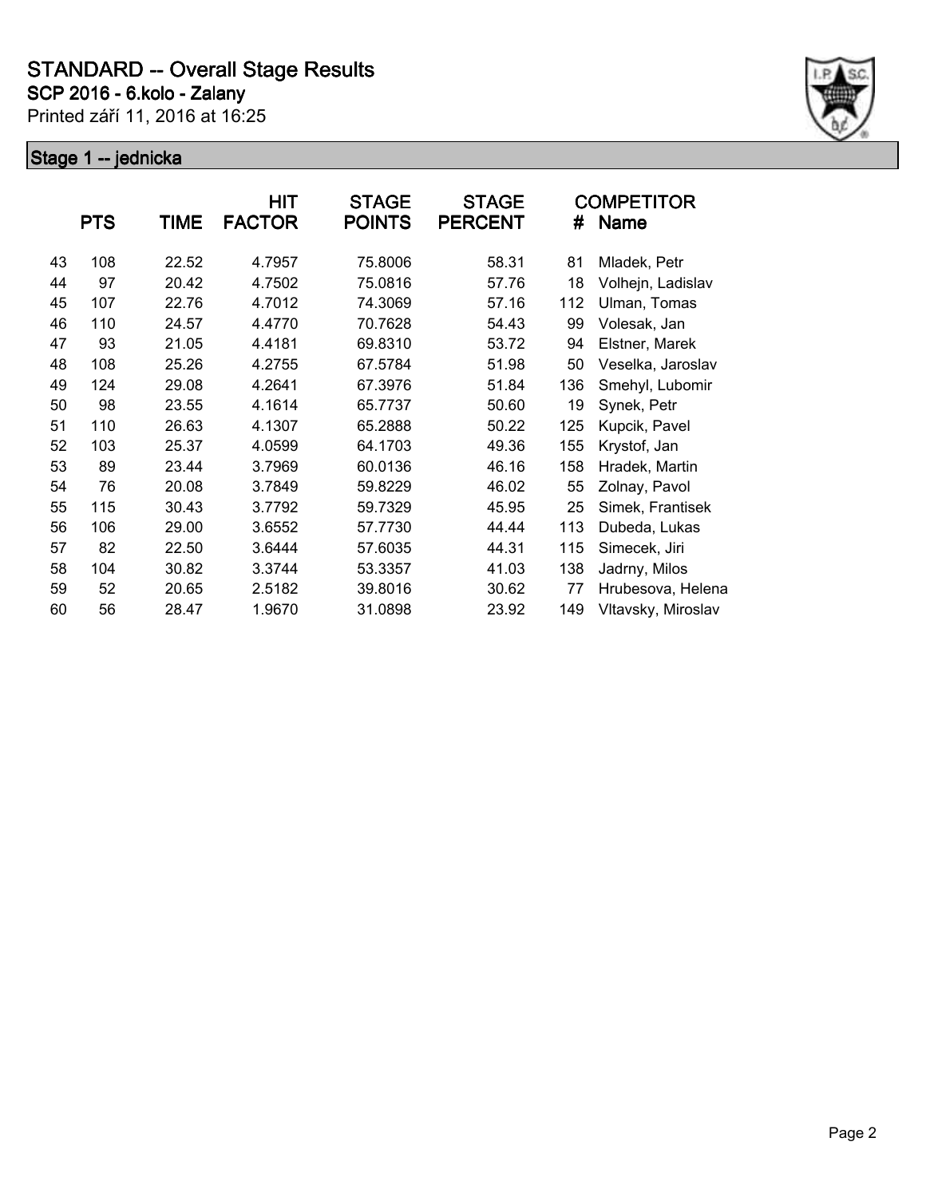# STANDARD -- Overall Stage Results

**SCP 2016 - 6.kolo - Zalany**

Printed září 11, 2016 at 16:25

## Stage 1 -- jednicka

| | PTS | TIME | HIT FACTOR | STAGE POINTS | STAGE PERCENT | # | COMPETITOR Name |
|---|---|---|---|---|---|---|---|
| 43 | 108 | 22.52 | 4.7957 | 75.8006 | 58.31 | 81 | Mladek, Petr |
| 44 | 97 | 20.42 | 4.7502 | 75.0816 | 57.76 | 18 | Volhejn, Ladislav |
| 45 | 107 | 22.76 | 4.7012 | 74.3069 | 57.16 | 112 | Ulman, Tomas |
| 46 | 110 | 24.57 | 4.4770 | 70.7628 | 54.43 | 99 | Volesak, Jan |
| 47 | 93 | 21.05 | 4.4181 | 69.8310 | 53.72 | 94 | Elstner, Marek |
| 48 | 108 | 25.26 | 4.2755 | 67.5784 | 51.98 | 50 | Veselka, Jaroslav |
| 49 | 124 | 29.08 | 4.2641 | 67.3976 | 51.84 | 136 | Smehyl, Lubomir |
| 50 | 98 | 23.55 | 4.1614 | 65.7737 | 50.60 | 19 | Synek, Petr |
| 51 | 110 | 26.63 | 4.1307 | 65.2888 | 50.22 | 125 | Kupcik, Pavel |
| 52 | 103 | 25.37 | 4.0599 | 64.1703 | 49.36 | 155 | Krystof, Jan |
| 53 | 89 | 23.44 | 3.7969 | 60.0136 | 46.16 | 158 | Hradek, Martin |
| 54 | 76 | 20.08 | 3.7849 | 59.8229 | 46.02 | 55 | Zolnay, Pavol |
| 55 | 115 | 30.43 | 3.7792 | 59.7329 | 45.95 | 25 | Simek, Frantisek |
| 56 | 106 | 29.00 | 3.6552 | 57.7730 | 44.44 | 113 | Dubeda, Lukas |
| 57 | 82 | 22.50 | 3.6444 | 57.6035 | 44.31 | 115 | Simecek, Jiri |
| 58 | 104 | 30.82 | 3.3744 | 53.3357 | 41.03 | 138 | Jadrny, Milos |
| 59 | 52 | 20.65 | 2.5182 | 39.8016 | 30.62 | 77 | Hrubesova, Helena |
| 60 | 56 | 28.47 | 1.9670 | 31.0898 | 23.92 | 149 | Vltavsky, Miroslav |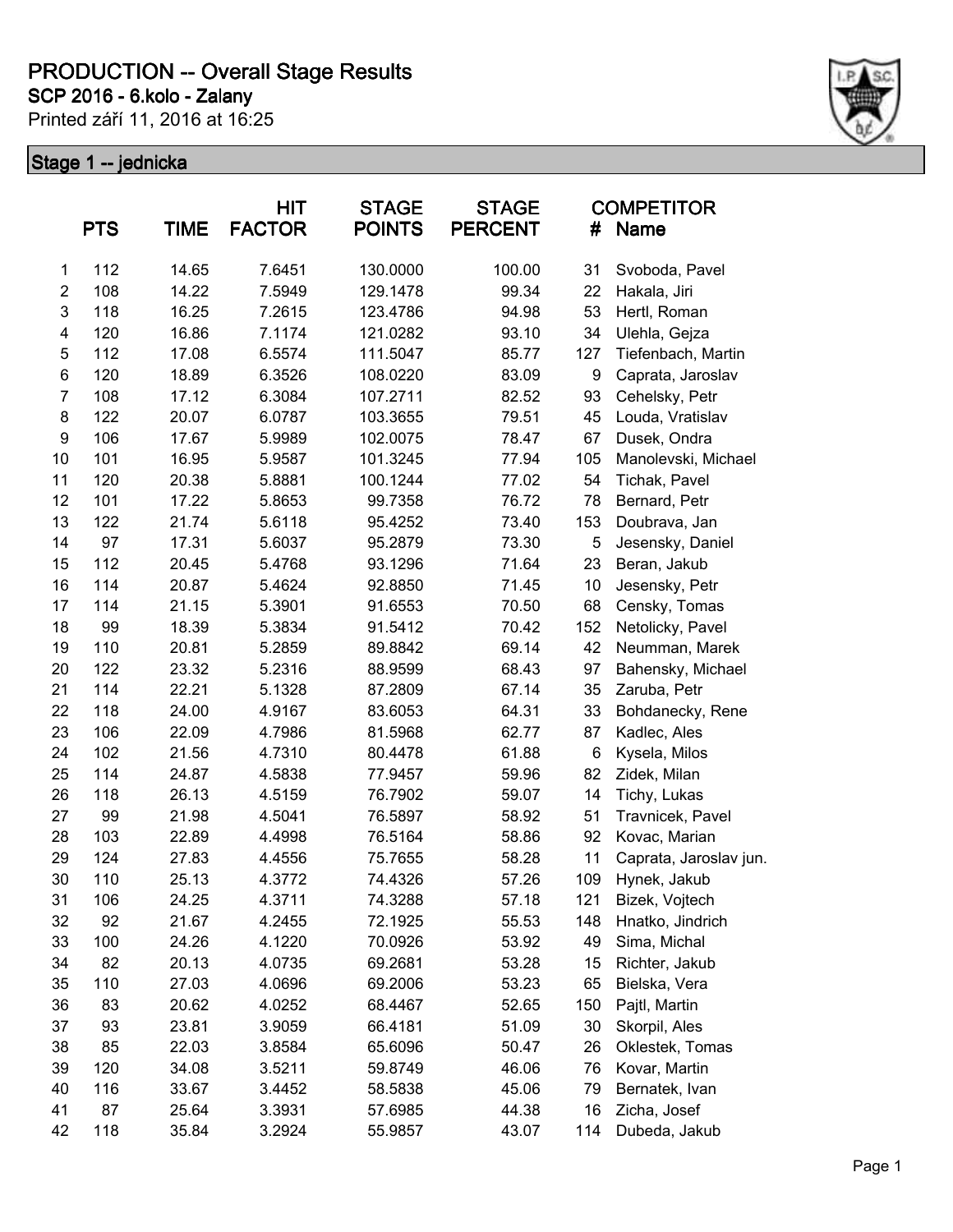# PRODUCTION -- Overall Stage Results

**SCP 2016 - 6.kolo - Zalany**

Printed září 11, 2016 at 16:25

## Stage 1 -- jednicka

| | PTS | TIME | HIT FACTOR | STAGE POINTS | STAGE PERCENT | COMPETITOR # | Name |
|---|---|---|---|---|---|---|---|
| 1 | 112 | 14.65 | 7.6451 | 130.0000 | 100.00 | 31 | Svoboda, Pavel |
| 2 | 108 | 14.22 | 7.5949 | 129.1478 | 99.34 | 22 | Hakala, Jiri |
| 3 | 118 | 16.25 | 7.2615 | 123.4786 | 94.98 | 53 | Hertl, Roman |
| 4 | 120 | 16.86 | 7.1174 | 121.0282 | 93.10 | 34 | Ulehla, Gejza |
| 5 | 112 | 17.08 | 6.5574 | 111.5047 | 85.77 | 127 | Tiefenbach, Martin |
| 6 | 120 | 18.89 | 6.3526 | 108.0220 | 83.09 | 9 | Caprata, Jaroslav |
| 7 | 108 | 17.12 | 6.3084 | 107.2711 | 82.52 | 93 | Cehelsky, Petr |
| 8 | 122 | 20.07 | 6.0787 | 103.3655 | 79.51 | 45 | Louda, Vratislav |
| 9 | 106 | 17.67 | 5.9989 | 102.0075 | 78.47 | 67 | Dusek, Ondra |
| 10 | 101 | 16.95 | 5.9587 | 101.3245 | 77.94 | 105 | Manolevski, Michael |
| 11 | 120 | 20.38 | 5.8881 | 100.1244 | 77.02 | 54 | Tichak, Pavel |
| 12 | 101 | 17.22 | 5.8653 | 99.7358 | 76.72 | 78 | Bernard, Petr |
| 13 | 122 | 21.74 | 5.6118 | 95.4252 | 73.40 | 153 | Doubrava, Jan |
| 14 | 97 | 17.31 | 5.6037 | 95.2879 | 73.30 | 5 | Jesensky, Daniel |
| 15 | 112 | 20.45 | 5.4768 | 93.1296 | 71.64 | 23 | Beran, Jakub |
| 16 | 114 | 20.87 | 5.4624 | 92.8850 | 71.45 | 10 | Jesensky, Petr |
| 17 | 114 | 21.15 | 5.3901 | 91.6553 | 70.50 | 68 | Censky, Tomas |
| 18 | 99 | 18.39 | 5.3834 | 91.5412 | 70.42 | 152 | Netolicky, Pavel |
| 19 | 110 | 20.81 | 5.2859 | 89.8842 | 69.14 | 42 | Neumman, Marek |
| 20 | 122 | 23.32 | 5.2316 | 88.9599 | 68.43 | 97 | Bahensky, Michael |
| 21 | 114 | 22.21 | 5.1328 | 87.2809 | 67.14 | 35 | Zaruba, Petr |
| 22 | 118 | 24.00 | 4.9167 | 83.6053 | 64.31 | 33 | Bohdanecky, Rene |
| 23 | 106 | 22.09 | 4.7986 | 81.5968 | 62.77 | 87 | Kadlec, Ales |
| 24 | 102 | 21.56 | 4.7310 | 80.4478 | 61.88 | 6 | Kysela, Milos |
| 25 | 114 | 24.87 | 4.5838 | 77.9457 | 59.96 | 82 | Zidek, Milan |
| 26 | 118 | 26.13 | 4.5159 | 76.7902 | 59.07 | 14 | Tichy, Lukas |
| 27 | 99 | 21.98 | 4.5041 | 76.5897 | 58.92 | 51 | Travnicek, Pavel |
| 28 | 103 | 22.89 | 4.4998 | 76.5164 | 58.86 | 92 | Kovac, Marian |
| 29 | 124 | 27.83 | 4.4556 | 75.7655 | 58.28 | 11 | Caprata, Jaroslav jun. |
| 30 | 110 | 25.13 | 4.3772 | 74.4326 | 57.26 | 109 | Hynek, Jakub |
| 31 | 106 | 24.25 | 4.3711 | 74.3288 | 57.18 | 121 | Bizek, Vojtech |
| 32 | 92 | 21.67 | 4.2455 | 72.1925 | 55.53 | 148 | Hnatko, Jindrich |
| 33 | 100 | 24.26 | 4.1220 | 70.0926 | 53.92 | 49 | Sima, Michal |
| 34 | 82 | 20.13 | 4.0735 | 69.2681 | 53.28 | 15 | Richter, Jakub |
| 35 | 110 | 27.03 | 4.0696 | 69.2006 | 53.23 | 65 | Bielska, Vera |
| 36 | 83 | 20.62 | 4.0252 | 68.4467 | 52.65 | 150 | Pajtl, Martin |
| 37 | 93 | 23.81 | 3.9059 | 66.4181 | 51.09 | 30 | Skorpil, Ales |
| 38 | 85 | 22.03 | 3.8584 | 65.6096 | 50.47 | 26 | Oklestek, Tomas |
| 39 | 120 | 34.08 | 3.5211 | 59.8749 | 46.06 | 76 | Kovar, Martin |
| 40 | 116 | 33.67 | 3.4452 | 58.5838 | 45.06 | 79 | Bernatek, Ivan |
| 41 | 87 | 25.64 | 3.3931 | 57.6985 | 44.38 | 16 | Zicha, Josef |
| 42 | 118 | 35.84 | 3.2924 | 55.9857 | 43.07 | 114 | Dubeda, Jakub |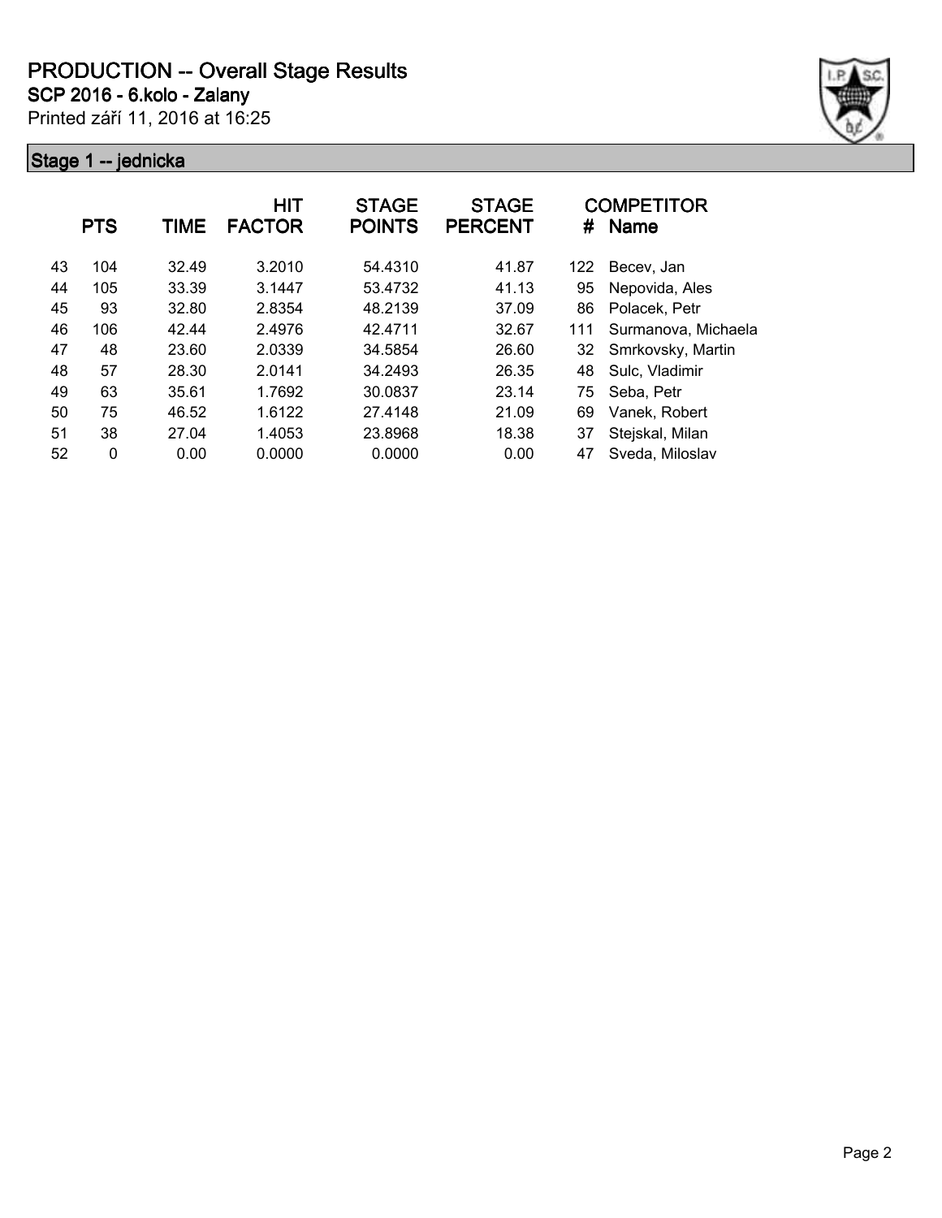# PRODUCTION -- Overall Stage Results

**SCP 2016 - 6.kolo - Zalany**

Printed září 11, 2016 at 16:25

## Stage 1 -- jednicka

| | PTS | TIME | HIT FACTOR | STAGE POINTS | STAGE PERCENT | # | COMPETITOR Name |
|---|---|---|---|---|---|---|---|
| 43 | 104 | 32.49 | 3.2010 | 54.4310 | 41.87 | 122 | Becev, Jan |
| 44 | 105 | 33.39 | 3.1447 | 53.4732 | 41.13 | 95 | Nepovida, Ales |
| 45 | 93 | 32.80 | 2.8354 | 48.2139 | 37.09 | 86 | Polacek, Petr |
| 46 | 106 | 42.44 | 2.4976 | 42.4711 | 32.67 | 111 | Surmanova, Michaela |
| 47 | 48 | 23.60 | 2.0339 | 34.5854 | 26.60 | 32 | Smrkovsky, Martin |
| 48 | 57 | 28.30 | 2.0141 | 34.2493 | 26.35 | 48 | Sulc, Vladimir |
| 49 | 63 | 35.61 | 1.7692 | 30.0837 | 23.14 | 75 | Seba, Petr |
| 50 | 75 | 46.52 | 1.6122 | 27.4148 | 21.09 | 69 | Vanek, Robert |
| 51 | 38 | 27.04 | 1.4053 | 23.8968 | 18.38 | 37 | Stejskal, Milan |
| 52 | 0 | 0.00 | 0.0000 | 0.0000 | 0.00 | 47 | Sveda, Miloslav |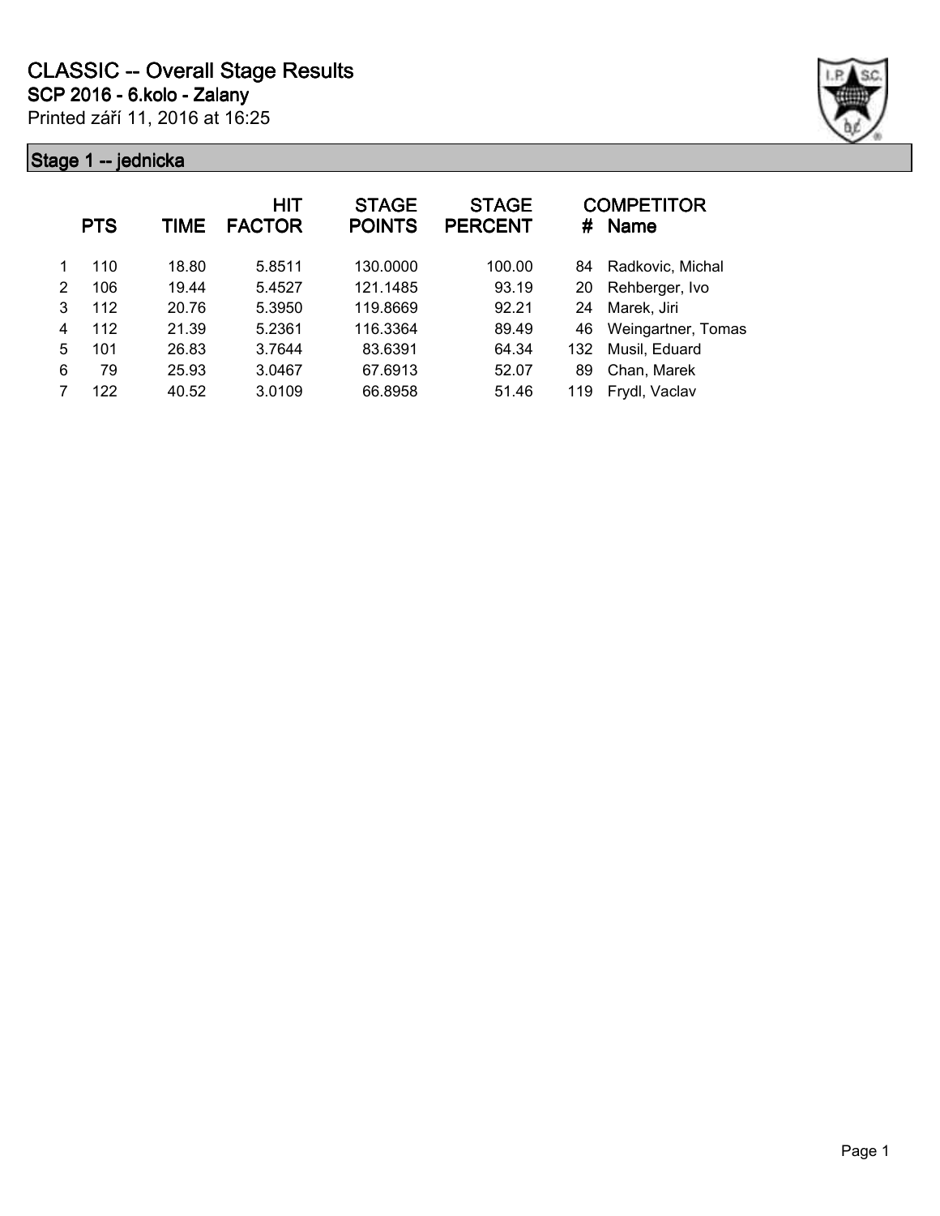# CLASSIC -- Overall Stage Results

**SCP 2016 - 6.kolo - Zalany**

Printed září 11, 2016 at 16:25

## Stage 1 -- jednicka

| | PTS | TIME | HIT FACTOR | STAGE POINTS | STAGE PERCENT | # | COMPETITOR Name |
|---|---|---|---|---|---|---|---|
| 1 | 110 | 18.80 | 5.8511 | 130.0000 | 100.00 | 84 | Radkovic, Michal |
| 2 | 106 | 19.44 | 5.4527 | 121.1485 | 93.19 | 20 | Rehberger, Ivo |
| 3 | 112 | 20.76 | 5.3950 | 119.8669 | 92.21 | 24 | Marek, Jiri |
| 4 | 112 | 21.39 | 5.2361 | 116.3364 | 89.49 | 46 | Weingartner, Tomas |
| 5 | 101 | 26.83 | 3.7644 | 83.6391 | 64.34 | 132 | Musil, Eduard |
| 6 | 79 | 25.93 | 3.0467 | 67.6913 | 52.07 | 89 | Chan, Marek |
| 7 | 122 | 40.52 | 3.0109 | 66.8958 | 51.46 | 119 | Frydl, Vaclav |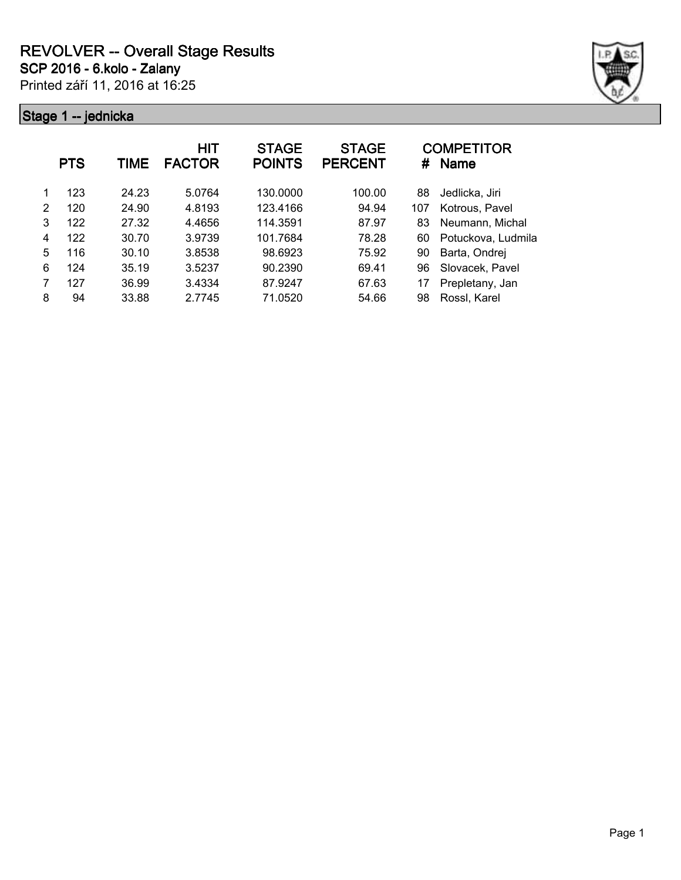# REVOLVER -- Overall Stage Results

## SCP 2016 - 6.kolo - Zalany

Printed září 11, 2016 at 16:25

### Stage 1 -- jednicka

| | PTS | TIME | HIT FACTOR | STAGE POINTS | STAGE PERCENT | # | COMPETITOR Name |
|---|---|---|---|---|---|---|---|
| 1 | 123 | 24.23 | 5.0764 | 130.0000 | 100.00 | 88 | Jedlicka, Jiri |
| 2 | 120 | 24.90 | 4.8193 | 123.4166 | 94.94 | 107 | Kotrous, Pavel |
| 3 | 122 | 27.32 | 4.4656 | 114.3591 | 87.97 | 83 | Neumann, Michal |
| 4 | 122 | 30.70 | 3.9739 | 101.7684 | 78.28 | 60 | Potuckova, Ludmila |
| 5 | 116 | 30.10 | 3.8538 | 98.6923 | 75.92 | 90 | Barta, Ondrej |
| 6 | 124 | 35.19 | 3.5237 | 90.2390 | 69.41 | 96 | Slovacek, Pavel |
| 7 | 127 | 36.99 | 3.4334 | 87.9247 | 67.63 | 17 | Prepletany, Jan |
| 8 | 94 | 33.88 | 2.7745 | 71.0520 | 54.66 | 98 | Rossl, Karel |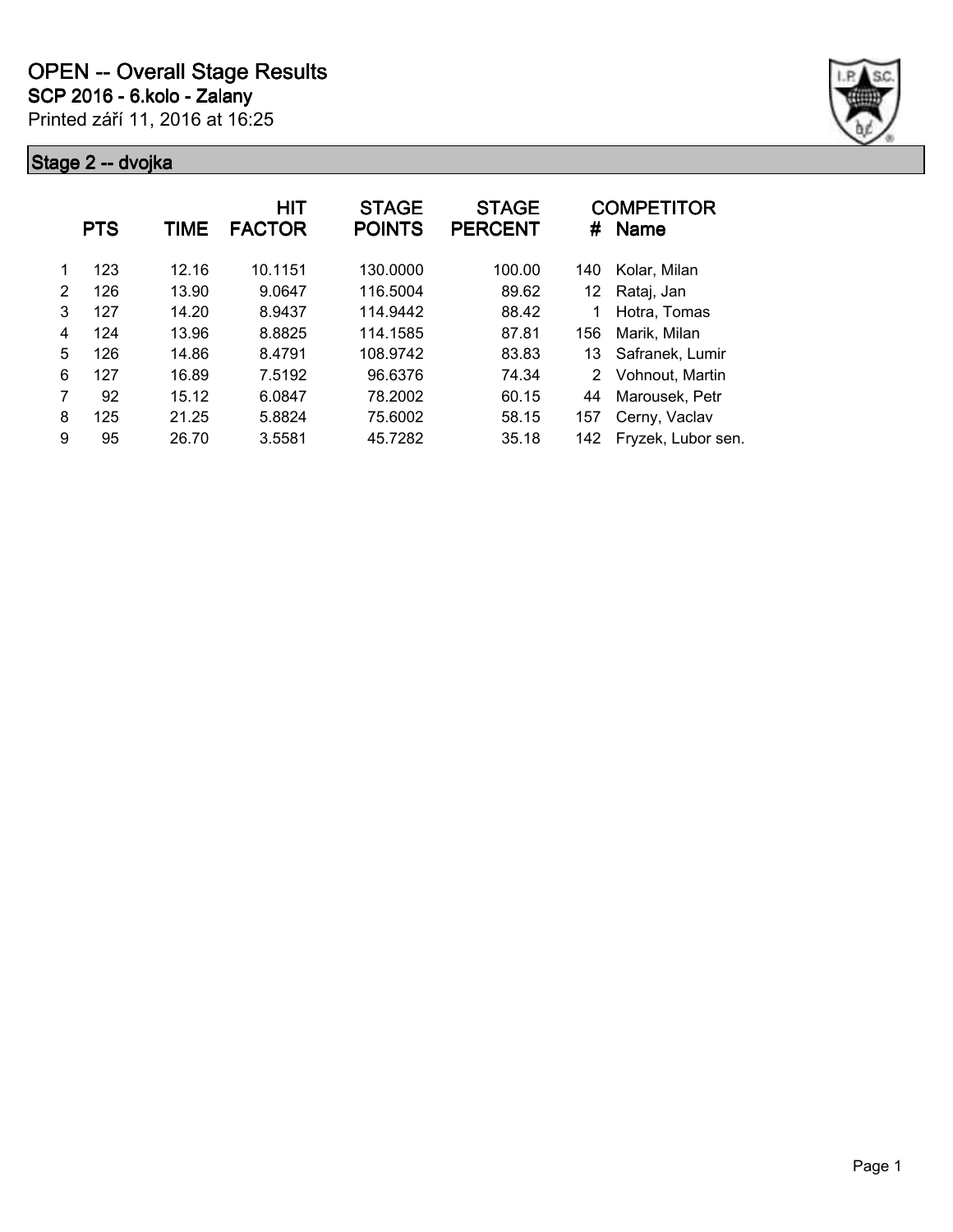# OPEN -- Overall Stage Results

## SCP 2016 - 6.kolo - Zalany

Printed září 11, 2016 at 16:25

### Stage 2 -- dvojka

| | PTS | TIME | HIT FACTOR | STAGE POINTS | STAGE PERCENT | # | COMPETITOR Name |
|---|---|---|---|---|---|---|---|
| 1 | 123 | 12.16 | 10.1151 | 130.0000 | 100.00 | 140 | Kolar, Milan |
| 2 | 126 | 13.90 | 9.0647 | 116.5004 | 89.62 | 12 | Rataj, Jan |
| 3 | 127 | 14.20 | 8.9437 | 114.9442 | 88.42 | 1 | Hotra, Tomas |
| 4 | 124 | 13.96 | 8.8825 | 114.1585 | 87.81 | 156 | Marik, Milan |
| 5 | 126 | 14.86 | 8.4791 | 108.9742 | 83.83 | 13 | Safranek, Lumir |
| 6 | 127 | 16.89 | 7.5192 | 96.6376 | 74.34 | 2 | Vohnout, Martin |
| 7 | 92 | 15.12 | 6.0847 | 78.2002 | 60.15 | 44 | Marousek, Petr |
| 8 | 125 | 21.25 | 5.8824 | 75.6002 | 58.15 | 157 | Cerny, Vaclav |
| 9 | 95 | 26.70 | 3.5581 | 45.7282 | 35.18 | 142 | Fryzek, Lubor sen. |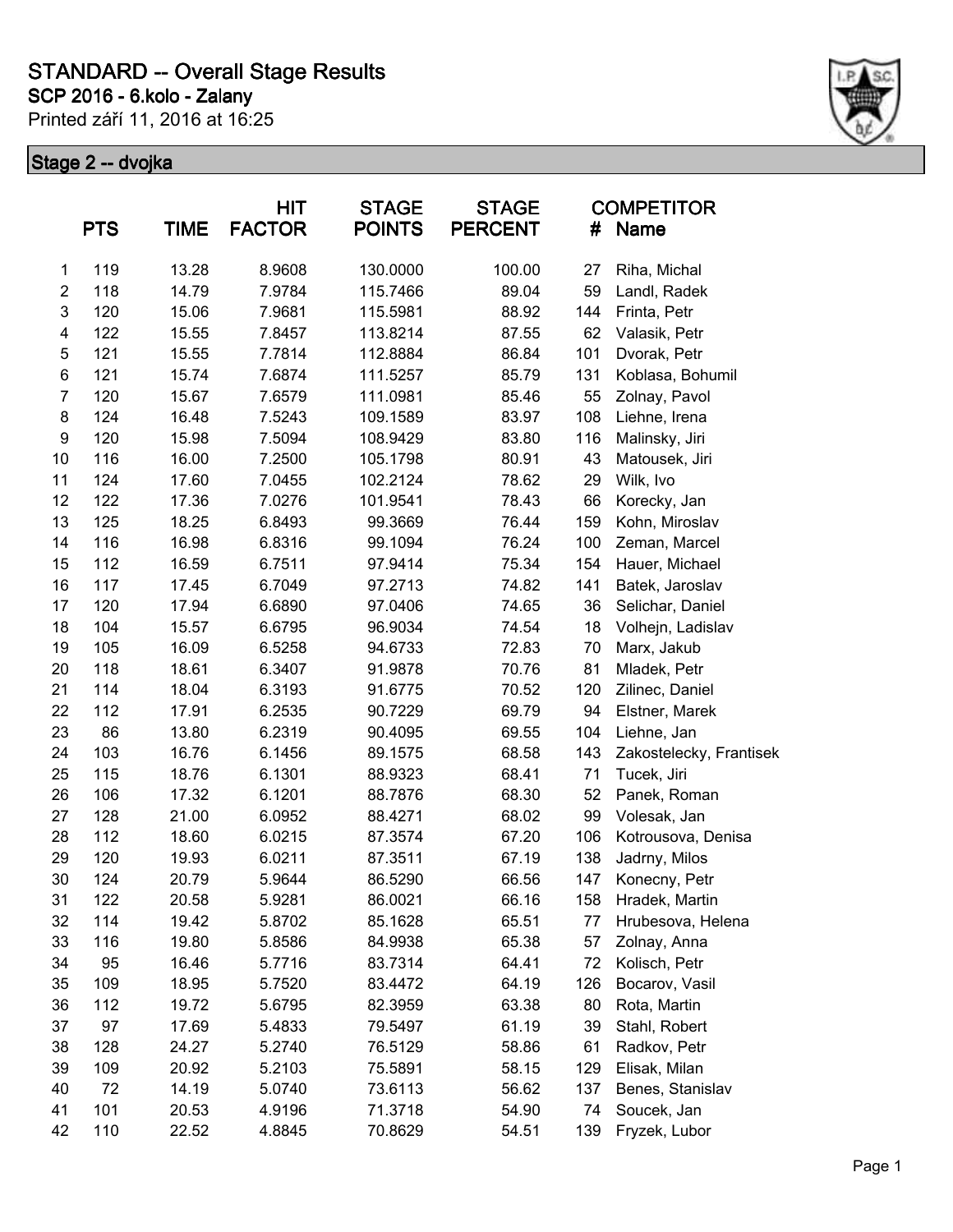# STANDARD -- Overall Stage Results

**SCP 2016 - 6.kolo - Zalany**

Printed září 11, 2016 at 16:25

## Stage 2 -- dvojka

| | PTS | TIME | HIT FACTOR | STAGE POINTS | STAGE PERCENT | COMPETITOR # | Name |
|---|---|---|---|---|---|---|---|
| 1 | 119 | 13.28 | 8.9608 | 130.0000 | 100.00 | 27 | Riha, Michal |
| 2 | 118 | 14.79 | 7.9784 | 115.7466 | 89.04 | 59 | Landl, Radek |
| 3 | 120 | 15.06 | 7.9681 | 115.5981 | 88.92 | 144 | Frinta, Petr |
| 4 | 122 | 15.55 | 7.8457 | 113.8214 | 87.55 | 62 | Valasik, Petr |
| 5 | 121 | 15.55 | 7.7814 | 112.8884 | 86.84 | 101 | Dvorak, Petr |
| 6 | 121 | 15.74 | 7.6874 | 111.5257 | 85.79 | 131 | Koblasa, Bohumil |
| 7 | 120 | 15.67 | 7.6579 | 111.0981 | 85.46 | 55 | Zolnay, Pavol |
| 8 | 124 | 16.48 | 7.5243 | 109.1589 | 83.97 | 108 | Liehne, Irena |
| 9 | 120 | 15.98 | 7.5094 | 108.9429 | 83.80 | 116 | Malinsky, Jiri |
| 10 | 116 | 16.00 | 7.2500 | 105.1798 | 80.91 | 43 | Matousek, Jiri |
| 11 | 124 | 17.60 | 7.0455 | 102.2124 | 78.62 | 29 | Wilk, Ivo |
| 12 | 122 | 17.36 | 7.0276 | 101.9541 | 78.43 | 66 | Korecky, Jan |
| 13 | 125 | 18.25 | 6.8493 | 99.3669 | 76.44 | 159 | Kohn, Miroslav |
| 14 | 116 | 16.98 | 6.8316 | 99.1094 | 76.24 | 100 | Zeman, Marcel |
| 15 | 112 | 16.59 | 6.7511 | 97.9414 | 75.34 | 154 | Hauer, Michael |
| 16 | 117 | 17.45 | 6.7049 | 97.2713 | 74.82 | 141 | Batek, Jaroslav |
| 17 | 120 | 17.94 | 6.6890 | 97.0406 | 74.65 | 36 | Selichar, Daniel |
| 18 | 104 | 15.57 | 6.6795 | 96.9034 | 74.54 | 18 | Volhejn, Ladislav |
| 19 | 105 | 16.09 | 6.5258 | 94.6733 | 72.83 | 70 | Marx, Jakub |
| 20 | 118 | 18.61 | 6.3407 | 91.9878 | 70.76 | 81 | Mladek, Petr |
| 21 | 114 | 18.04 | 6.3193 | 91.6775 | 70.52 | 120 | Zilinec, Daniel |
| 22 | 112 | 17.91 | 6.2535 | 90.7229 | 69.79 | 94 | Elstner, Marek |
| 23 | 86 | 13.80 | 6.2319 | 90.4095 | 69.55 | 104 | Liehne, Jan |
| 24 | 103 | 16.76 | 6.1456 | 89.1575 | 68.58 | 143 | Zakostelecky, Frantisek |
| 25 | 115 | 18.76 | 6.1301 | 88.9323 | 68.41 | 71 | Tucek, Jiri |
| 26 | 106 | 17.32 | 6.1201 | 88.7876 | 68.30 | 52 | Panek, Roman |
| 27 | 128 | 21.00 | 6.0952 | 88.4271 | 68.02 | 99 | Volesak, Jan |
| 28 | 112 | 18.60 | 6.0215 | 87.3574 | 67.20 | 106 | Kotrousova, Denisa |
| 29 | 120 | 19.93 | 6.0211 | 87.3511 | 67.19 | 138 | Jadrny, Milos |
| 30 | 124 | 20.79 | 5.9644 | 86.5290 | 66.56 | 147 | Konecny, Petr |
| 31 | 122 | 20.58 | 5.9281 | 86.0021 | 66.16 | 158 | Hradek, Martin |
| 32 | 114 | 19.42 | 5.8702 | 85.1628 | 65.51 | 77 | Hrubesova, Helena |
| 33 | 116 | 19.80 | 5.8586 | 84.9938 | 65.38 | 57 | Zolnay, Anna |
| 34 | 95 | 16.46 | 5.7716 | 83.7314 | 64.41 | 72 | Kolisch, Petr |
| 35 | 109 | 18.95 | 5.7520 | 83.4472 | 64.19 | 126 | Bocarov, Vasil |
| 36 | 112 | 19.72 | 5.6795 | 82.3959 | 63.38 | 80 | Rota, Martin |
| 37 | 97 | 17.69 | 5.4833 | 79.5497 | 61.19 | 39 | Stahl, Robert |
| 38 | 128 | 24.27 | 5.2740 | 76.5129 | 58.86 | 61 | Radkov, Petr |
| 39 | 109 | 20.92 | 5.2103 | 75.5891 | 58.15 | 129 | Elisak, Milan |
| 40 | 72 | 14.19 | 5.0740 | 73.6113 | 56.62 | 137 | Benes, Stanislav |
| 41 | 101 | 20.53 | 4.9196 | 71.3718 | 54.90 | 74 | Soucek, Jan |
| 42 | 110 | 22.52 | 4.8845 | 70.8629 | 54.51 | 139 | Fryzek, Lubor |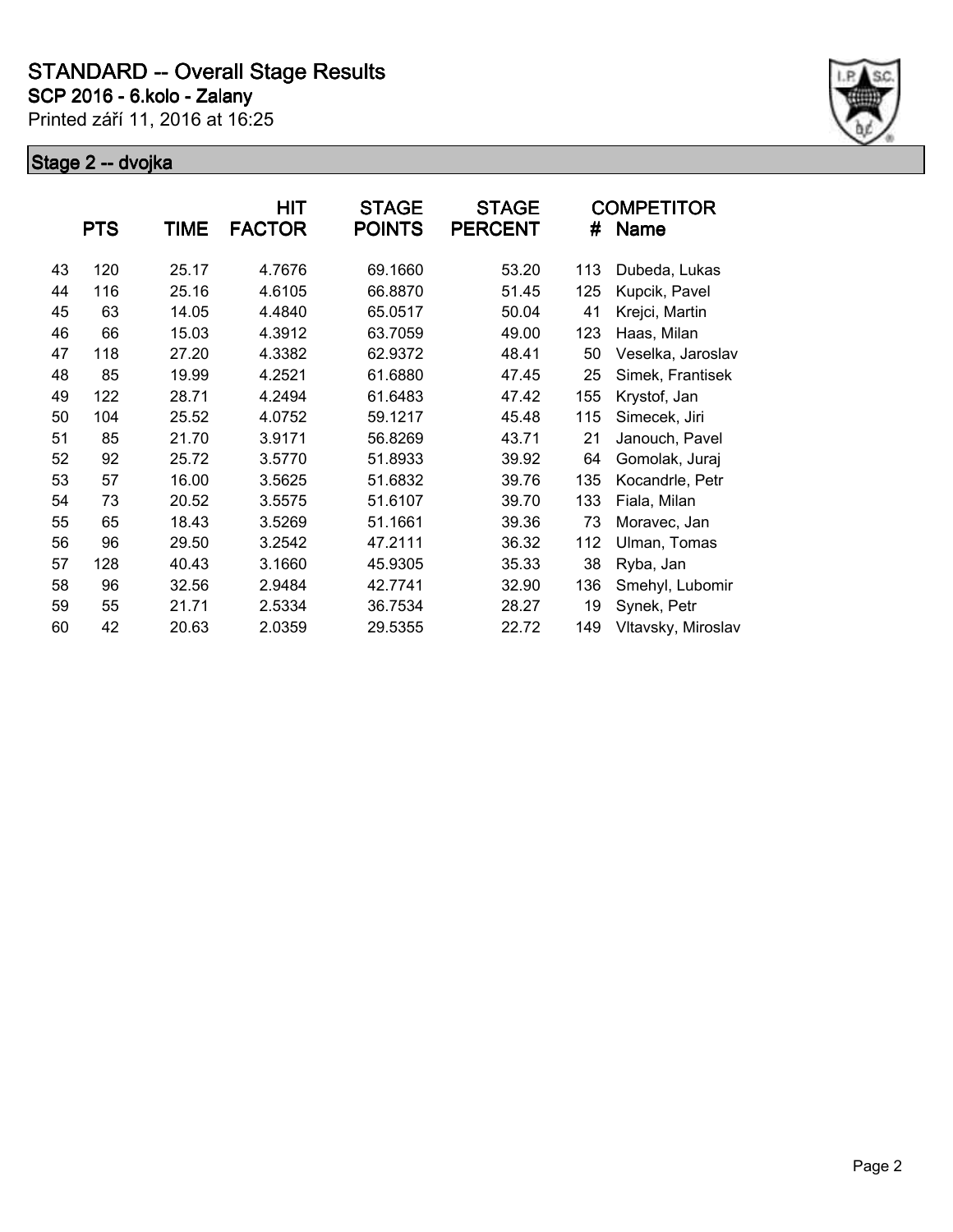# STANDARD -- Overall Stage Results

**SCP 2016 - 6.kolo - Zalany**

Printed září 11, 2016 at 16:25

## Stage 2 -- dvojka

| | PTS | TIME | HIT FACTOR | STAGE POINTS | STAGE PERCENT | # | COMPETITOR Name |
|---|---|---|---|---|---|---|---|
| 43 | 120 | 25.17 | 4.7676 | 69.1660 | 53.20 | 113 | Dubeda, Lukas |
| 44 | 116 | 25.16 | 4.6105 | 66.8870 | 51.45 | 125 | Kupcik, Pavel |
| 45 | 63 | 14.05 | 4.4840 | 65.0517 | 50.04 | 41 | Krejci, Martin |
| 46 | 66 | 15.03 | 4.3912 | 63.7059 | 49.00 | 123 | Haas, Milan |
| 47 | 118 | 27.20 | 4.3382 | 62.9372 | 48.41 | 50 | Veselka, Jaroslav |
| 48 | 85 | 19.99 | 4.2521 | 61.6880 | 47.45 | 25 | Simek, Frantisek |
| 49 | 122 | 28.71 | 4.2494 | 61.6483 | 47.42 | 155 | Krystof, Jan |
| 50 | 104 | 25.52 | 4.0752 | 59.1217 | 45.48 | 115 | Simecek, Jiri |
| 51 | 85 | 21.70 | 3.9171 | 56.8269 | 43.71 | 21 | Janouch, Pavel |
| 52 | 92 | 25.72 | 3.5770 | 51.8933 | 39.92 | 64 | Gomolak, Juraj |
| 53 | 57 | 16.00 | 3.5625 | 51.6832 | 39.76 | 135 | Kocandrle, Petr |
| 54 | 73 | 20.52 | 3.5575 | 51.6107 | 39.70 | 133 | Fiala, Milan |
| 55 | 65 | 18.43 | 3.5269 | 51.1661 | 39.36 | 73 | Moravec, Jan |
| 56 | 96 | 29.50 | 3.2542 | 47.2111 | 36.32 | 112 | Ulman, Tomas |
| 57 | 128 | 40.43 | 3.1660 | 45.9305 | 35.33 | 38 | Ryba, Jan |
| 58 | 96 | 32.56 | 2.9484 | 42.7741 | 32.90 | 136 | Smehyl, Lubomir |
| 59 | 55 | 21.71 | 2.5334 | 36.7534 | 28.27 | 19 | Synek, Petr |
| 60 | 42 | 20.63 | 2.0359 | 29.5355 | 22.72 | 149 | Vltavsky, Miroslav |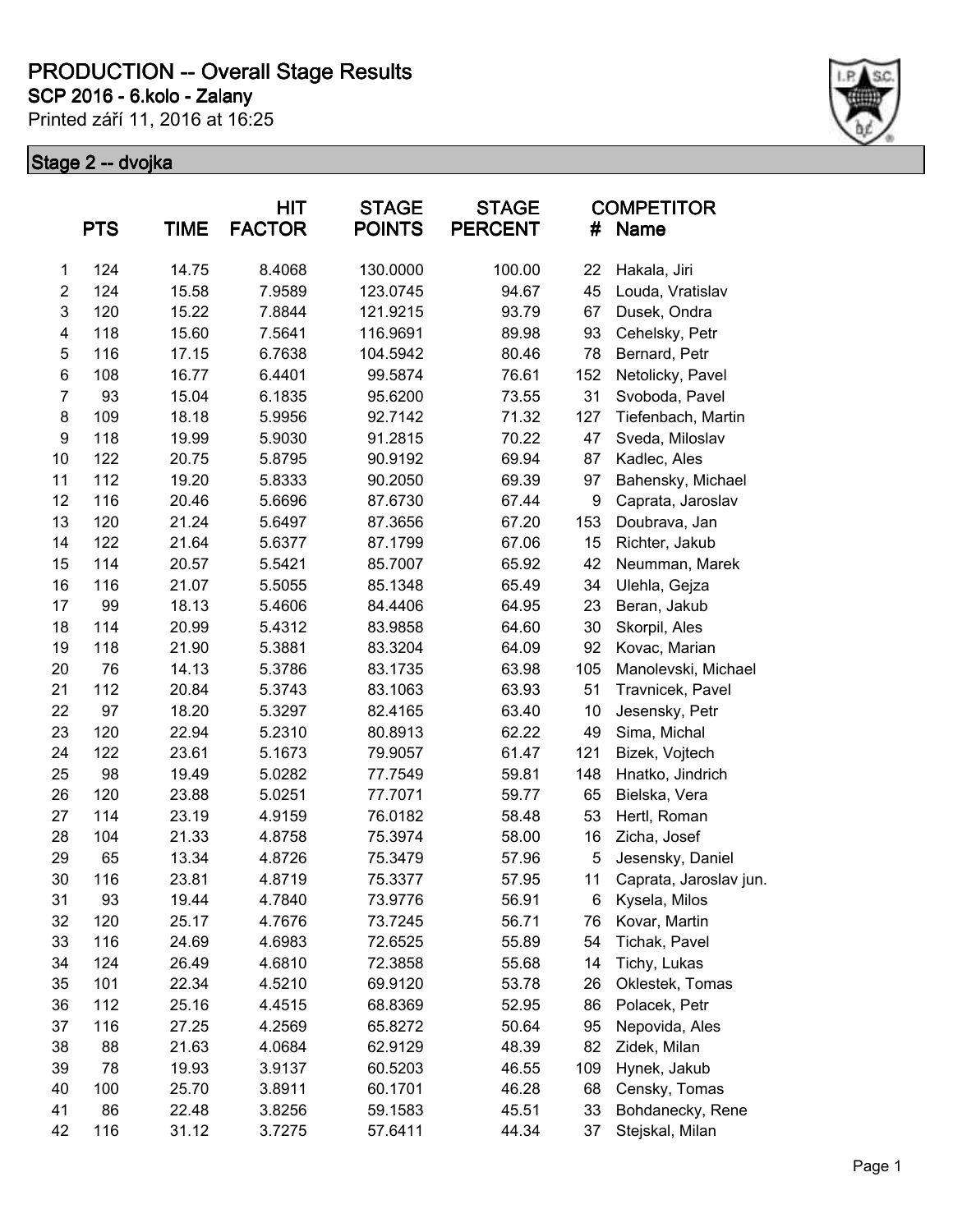# PRODUCTION -- Overall Stage Results

**SCP 2016 - 6.kolo - Zalany**

Printed září 11, 2016 at 16:25

## Stage 2 -- dvojka

| | PTS | TIME | HIT FACTOR | STAGE POINTS | STAGE PERCENT | COMPETITOR # | Name |
|---|---|---|---|---|---|---|---|
| 1 | 124 | 14.75 | 8.4068 | 130.0000 | 100.00 | 22 | Hakala, Jiri |
| 2 | 124 | 15.58 | 7.9589 | 123.0745 | 94.67 | 45 | Louda, Vratislav |
| 3 | 120 | 15.22 | 7.8844 | 121.9215 | 93.79 | 67 | Dusek, Ondra |
| 4 | 118 | 15.60 | 7.5641 | 116.9691 | 89.98 | 93 | Cehelsky, Petr |
| 5 | 116 | 17.15 | 6.7638 | 104.5942 | 80.46 | 78 | Bernard, Petr |
| 6 | 108 | 16.77 | 6.4401 | 99.5874 | 76.61 | 152 | Netolicky, Pavel |
| 7 | 93 | 15.04 | 6.1835 | 95.6200 | 73.55 | 31 | Svoboda, Pavel |
| 8 | 109 | 18.18 | 5.9956 | 92.7142 | 71.32 | 127 | Tiefenbach, Martin |
| 9 | 118 | 19.99 | 5.9030 | 91.2815 | 70.22 | 47 | Sveda, Miloslav |
| 10 | 122 | 20.75 | 5.8795 | 90.9192 | 69.94 | 87 | Kadlec, Ales |
| 11 | 112 | 19.20 | 5.8333 | 90.2050 | 69.39 | 97 | Bahensky, Michael |
| 12 | 116 | 20.46 | 5.6696 | 87.6730 | 67.44 | 9 | Caprata, Jaroslav |
| 13 | 120 | 21.24 | 5.6497 | 87.3656 | 67.20 | 153 | Doubrava, Jan |
| 14 | 122 | 21.64 | 5.6377 | 87.1799 | 67.06 | 15 | Richter, Jakub |
| 15 | 114 | 20.57 | 5.5421 | 85.7007 | 65.92 | 42 | Neumman, Marek |
| 16 | 116 | 21.07 | 5.5055 | 85.1348 | 65.49 | 34 | Ulehla, Gejza |
| 17 | 99 | 18.13 | 5.4606 | 84.4406 | 64.95 | 23 | Beran, Jakub |
| 18 | 114 | 20.99 | 5.4312 | 83.9858 | 64.60 | 30 | Skorpil, Ales |
| 19 | 118 | 21.90 | 5.3881 | 83.3204 | 64.09 | 92 | Kovac, Marian |
| 20 | 76 | 14.13 | 5.3786 | 83.1735 | 63.98 | 105 | Manolevski, Michael |
| 21 | 112 | 20.84 | 5.3743 | 83.1063 | 63.93 | 51 | Travnicek, Pavel |
| 22 | 97 | 18.20 | 5.3297 | 82.4165 | 63.40 | 10 | Jesensky, Petr |
| 23 | 120 | 22.94 | 5.2310 | 80.8913 | 62.22 | 49 | Sima, Michal |
| 24 | 122 | 23.61 | 5.1673 | 79.9057 | 61.47 | 121 | Bizek, Vojtech |
| 25 | 98 | 19.49 | 5.0282 | 77.7549 | 59.81 | 148 | Hnatko, Jindrich |
| 26 | 120 | 23.88 | 5.0251 | 77.7071 | 59.77 | 65 | Bielska, Vera |
| 27 | 114 | 23.19 | 4.9159 | 76.0182 | 58.48 | 53 | Hertl, Roman |
| 28 | 104 | 21.33 | 4.8758 | 75.3974 | 58.00 | 16 | Zicha, Josef |
| 29 | 65 | 13.34 | 4.8726 | 75.3479 | 57.96 | 5 | Jesensky, Daniel |
| 30 | 116 | 23.81 | 4.8719 | 75.3377 | 57.95 | 11 | Caprata, Jaroslav jun. |
| 31 | 93 | 19.44 | 4.7840 | 73.9776 | 56.91 | 6 | Kysela, Milos |
| 32 | 120 | 25.17 | 4.7676 | 73.7245 | 56.71 | 76 | Kovar, Martin |
| 33 | 116 | 24.69 | 4.6983 | 72.6525 | 55.89 | 54 | Tichak, Pavel |
| 34 | 124 | 26.49 | 4.6810 | 72.3858 | 55.68 | 14 | Tichy, Lukas |
| 35 | 101 | 22.34 | 4.5210 | 69.9120 | 53.78 | 26 | Oklestek, Tomas |
| 36 | 112 | 25.16 | 4.4515 | 68.8369 | 52.95 | 86 | Polacek, Petr |
| 37 | 116 | 27.25 | 4.2569 | 65.8272 | 50.64 | 95 | Nepovida, Ales |
| 38 | 88 | 21.63 | 4.0684 | 62.9129 | 48.39 | 82 | Zidek, Milan |
| 39 | 78 | 19.93 | 3.9137 | 60.5203 | 46.55 | 109 | Hynek, Jakub |
| 40 | 100 | 25.70 | 3.8911 | 60.1701 | 46.28 | 68 | Censky, Tomas |
| 41 | 86 | 22.48 | 3.8256 | 59.1583 | 45.51 | 33 | Bohdanecky, Rene |
| 42 | 116 | 31.12 | 3.7275 | 57.6411 | 44.34 | 37 | Stejskal, Milan |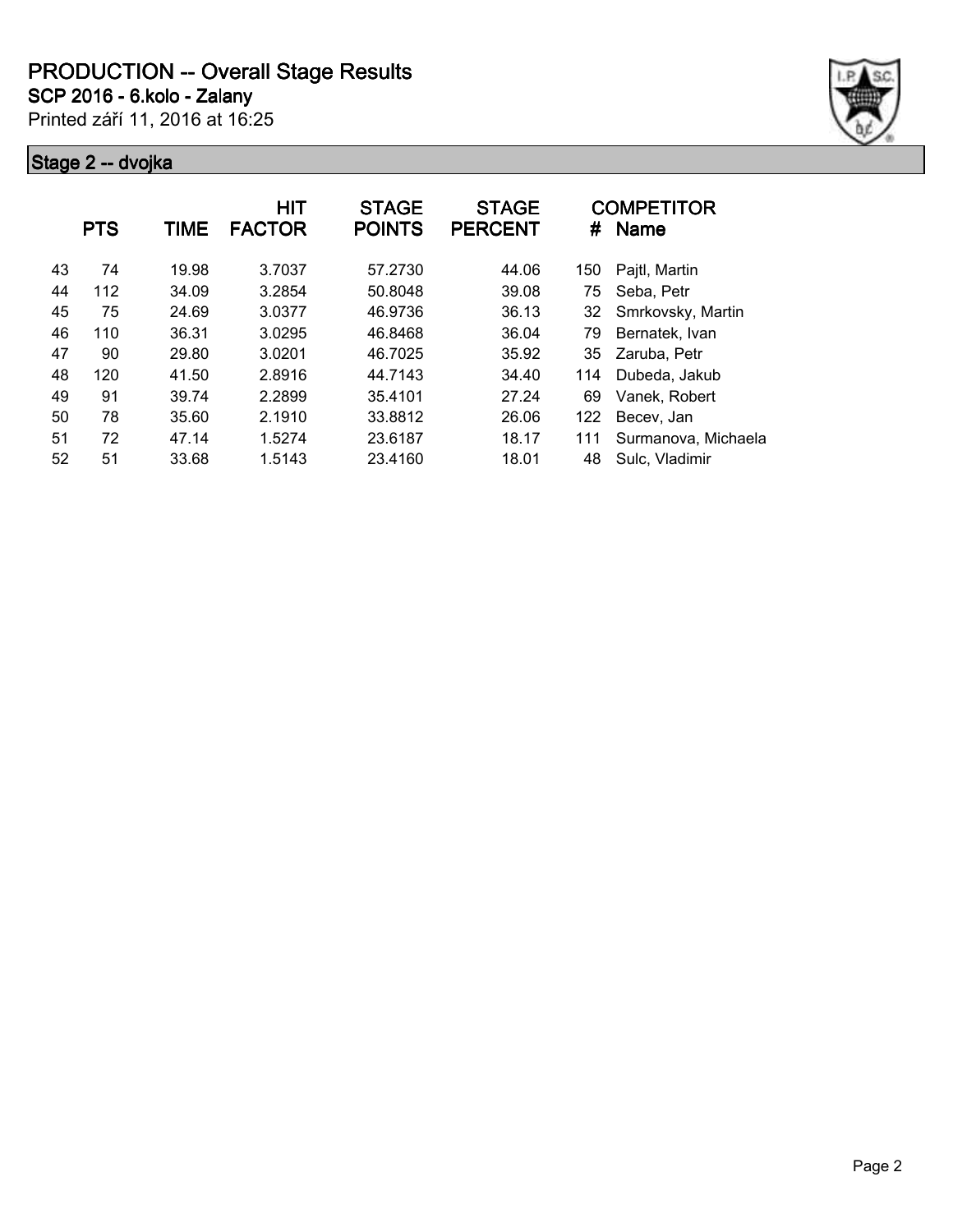# PRODUCTION -- Overall Stage Results

**SCP 2016 - 6.kolo - Zalany**

Printed září 11, 2016 at 16:25

## Stage 2 -- dvojka

| | PTS | TIME | HIT FACTOR | STAGE POINTS | STAGE PERCENT | # | COMPETITOR Name |
|---|---|---|---|---|---|---|---|
| 43 | 74 | 19.98 | 3.7037 | 57.2730 | 44.06 | 150 | Pajtl, Martin |
| 44 | 112 | 34.09 | 3.2854 | 50.8048 | 39.08 | 75 | Seba, Petr |
| 45 | 75 | 24.69 | 3.0377 | 46.9736 | 36.13 | 32 | Smrkovsky, Martin |
| 46 | 110 | 36.31 | 3.0295 | 46.8468 | 36.04 | 79 | Bernatek, Ivan |
| 47 | 90 | 29.80 | 3.0201 | 46.7025 | 35.92 | 35 | Zaruba, Petr |
| 48 | 120 | 41.50 | 2.8916 | 44.7143 | 34.40 | 114 | Dubeda, Jakub |
| 49 | 91 | 39.74 | 2.2899 | 35.4101 | 27.24 | 69 | Vanek, Robert |
| 50 | 78 | 35.60 | 2.1910 | 33.8812 | 26.06 | 122 | Becev, Jan |
| 51 | 72 | 47.14 | 1.5274 | 23.6187 | 18.17 | 111 | Surmanova, Michaela |
| 52 | 51 | 33.68 | 1.5143 | 23.4160 | 18.01 | 48 | Sulc, Vladimir |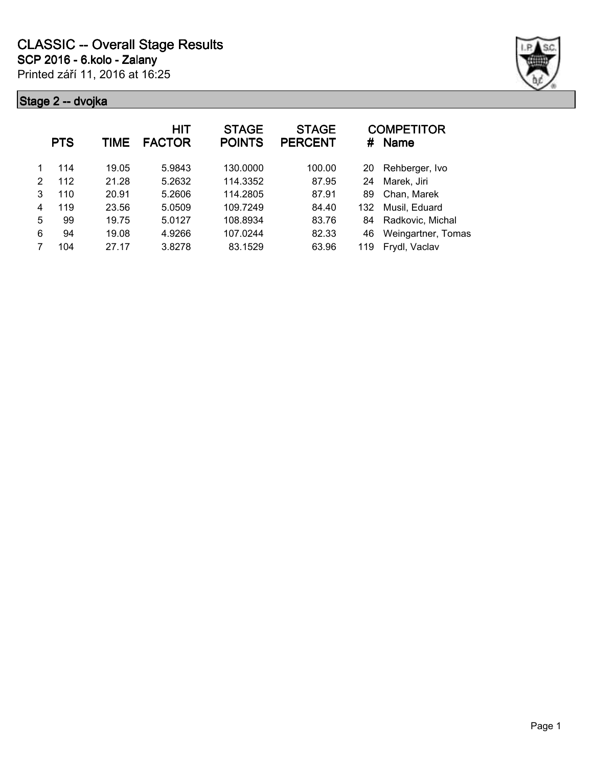# CLASSIC -- Overall Stage Results

## SCP 2016 - 6.kolo - Zalany

Printed září 11, 2016 at 16:25

### Stage 2 -- dvojka

| | PTS | TIME | HIT FACTOR | STAGE POINTS | STAGE PERCENT | # | COMPETITOR Name |
|---|---|---|---|---|---|---|---|
| 1 | 114 | 19.05 | 5.9843 | 130.0000 | 100.00 | 20 | Rehberger, Ivo |
| 2 | 112 | 21.28 | 5.2632 | 114.3352 | 87.95 | 24 | Marek, Jiri |
| 3 | 110 | 20.91 | 5.2606 | 114.2805 | 87.91 | 89 | Chan, Marek |
| 4 | 119 | 23.56 | 5.0509 | 109.7249 | 84.40 | 132 | Musil, Eduard |
| 5 | 99 | 19.75 | 5.0127 | 108.8934 | 83.76 | 84 | Radkovic, Michal |
| 6 | 94 | 19.08 | 4.9266 | 107.0244 | 82.33 | 46 | Weingartner, Tomas |
| 7 | 104 | 27.17 | 3.8278 | 83.1529 | 63.96 | 119 | Frydl, Vaclav |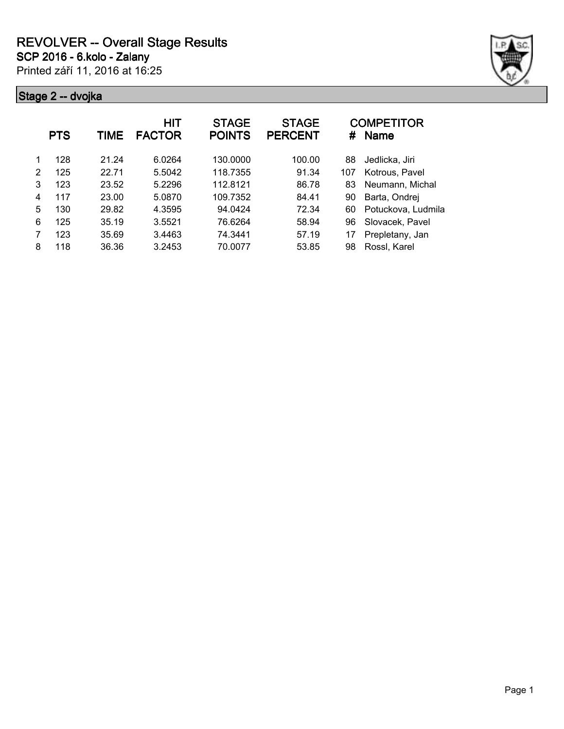# REVOLVER -- Overall Stage Results

## SCP 2016 - 6.kolo - Zalany

Printed září 11, 2016 at 16:25

### Stage 2 -- dvojka

| | PTS | TIME | HIT FACTOR | STAGE POINTS | STAGE PERCENT | # | COMPETITOR Name |
|---|---|---|---|---|---|---|---|
| 1 | 128 | 21.24 | 6.0264 | 130.0000 | 100.00 | 88 | Jedlicka, Jiri |
| 2 | 125 | 22.71 | 5.5042 | 118.7355 | 91.34 | 107 | Kotrous, Pavel |
| 3 | 123 | 23.52 | 5.2296 | 112.8121 | 86.78 | 83 | Neumann, Michal |
| 4 | 117 | 23.00 | 5.0870 | 109.7352 | 84.41 | 90 | Barta, Ondrej |
| 5 | 130 | 29.82 | 4.3595 | 94.0424 | 72.34 | 60 | Potuckova, Ludmila |
| 6 | 125 | 35.19 | 3.5521 | 76.6264 | 58.94 | 96 | Slovacek, Pavel |
| 7 | 123 | 35.69 | 3.4463 | 74.3441 | 57.19 | 17 | Prepletany, Jan |
| 8 | 118 | 36.36 | 3.2453 | 70.0077 | 53.85 | 98 | Rossl, Karel |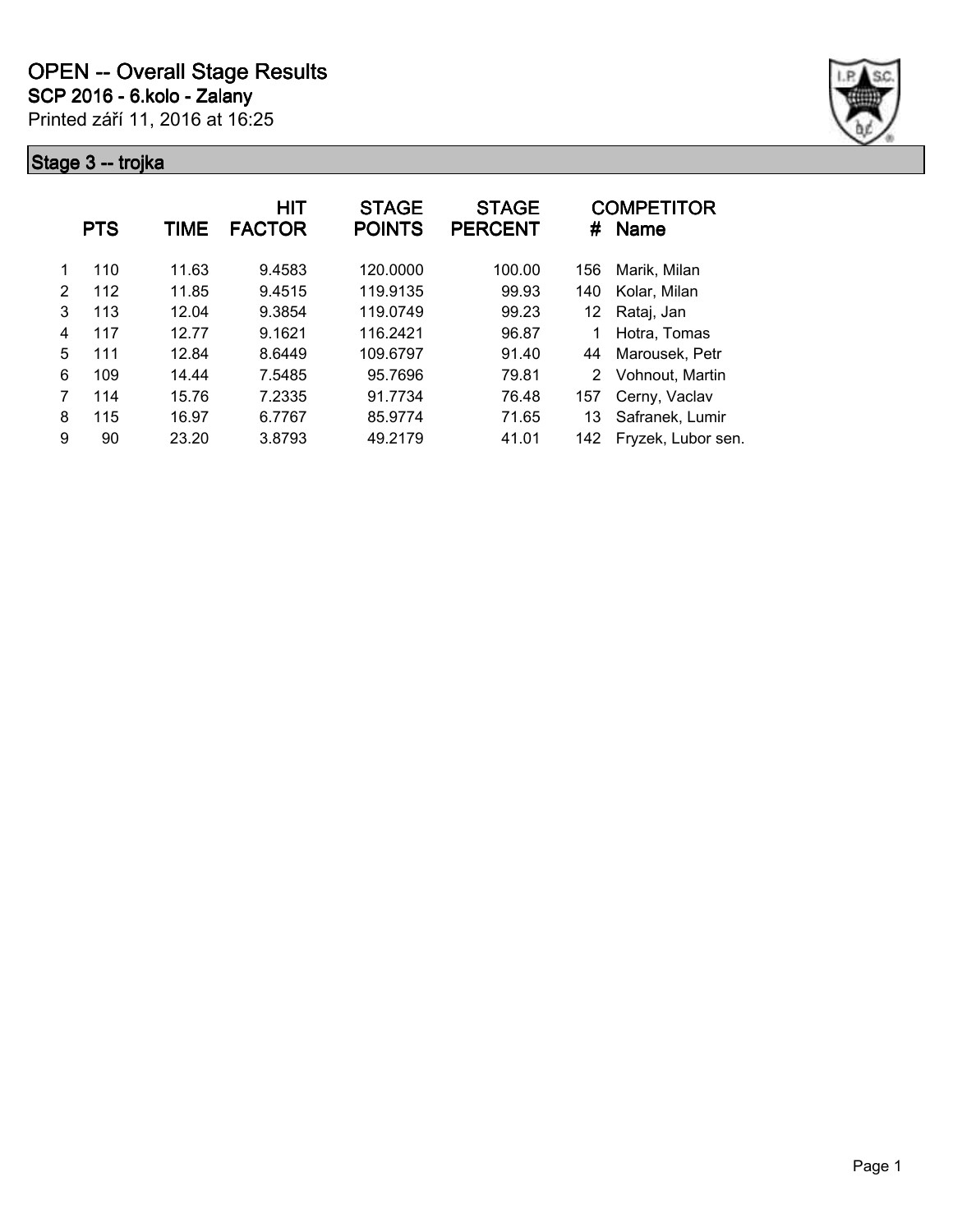# OPEN -- Overall Stage Results

**SCP 2016 - 6.kolo - Zalany**

Printed září 11, 2016 at 16:25

## Stage 3 -- trojka

| | PTS | TIME | HIT FACTOR | STAGE POINTS | STAGE PERCENT | # | COMPETITOR Name |
|---|---|---|---|---|---|---|---|
| 1 | 110 | 11.63 | 9.4583 | 120.0000 | 100.00 | 156 | Marik, Milan |
| 2 | 112 | 11.85 | 9.4515 | 119.9135 | 99.93 | 140 | Kolar, Milan |
| 3 | 113 | 12.04 | 9.3854 | 119.0749 | 99.23 | 12 | Rataj, Jan |
| 4 | 117 | 12.77 | 9.1621 | 116.2421 | 96.87 | 1 | Hotra, Tomas |
| 5 | 111 | 12.84 | 8.6449 | 109.6797 | 91.40 | 44 | Marousek, Petr |
| 6 | 109 | 14.44 | 7.5485 | 95.7696 | 79.81 | 2 | Vohnout, Martin |
| 7 | 114 | 15.76 | 7.2335 | 91.7734 | 76.48 | 157 | Cerny, Vaclav |
| 8 | 115 | 16.97 | 6.7767 | 85.9774 | 71.65 | 13 | Safranek, Lumir |
| 9 | 90 | 23.20 | 3.8793 | 49.2179 | 41.01 | 142 | Fryzek, Lubor sen. |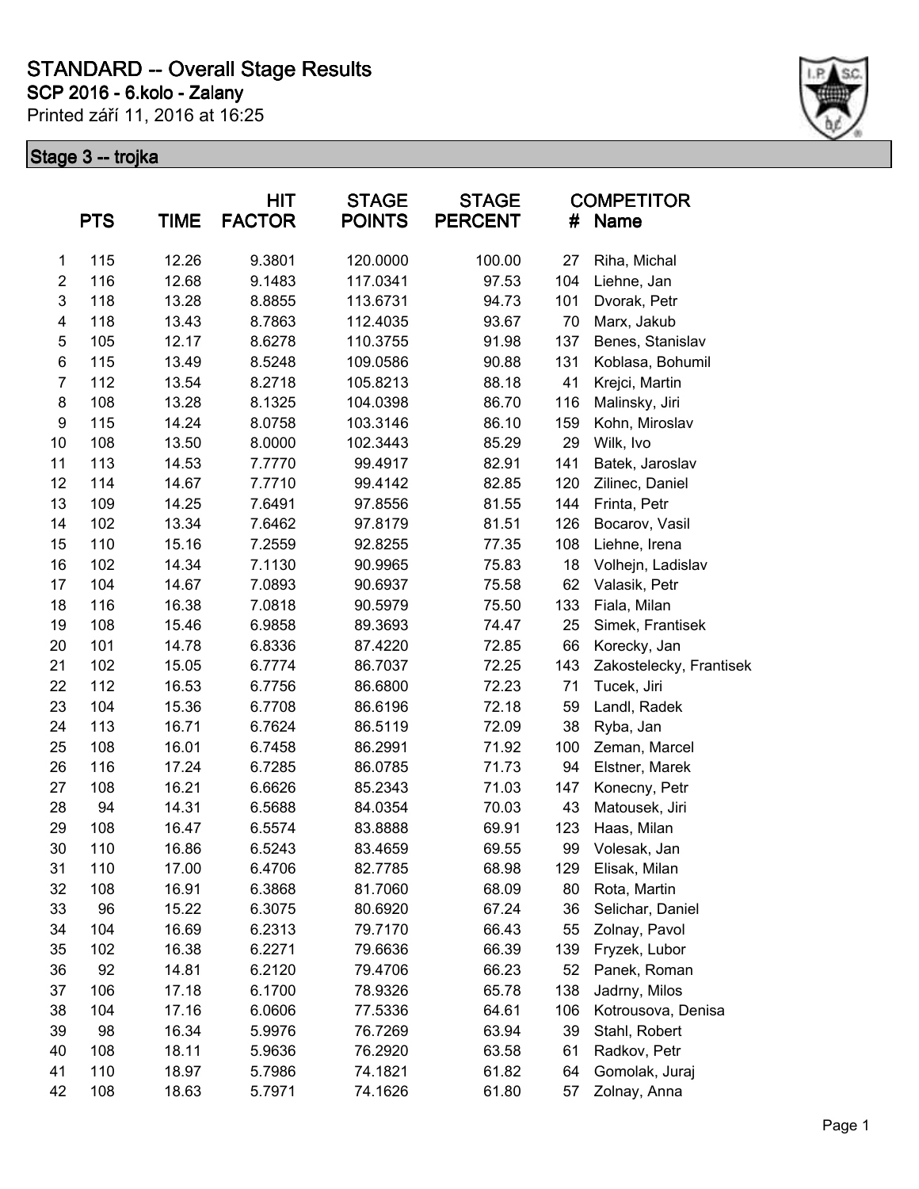# STANDARD -- Overall Stage Results

**SCP 2016 - 6.kolo - Zalany**

Printed září 11, 2016 at 16:25

## Stage 3 -- trojka

| | PTS | TIME | HIT FACTOR | STAGE POINTS | STAGE PERCENT | # | COMPETITOR Name |
|---|---|---|---|---|---|---|---|
| 1 | 115 | 12.26 | 9.3801 | 120.0000 | 100.00 | 27 | Riha, Michal |
| 2 | 116 | 12.68 | 9.1483 | 117.0341 | 97.53 | 104 | Liehne, Jan |
| 3 | 118 | 13.28 | 8.8855 | 113.6731 | 94.73 | 101 | Dvorak, Petr |
| 4 | 118 | 13.43 | 8.7863 | 112.4035 | 93.67 | 70 | Marx, Jakub |
| 5 | 105 | 12.17 | 8.6278 | 110.3755 | 91.98 | 137 | Benes, Stanislav |
| 6 | 115 | 13.49 | 8.5248 | 109.0586 | 90.88 | 131 | Koblasa, Bohumil |
| 7 | 112 | 13.54 | 8.2718 | 105.8213 | 88.18 | 41 | Krejci, Martin |
| 8 | 108 | 13.28 | 8.1325 | 104.0398 | 86.70 | 116 | Malinsky, Jiri |
| 9 | 115 | 14.24 | 8.0758 | 103.3146 | 86.10 | 159 | Kohn, Miroslav |
| 10 | 108 | 13.50 | 8.0000 | 102.3443 | 85.29 | 29 | Wilk, Ivo |
| 11 | 113 | 14.53 | 7.7770 | 99.4917 | 82.91 | 141 | Batek, Jaroslav |
| 12 | 114 | 14.67 | 7.7710 | 99.4142 | 82.85 | 120 | Zilinec, Daniel |
| 13 | 109 | 14.25 | 7.6491 | 97.8556 | 81.55 | 144 | Frinta, Petr |
| 14 | 102 | 13.34 | 7.6462 | 97.8179 | 81.51 | 126 | Bocarov, Vasil |
| 15 | 110 | 15.16 | 7.2559 | 92.8255 | 77.35 | 108 | Liehne, Irena |
| 16 | 102 | 14.34 | 7.1130 | 90.9965 | 75.83 | 18 | Volhejn, Ladislav |
| 17 | 104 | 14.67 | 7.0893 | 90.6937 | 75.58 | 62 | Valasik, Petr |
| 18 | 116 | 16.38 | 7.0818 | 90.5979 | 75.50 | 133 | Fiala, Milan |
| 19 | 108 | 15.46 | 6.9858 | 89.3693 | 74.47 | 25 | Simek, Frantisek |
| 20 | 101 | 14.78 | 6.8336 | 87.4220 | 72.85 | 66 | Korecky, Jan |
| 21 | 102 | 15.05 | 6.7774 | 86.7037 | 72.25 | 143 | Zakostelecky, Frantisek |
| 22 | 112 | 16.53 | 6.7756 | 86.6800 | 72.23 | 71 | Tucek, Jiri |
| 23 | 104 | 15.36 | 6.7708 | 86.6196 | 72.18 | 59 | Landl, Radek |
| 24 | 113 | 16.71 | 6.7624 | 86.5119 | 72.09 | 38 | Ryba, Jan |
| 25 | 108 | 16.01 | 6.7458 | 86.2991 | 71.92 | 100 | Zeman, Marcel |
| 26 | 116 | 17.24 | 6.7285 | 86.0785 | 71.73 | 94 | Elstner, Marek |
| 27 | 108 | 16.21 | 6.6626 | 85.2343 | 71.03 | 147 | Konecny, Petr |
| 28 | 94 | 14.31 | 6.5688 | 84.0354 | 70.03 | 43 | Matousek, Jiri |
| 29 | 108 | 16.47 | 6.5574 | 83.8888 | 69.91 | 123 | Haas, Milan |
| 30 | 110 | 16.86 | 6.5243 | 83.4659 | 69.55 | 99 | Volesak, Jan |
| 31 | 110 | 17.00 | 6.4706 | 82.7785 | 68.98 | 129 | Elisak, Milan |
| 32 | 108 | 16.91 | 6.3868 | 81.7060 | 68.09 | 80 | Rota, Martin |
| 33 | 96 | 15.22 | 6.3075 | 80.6920 | 67.24 | 36 | Selichar, Daniel |
| 34 | 104 | 16.69 | 6.2313 | 79.7170 | 66.43 | 55 | Zolnay, Pavol |
| 35 | 102 | 16.38 | 6.2271 | 79.6636 | 66.39 | 139 | Fryzek, Lubor |
| 36 | 92 | 14.81 | 6.2120 | 79.4706 | 66.23 | 52 | Panek, Roman |
| 37 | 106 | 17.18 | 6.1700 | 78.9326 | 65.78 | 138 | Jadrny, Milos |
| 38 | 104 | 17.16 | 6.0606 | 77.5336 | 64.61 | 106 | Kotrousova, Denisa |
| 39 | 98 | 16.34 | 5.9976 | 76.7269 | 63.94 | 39 | Stahl, Robert |
| 40 | 108 | 18.11 | 5.9636 | 76.2920 | 63.58 | 61 | Radkov, Petr |
| 41 | 110 | 18.97 | 5.7986 | 74.1821 | 61.82 | 64 | Gomolak, Juraj |
| 42 | 108 | 18.63 | 5.7971 | 74.1626 | 61.80 | 57 | Zolnay, Anna |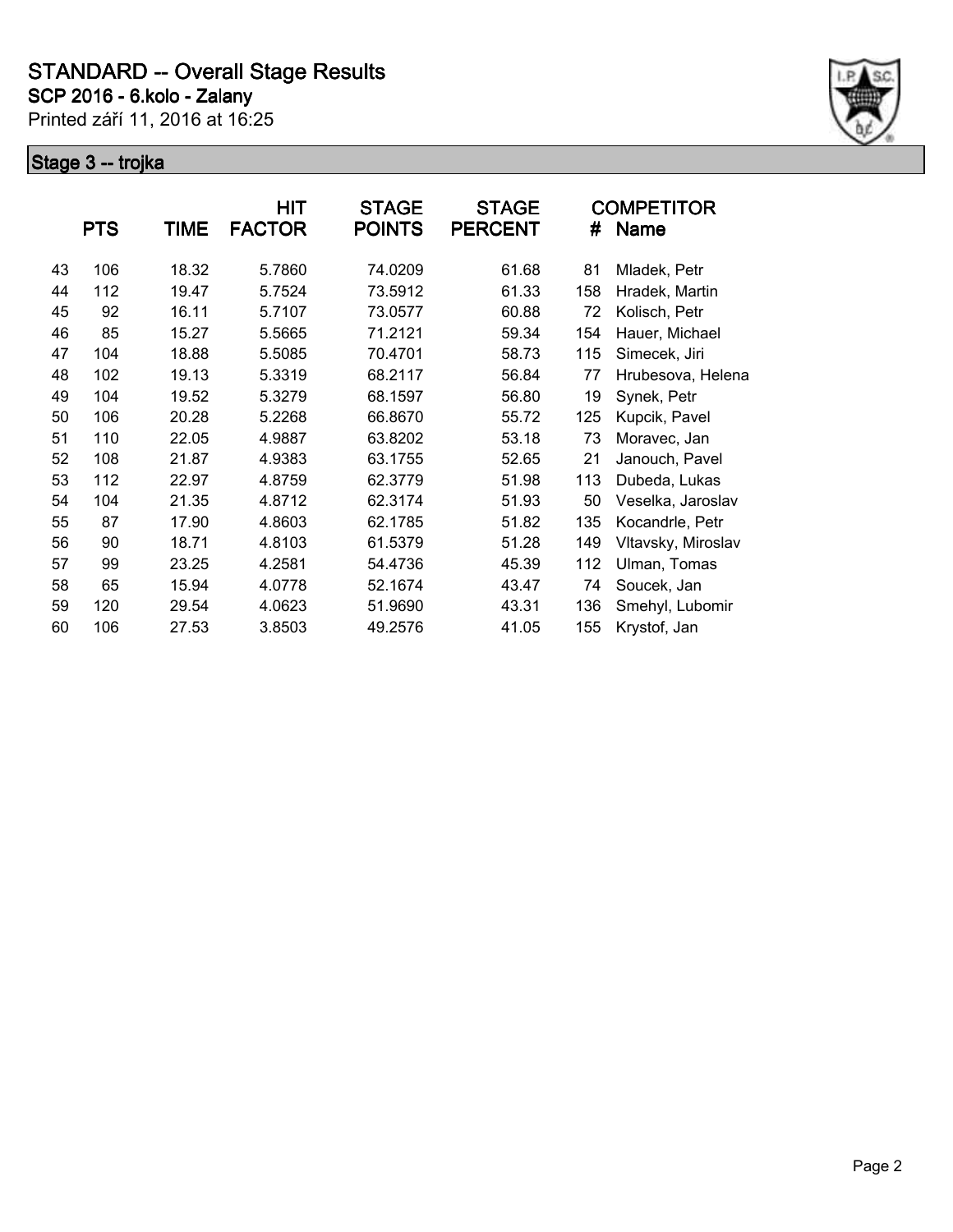# STANDARD -- Overall Stage Results

**SCP 2016 - 6.kolo - Zalany**

Printed září 11, 2016 at 16:25

## Stage 3 -- trojka

| | PTS | TIME | HIT FACTOR | STAGE POINTS | STAGE PERCENT | # | COMPETITOR Name |
|---|---|---|---|---|---|---|---|
| 43 | 106 | 18.32 | 5.7860 | 74.0209 | 61.68 | 81 | Mladek, Petr |
| 44 | 112 | 19.47 | 5.7524 | 73.5912 | 61.33 | 158 | Hradek, Martin |
| 45 | 92 | 16.11 | 5.7107 | 73.0577 | 60.88 | 72 | Kolisch, Petr |
| 46 | 85 | 15.27 | 5.5665 | 71.2121 | 59.34 | 154 | Hauer, Michael |
| 47 | 104 | 18.88 | 5.5085 | 70.4701 | 58.73 | 115 | Simecek, Jiri |
| 48 | 102 | 19.13 | 5.3319 | 68.2117 | 56.84 | 77 | Hrubesova, Helena |
| 49 | 104 | 19.52 | 5.3279 | 68.1597 | 56.80 | 19 | Synek, Petr |
| 50 | 106 | 20.28 | 5.2268 | 66.8670 | 55.72 | 125 | Kupcik, Pavel |
| 51 | 110 | 22.05 | 4.9887 | 63.8202 | 53.18 | 73 | Moravec, Jan |
| 52 | 108 | 21.87 | 4.9383 | 63.1755 | 52.65 | 21 | Janouch, Pavel |
| 53 | 112 | 22.97 | 4.8759 | 62.3779 | 51.98 | 113 | Dubeda, Lukas |
| 54 | 104 | 21.35 | 4.8712 | 62.3174 | 51.93 | 50 | Veselka, Jaroslav |
| 55 | 87 | 17.90 | 4.8603 | 62.1785 | 51.82 | 135 | Kocandrle, Petr |
| 56 | 90 | 18.71 | 4.8103 | 61.5379 | 51.28 | 149 | Vltavsky, Miroslav |
| 57 | 99 | 23.25 | 4.2581 | 54.4736 | 45.39 | 112 | Ulman, Tomas |
| 58 | 65 | 15.94 | 4.0778 | 52.1674 | 43.47 | 74 | Soucek, Jan |
| 59 | 120 | 29.54 | 4.0623 | 51.9690 | 43.31 | 136 | Smehyl, Lubomir |
| 60 | 106 | 27.53 | 3.8503 | 49.2576 | 41.05 | 155 | Krystof, Jan |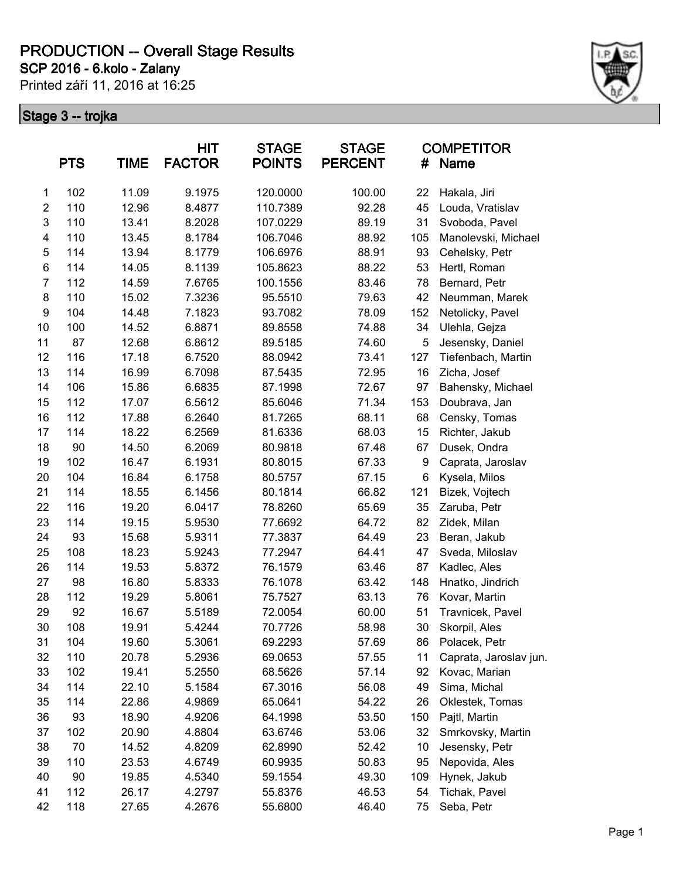# PRODUCTION -- Overall Stage Results

## SCP 2016 - 6.kolo - Zalany

Printed září 11, 2016 at 16:25

### Stage 3 -- trojka

| | PTS | TIME | HIT FACTOR | STAGE POINTS | STAGE PERCENT | COMPETITOR # | Name |
|---|---|---|---|---|---|---|---|
| 1 | 102 | 11.09 | 9.1975 | 120.0000 | 100.00 | 22 | Hakala, Jiri |
| 2 | 110 | 12.96 | 8.4877 | 110.7389 | 92.28 | 45 | Louda, Vratislav |
| 3 | 110 | 13.41 | 8.2028 | 107.0229 | 89.19 | 31 | Svoboda, Pavel |
| 4 | 110 | 13.45 | 8.1784 | 106.7046 | 88.92 | 105 | Manolevski, Michael |
| 5 | 114 | 13.94 | 8.1779 | 106.6976 | 88.91 | 93 | Cehelsky, Petr |
| 6 | 114 | 14.05 | 8.1139 | 105.8623 | 88.22 | 53 | Hertl, Roman |
| 7 | 112 | 14.59 | 7.6765 | 100.1556 | 83.46 | 78 | Bernard, Petr |
| 8 | 110 | 15.02 | 7.3236 | 95.5510 | 79.63 | 42 | Neumman, Marek |
| 9 | 104 | 14.48 | 7.1823 | 93.7082 | 78.09 | 152 | Netolicky, Pavel |
| 10 | 100 | 14.52 | 6.8871 | 89.8558 | 74.88 | 34 | Ulehla, Gejza |
| 11 | 87 | 12.68 | 6.8612 | 89.5185 | 74.60 | 5 | Jesensky, Daniel |
| 12 | 116 | 17.18 | 6.7520 | 88.0942 | 73.41 | 127 | Tiefenbach, Martin |
| 13 | 114 | 16.99 | 6.7098 | 87.5435 | 72.95 | 16 | Zicha, Josef |
| 14 | 106 | 15.86 | 6.6835 | 87.1998 | 72.67 | 97 | Bahensky, Michael |
| 15 | 112 | 17.07 | 6.5612 | 85.6046 | 71.34 | 153 | Doubrava, Jan |
| 16 | 112 | 17.88 | 6.2640 | 81.7265 | 68.11 | 68 | Censky, Tomas |
| 17 | 114 | 18.22 | 6.2569 | 81.6336 | 68.03 | 15 | Richter, Jakub |
| 18 | 90 | 14.50 | 6.2069 | 80.9818 | 67.48 | 67 | Dusek, Ondra |
| 19 | 102 | 16.47 | 6.1931 | 80.8015 | 67.33 | 9 | Caprata, Jaroslav |
| 20 | 104 | 16.84 | 6.1758 | 80.5757 | 67.15 | 6 | Kysela, Milos |
| 21 | 114 | 18.55 | 6.1456 | 80.1814 | 66.82 | 121 | Bizek, Vojtech |
| 22 | 116 | 19.20 | 6.0417 | 78.8260 | 65.69 | 35 | Zaruba, Petr |
| 23 | 114 | 19.15 | 5.9530 | 77.6692 | 64.72 | 82 | Zidek, Milan |
| 24 | 93 | 15.68 | 5.9311 | 77.3837 | 64.49 | 23 | Beran, Jakub |
| 25 | 108 | 18.23 | 5.9243 | 77.2947 | 64.41 | 47 | Sveda, Miloslav |
| 26 | 114 | 19.53 | 5.8372 | 76.1579 | 63.46 | 87 | Kadlec, Ales |
| 27 | 98 | 16.80 | 5.8333 | 76.1078 | 63.42 | 148 | Hnatko, Jindrich |
| 28 | 112 | 19.29 | 5.8061 | 75.7527 | 63.13 | 76 | Kovar, Martin |
| 29 | 92 | 16.67 | 5.5189 | 72.0054 | 60.00 | 51 | Travnicek, Pavel |
| 30 | 108 | 19.91 | 5.4244 | 70.7726 | 58.98 | 30 | Skorpil, Ales |
| 31 | 104 | 19.60 | 5.3061 | 69.2293 | 57.69 | 86 | Polacek, Petr |
| 32 | 110 | 20.78 | 5.2936 | 69.0653 | 57.55 | 11 | Caprata, Jaroslav jun. |
| 33 | 102 | 19.41 | 5.2550 | 68.5626 | 57.14 | 92 | Kovac, Marian |
| 34 | 114 | 22.10 | 5.1584 | 67.3016 | 56.08 | 49 | Sima, Michal |
| 35 | 114 | 22.86 | 4.9869 | 65.0641 | 54.22 | 26 | Oklestek, Tomas |
| 36 | 93 | 18.90 | 4.9206 | 64.1998 | 53.50 | 150 | Pajtl, Martin |
| 37 | 102 | 20.90 | 4.8804 | 63.6746 | 53.06 | 32 | Smrkovsky, Martin |
| 38 | 70 | 14.52 | 4.8209 | 62.8990 | 52.42 | 10 | Jesensky, Petr |
| 39 | 110 | 23.53 | 4.6749 | 60.9935 | 50.83 | 95 | Nepovida, Ales |
| 40 | 90 | 19.85 | 4.5340 | 59.1554 | 49.30 | 109 | Hynek, Jakub |
| 41 | 112 | 26.17 | 4.2797 | 55.8376 | 46.53 | 54 | Tichak, Pavel |
| 42 | 118 | 27.65 | 4.2676 | 55.6800 | 46.40 | 75 | Seba, Petr |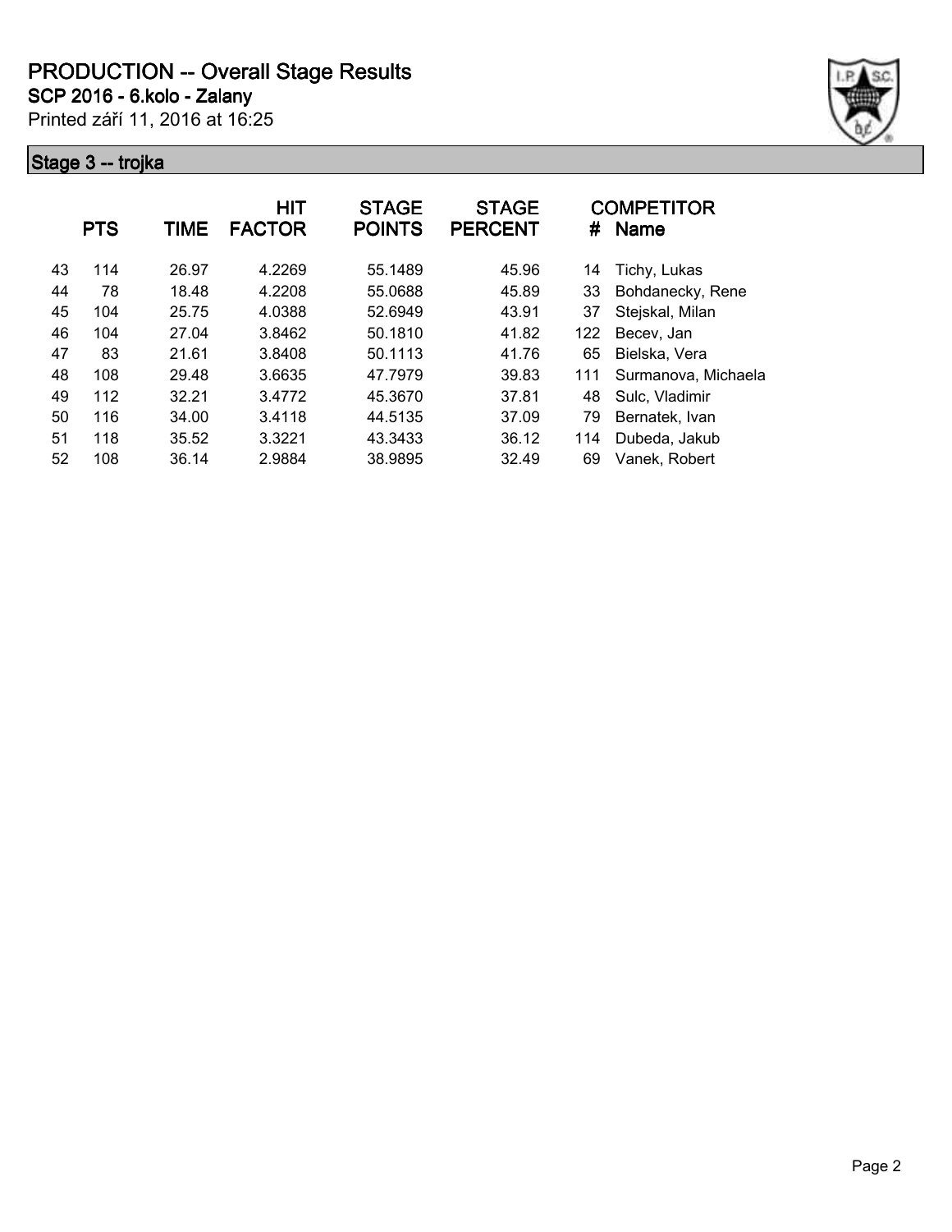# PRODUCTION -- Overall Stage Results

**SCP 2016 - 6.kolo - Zalany**

Printed září 11, 2016 at 16:25

## Stage 3 -- trojka

| | PTS | TIME | HIT FACTOR | STAGE POINTS | STAGE PERCENT | # | COMPETITOR Name |
|---|---|---|---|---|---|---|---|
| 43 | 114 | 26.97 | 4.2269 | 55.1489 | 45.96 | 14 | Tichy, Lukas |
| 44 | 78 | 18.48 | 4.2208 | 55.0688 | 45.89 | 33 | Bohdanecky, Rene |
| 45 | 104 | 25.75 | 4.0388 | 52.6949 | 43.91 | 37 | Stejskal, Milan |
| 46 | 104 | 27.04 | 3.8462 | 50.1810 | 41.82 | 122 | Becev, Jan |
| 47 | 83 | 21.61 | 3.8408 | 50.1113 | 41.76 | 65 | Bielska, Vera |
| 48 | 108 | 29.48 | 3.6635 | 47.7979 | 39.83 | 111 | Surmanova, Michaela |
| 49 | 112 | 32.21 | 3.4772 | 45.3670 | 37.81 | 48 | Sulc, Vladimir |
| 50 | 116 | 34.00 | 3.4118 | 44.5135 | 37.09 | 79 | Bernatek, Ivan |
| 51 | 118 | 35.52 | 3.3221 | 43.3433 | 36.12 | 114 | Dubeda, Jakub |
| 52 | 108 | 36.14 | 2.9884 | 38.9895 | 32.49 | 69 | Vanek, Robert |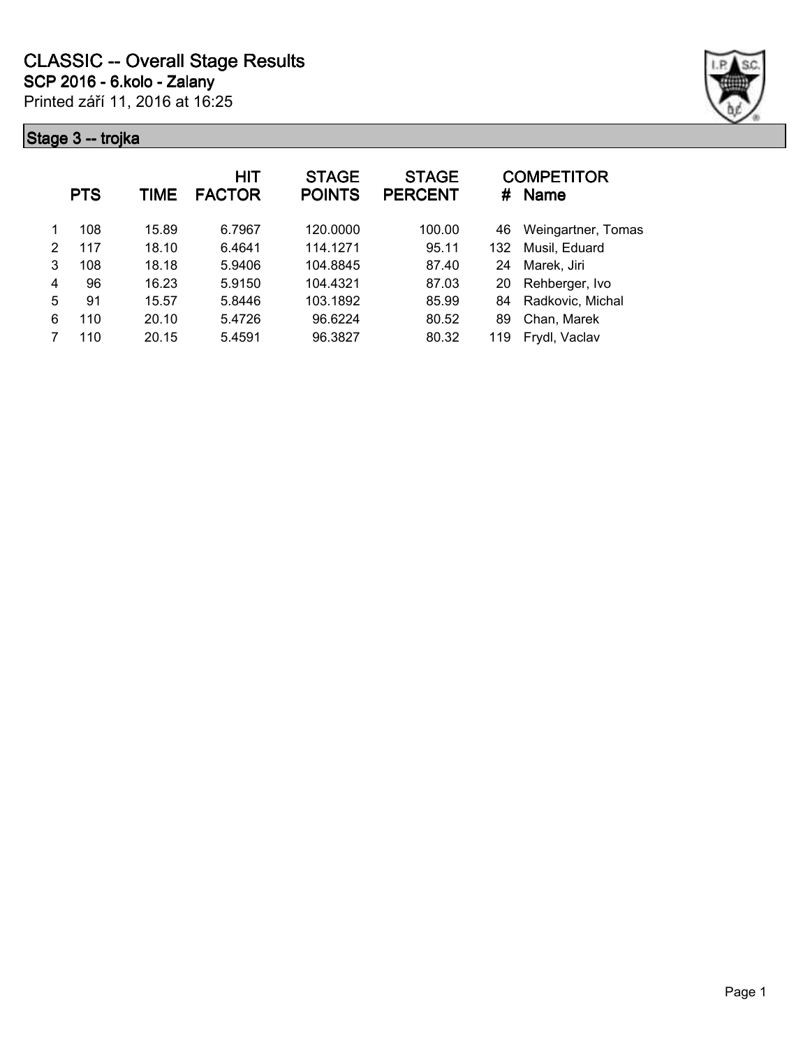# CLASSIC -- Overall Stage Results

**SCP 2016 - 6.kolo - Zalany**

Printed září 11, 2016 at 16:25

## Stage 3 -- trojka

| | PTS | TIME | HIT FACTOR | STAGE POINTS | STAGE PERCENT | COMPETITOR # | Name |
|---|---|---|---|---|---|---|---|
| 1 | 108 | 15.89 | 6.7967 | 120.0000 | 100.00 | 46 | Weingartner, Tomas |
| 2 | 117 | 18.10 | 6.4641 | 114.1271 | 95.11 | 132 | Musil, Eduard |
| 3 | 108 | 18.18 | 5.9406 | 104.8845 | 87.40 | 24 | Marek, Jiri |
| 4 | 96 | 16.23 | 5.9150 | 104.4321 | 87.03 | 20 | Rehberger, Ivo |
| 5 | 91 | 15.57 | 5.8446 | 103.1892 | 85.99 | 84 | Radkovic, Michal |
| 6 | 110 | 20.10 | 5.4726 | 96.6224 | 80.52 | 89 | Chan, Marek |
| 7 | 110 | 20.15 | 5.4591 | 96.3827 | 80.32 | 119 | Frydl, Vaclav |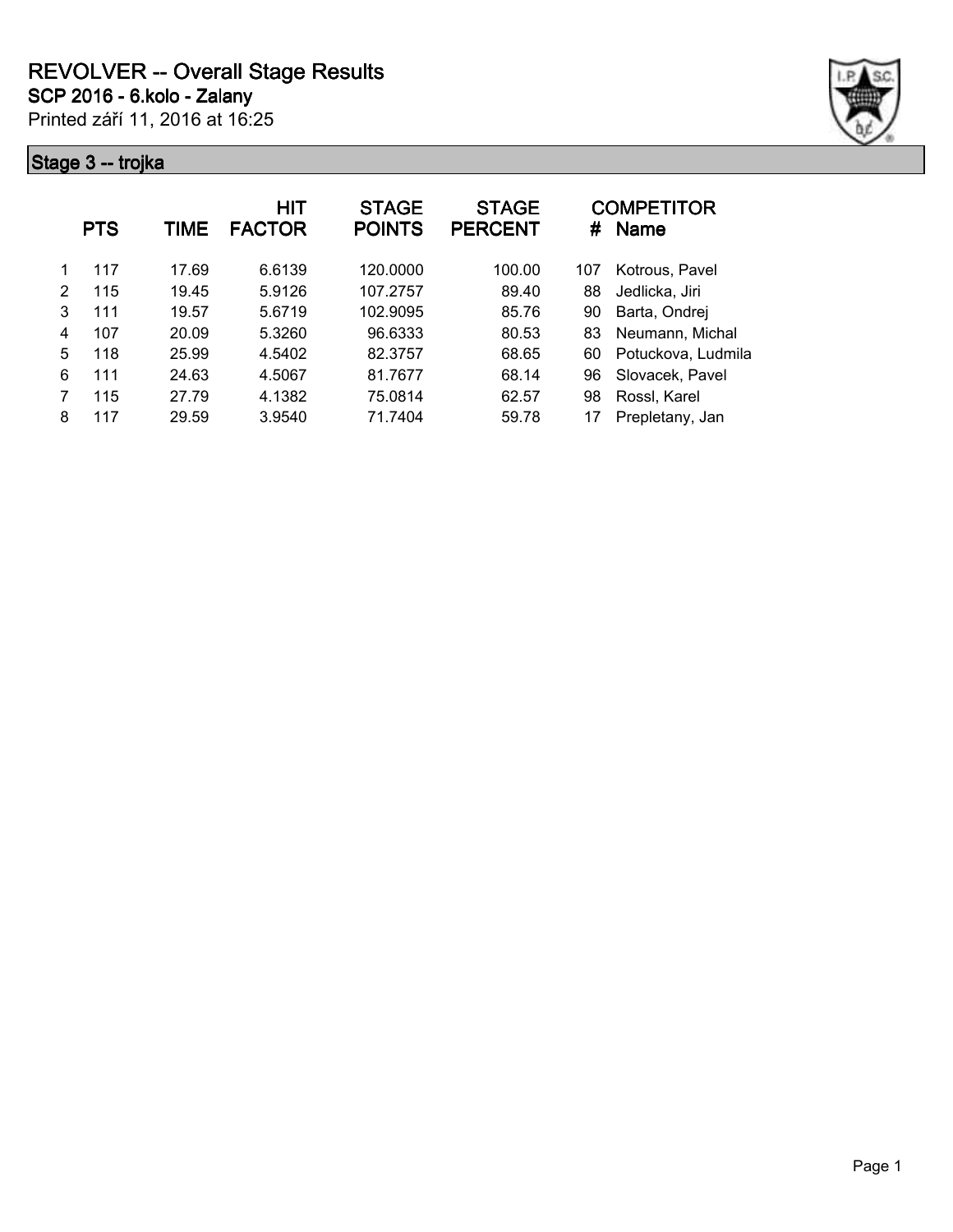# REVOLVER -- Overall Stage Results

**SCP 2016 - 6.kolo - Zalany**

Printed září 11, 2016 at 16:25

## Stage 3 -- trojka

| | PTS | TIME | HIT FACTOR | STAGE POINTS | STAGE PERCENT | # | COMPETITOR Name |
|---|---|---|---|---|---|---|---|
| 1 | 117 | 17.69 | 6.6139 | 120.0000 | 100.00 | 107 | Kotrous, Pavel |
| 2 | 115 | 19.45 | 5.9126 | 107.2757 | 89.40 | 88 | Jedlicka, Jiri |
| 3 | 111 | 19.57 | 5.6719 | 102.9095 | 85.76 | 90 | Barta, Ondrej |
| 4 | 107 | 20.09 | 5.3260 | 96.6333 | 80.53 | 83 | Neumann, Michal |
| 5 | 118 | 25.99 | 4.5402 | 82.3757 | 68.65 | 60 | Potuckova, Ludmila |
| 6 | 111 | 24.63 | 4.5067 | 81.7677 | 68.14 | 96 | Slovacek, Pavel |
| 7 | 115 | 27.79 | 4.1382 | 75.0814 | 62.57 | 98 | Rossl, Karel |
| 8 | 117 | 29.59 | 3.9540 | 71.7404 | 59.78 | 17 | Prepletany, Jan |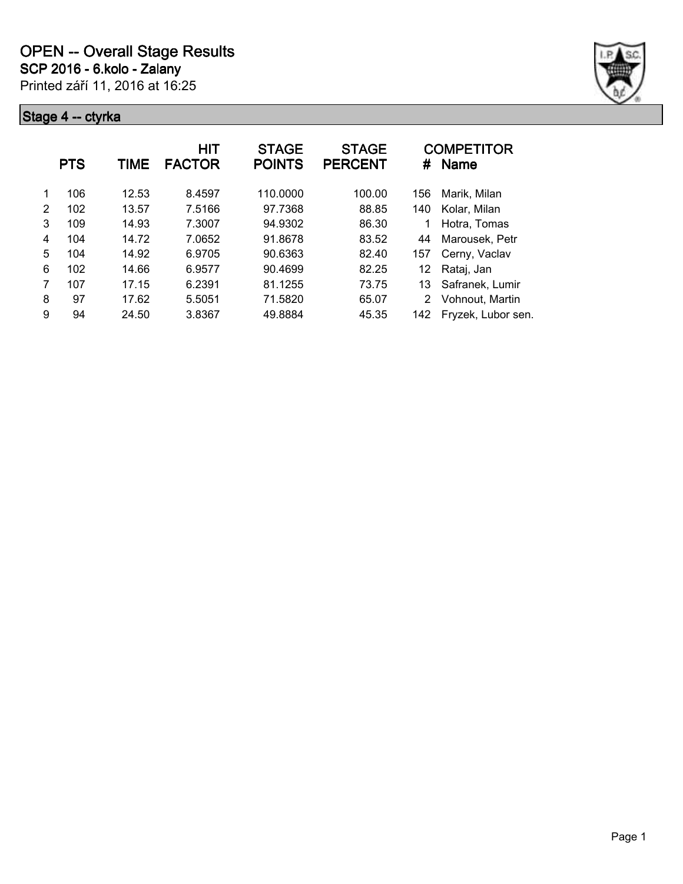# OPEN -- Overall Stage Results

**SCP 2016 - 6.kolo - Zalany**

Printed září 11, 2016 at 16:25

## Stage 4 -- ctyrka

| | PTS | TIME | HIT FACTOR | STAGE POINTS | STAGE PERCENT | # | COMPETITOR Name |
|---|---|---|---|---|---|---|---|
| 1 | 106 | 12.53 | 8.4597 | 110.0000 | 100.00 | 156 | Marik, Milan |
| 2 | 102 | 13.57 | 7.5166 | 97.7368 | 88.85 | 140 | Kolar, Milan |
| 3 | 109 | 14.93 | 7.3007 | 94.9302 | 86.30 | 1 | Hotra, Tomas |
| 4 | 104 | 14.72 | 7.0652 | 91.8678 | 83.52 | 44 | Marousek, Petr |
| 5 | 104 | 14.92 | 6.9705 | 90.6363 | 82.40 | 157 | Cerny, Vaclav |
| 6 | 102 | 14.66 | 6.9577 | 90.4699 | 82.25 | 12 | Rataj, Jan |
| 7 | 107 | 17.15 | 6.2391 | 81.1255 | 73.75 | 13 | Safranek, Lumir |
| 8 | 97 | 17.62 | 5.5051 | 71.5820 | 65.07 | 2 | Vohnout, Martin |
| 9 | 94 | 24.50 | 3.8367 | 49.8884 | 45.35 | 142 | Fryzek, Lubor sen. |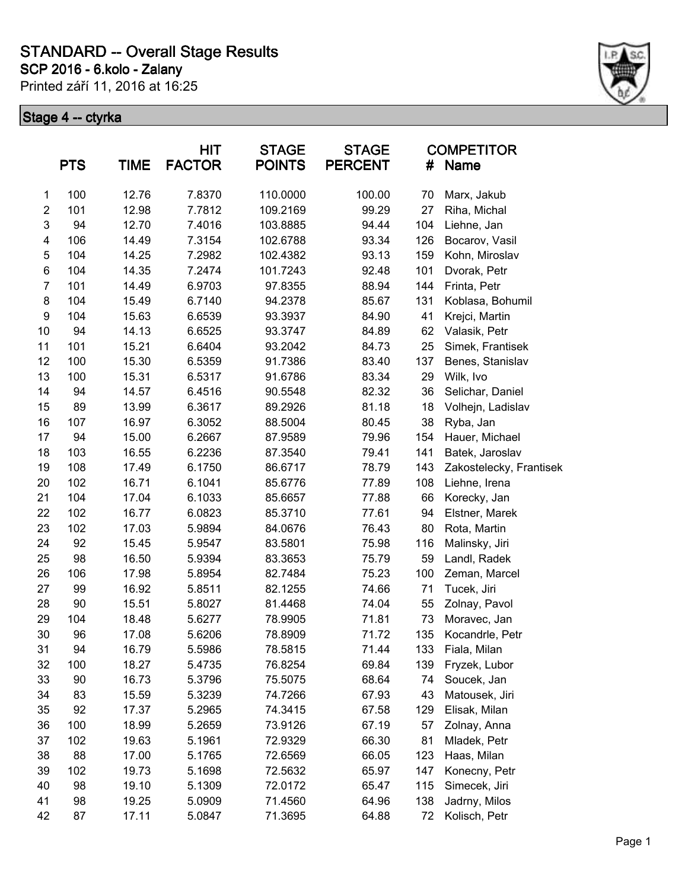# STANDARD -- Overall Stage Results

## SCP 2016 - 6.kolo - Zalany

Printed září 11, 2016 at 16:25

### Stage 4 -- ctyrka

| | PTS | TIME | HIT FACTOR | STAGE POINTS | STAGE PERCENT | COMPETITOR # | Name |
|---|---|---|---|---|---|---|---|
| 1 | 100 | 12.76 | 7.8370 | 110.0000 | 100.00 | 70 | Marx, Jakub |
| 2 | 101 | 12.98 | 7.7812 | 109.2169 | 99.29 | 27 | Riha, Michal |
| 3 | 94 | 12.70 | 7.4016 | 103.8885 | 94.44 | 104 | Liehne, Jan |
| 4 | 106 | 14.49 | 7.3154 | 102.6788 | 93.34 | 126 | Bocarov, Vasil |
| 5 | 104 | 14.25 | 7.2982 | 102.4382 | 93.13 | 159 | Kohn, Miroslav |
| 6 | 104 | 14.35 | 7.2474 | 101.7243 | 92.48 | 101 | Dvorak, Petr |
| 7 | 101 | 14.49 | 6.9703 | 97.8355 | 88.94 | 144 | Frinta, Petr |
| 8 | 104 | 15.49 | 6.7140 | 94.2378 | 85.67 | 131 | Koblasa, Bohumil |
| 9 | 104 | 15.63 | 6.6539 | 93.3937 | 84.90 | 41 | Krejci, Martin |
| 10 | 94 | 14.13 | 6.6525 | 93.3747 | 84.89 | 62 | Valasik, Petr |
| 11 | 101 | 15.21 | 6.6404 | 93.2042 | 84.73 | 25 | Simek, Frantisek |
| 12 | 100 | 15.30 | 6.5359 | 91.7386 | 83.40 | 137 | Benes, Stanislav |
| 13 | 100 | 15.31 | 6.5317 | 91.6786 | 83.34 | 29 | Wilk, Ivo |
| 14 | 94 | 14.57 | 6.4516 | 90.5548 | 82.32 | 36 | Selichar, Daniel |
| 15 | 89 | 13.99 | 6.3617 | 89.2926 | 81.18 | 18 | Volhejn, Ladislav |
| 16 | 107 | 16.97 | 6.3052 | 88.5004 | 80.45 | 38 | Ryba, Jan |
| 17 | 94 | 15.00 | 6.2667 | 87.9589 | 79.96 | 154 | Hauer, Michael |
| 18 | 103 | 16.55 | 6.2236 | 87.3540 | 79.41 | 141 | Batek, Jaroslav |
| 19 | 108 | 17.49 | 6.1750 | 86.6717 | 78.79 | 143 | Zakostelecky, Frantisek |
| 20 | 102 | 16.71 | 6.1041 | 85.6776 | 77.89 | 108 | Liehne, Irena |
| 21 | 104 | 17.04 | 6.1033 | 85.6657 | 77.88 | 66 | Korecky, Jan |
| 22 | 102 | 16.77 | 6.0823 | 85.3710 | 77.61 | 94 | Elstner, Marek |
| 23 | 102 | 17.03 | 5.9894 | 84.0676 | 76.43 | 80 | Rota, Martin |
| 24 | 92 | 15.45 | 5.9547 | 83.5801 | 75.98 | 116 | Malinsky, Jiri |
| 25 | 98 | 16.50 | 5.9394 | 83.3653 | 75.79 | 59 | Landl, Radek |
| 26 | 106 | 17.98 | 5.8954 | 82.7484 | 75.23 | 100 | Zeman, Marcel |
| 27 | 99 | 16.92 | 5.8511 | 82.1255 | 74.66 | 71 | Tucek, Jiri |
| 28 | 90 | 15.51 | 5.8027 | 81.4468 | 74.04 | 55 | Zolnay, Pavol |
| 29 | 104 | 18.48 | 5.6277 | 78.9905 | 71.81 | 73 | Moravec, Jan |
| 30 | 96 | 17.08 | 5.6206 | 78.8909 | 71.72 | 135 | Kocandrle, Petr |
| 31 | 94 | 16.79 | 5.5986 | 78.5815 | 71.44 | 133 | Fiala, Milan |
| 32 | 100 | 18.27 | 5.4735 | 76.8254 | 69.84 | 139 | Fryzek, Lubor |
| 33 | 90 | 16.73 | 5.3796 | 75.5075 | 68.64 | 74 | Soucek, Jan |
| 34 | 83 | 15.59 | 5.3239 | 74.7266 | 67.93 | 43 | Matousek, Jiri |
| 35 | 92 | 17.37 | 5.2965 | 74.3415 | 67.58 | 129 | Elisak, Milan |
| 36 | 100 | 18.99 | 5.2659 | 73.9126 | 67.19 | 57 | Zolnay, Anna |
| 37 | 102 | 19.63 | 5.1961 | 72.9329 | 66.30 | 81 | Mladek, Petr |
| 38 | 88 | 17.00 | 5.1765 | 72.6569 | 66.05 | 123 | Haas, Milan |
| 39 | 102 | 19.73 | 5.1698 | 72.5632 | 65.97 | 147 | Konecny, Petr |
| 40 | 98 | 19.10 | 5.1309 | 72.0172 | 65.47 | 115 | Simecek, Jiri |
| 41 | 98 | 19.25 | 5.0909 | 71.4560 | 64.96 | 138 | Jadrny, Milos |
| 42 | 87 | 17.11 | 5.0847 | 71.3695 | 64.88 | 72 | Kolisch, Petr |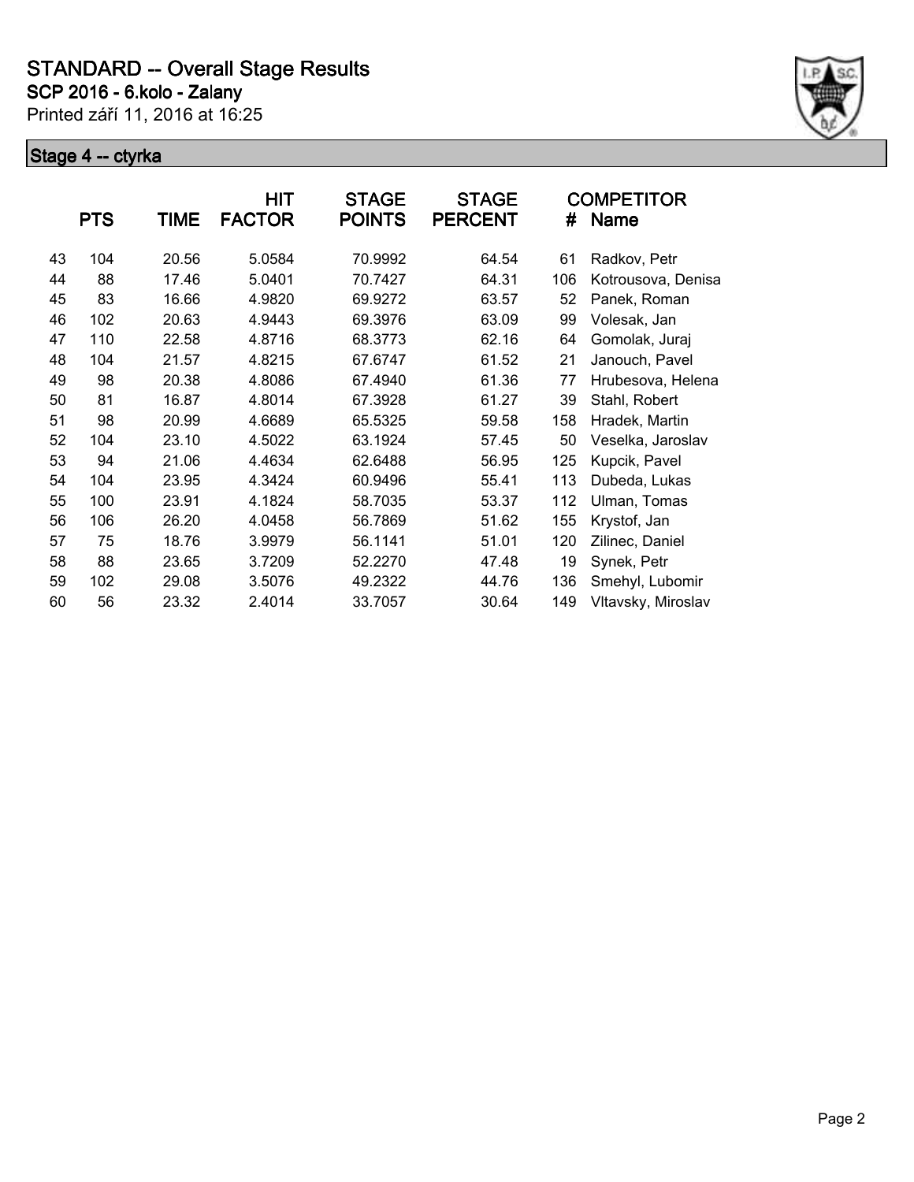# STANDARD -- Overall Stage Results

## SCP 2016 - 6.kolo - Zalany

Printed září 11, 2016 at 16:25

### Stage 4 -- ctyrka

| | PTS | TIME | HIT FACTOR | STAGE POINTS | STAGE PERCENT | # | COMPETITOR Name |
|---|---|---|---|---|---|---|---|
| 43 | 104 | 20.56 | 5.0584 | 70.9992 | 64.54 | 61 | Radkov, Petr |
| 44 | 88 | 17.46 | 5.0401 | 70.7427 | 64.31 | 106 | Kotrousova, Denisa |
| 45 | 83 | 16.66 | 4.9820 | 69.9272 | 63.57 | 52 | Panek, Roman |
| 46 | 102 | 20.63 | 4.9443 | 69.3976 | 63.09 | 99 | Volesak, Jan |
| 47 | 110 | 22.58 | 4.8716 | 68.3773 | 62.16 | 64 | Gomolak, Juraj |
| 48 | 104 | 21.57 | 4.8215 | 67.6747 | 61.52 | 21 | Janouch, Pavel |
| 49 | 98 | 20.38 | 4.8086 | 67.4940 | 61.36 | 77 | Hrubesova, Helena |
| 50 | 81 | 16.87 | 4.8014 | 67.3928 | 61.27 | 39 | Stahl, Robert |
| 51 | 98 | 20.99 | 4.6689 | 65.5325 | 59.58 | 158 | Hradek, Martin |
| 52 | 104 | 23.10 | 4.5022 | 63.1924 | 57.45 | 50 | Veselka, Jaroslav |
| 53 | 94 | 21.06 | 4.4634 | 62.6488 | 56.95 | 125 | Kupcik, Pavel |
| 54 | 104 | 23.95 | 4.3424 | 60.9496 | 55.41 | 113 | Dubeda, Lukas |
| 55 | 100 | 23.91 | 4.1824 | 58.7035 | 53.37 | 112 | Ulman, Tomas |
| 56 | 106 | 26.20 | 4.0458 | 56.7869 | 51.62 | 155 | Krystof, Jan |
| 57 | 75 | 18.76 | 3.9979 | 56.1141 | 51.01 | 120 | Zilinec, Daniel |
| 58 | 88 | 23.65 | 3.7209 | 52.2270 | 47.48 | 19 | Synek, Petr |
| 59 | 102 | 29.08 | 3.5076 | 49.2322 | 44.76 | 136 | Smehyl, Lubomir |
| 60 | 56 | 23.32 | 2.4014 | 33.7057 | 30.64 | 149 | Vltavsky, Miroslav |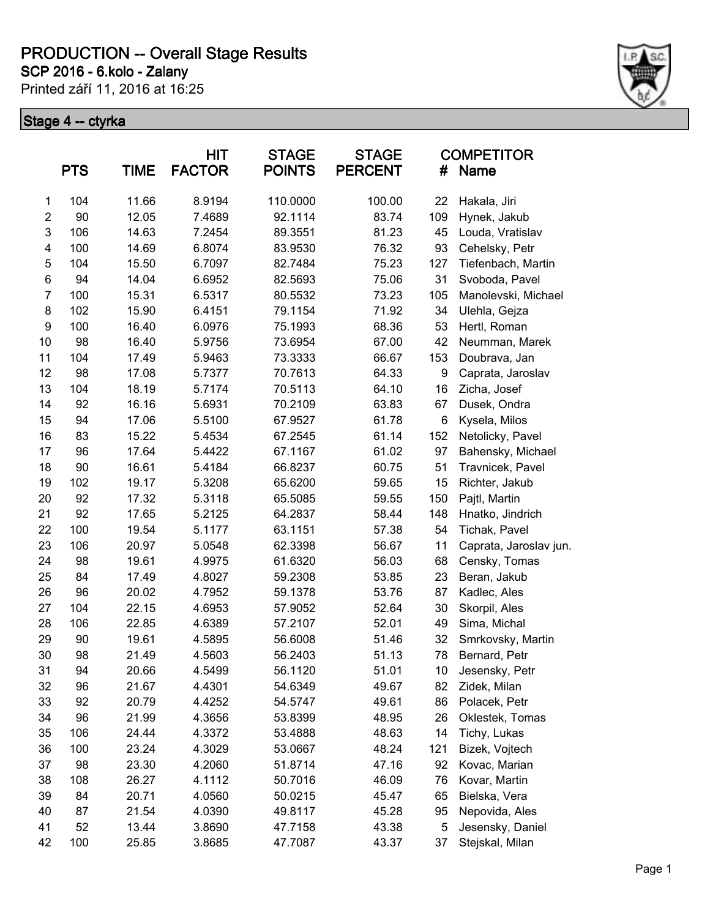# PRODUCTION -- Overall Stage Results

## SCP 2016 - 6.kolo - Zalany

Printed září 11, 2016 at 16:25

### Stage 4 -- ctyrka

| | PTS | TIME | HIT FACTOR | STAGE POINTS | STAGE PERCENT | # | COMPETITOR Name |
|---|---|---|---|---|---|---|---|
| 1 | 104 | 11.66 | 8.9194 | 110.0000 | 100.00 | 22 | Hakala, Jiri |
| 2 | 90 | 12.05 | 7.4689 | 92.1114 | 83.74 | 109 | Hynek, Jakub |
| 3 | 106 | 14.63 | 7.2454 | 89.3551 | 81.23 | 45 | Louda, Vratislav |
| 4 | 100 | 14.69 | 6.8074 | 83.9530 | 76.32 | 93 | Cehelsky, Petr |
| 5 | 104 | 15.50 | 6.7097 | 82.7484 | 75.23 | 127 | Tiefenbach, Martin |
| 6 | 94 | 14.04 | 6.6952 | 82.5693 | 75.06 | 31 | Svoboda, Pavel |
| 7 | 100 | 15.31 | 6.5317 | 80.5532 | 73.23 | 105 | Manolevski, Michael |
| 8 | 102 | 15.90 | 6.4151 | 79.1154 | 71.92 | 34 | Ulehla, Gejza |
| 9 | 100 | 16.40 | 6.0976 | 75.1993 | 68.36 | 53 | Hertl, Roman |
| 10 | 98 | 16.40 | 5.9756 | 73.6954 | 67.00 | 42 | Neumman, Marek |
| 11 | 104 | 17.49 | 5.9463 | 73.3333 | 66.67 | 153 | Doubrava, Jan |
| 12 | 98 | 17.08 | 5.7377 | 70.7613 | 64.33 | 9 | Caprata, Jaroslav |
| 13 | 104 | 18.19 | 5.7174 | 70.5113 | 64.10 | 16 | Zicha, Josef |
| 14 | 92 | 16.16 | 5.6931 | 70.2109 | 63.83 | 67 | Dusek, Ondra |
| 15 | 94 | 17.06 | 5.5100 | 67.9527 | 61.78 | 6 | Kysela, Milos |
| 16 | 83 | 15.22 | 5.4534 | 67.2545 | 61.14 | 152 | Netolicky, Pavel |
| 17 | 96 | 17.64 | 5.4422 | 67.1167 | 61.02 | 97 | Bahensky, Michael |
| 18 | 90 | 16.61 | 5.4184 | 66.8237 | 60.75 | 51 | Travnicek, Pavel |
| 19 | 102 | 19.17 | 5.3208 | 65.6200 | 59.65 | 15 | Richter, Jakub |
| 20 | 92 | 17.32 | 5.3118 | 65.5085 | 59.55 | 150 | Pajtl, Martin |
| 21 | 92 | 17.65 | 5.2125 | 64.2837 | 58.44 | 148 | Hnatko, Jindrich |
| 22 | 100 | 19.54 | 5.1177 | 63.1151 | 57.38 | 54 | Tichak, Pavel |
| 23 | 106 | 20.97 | 5.0548 | 62.3398 | 56.67 | 11 | Caprata, Jaroslav jun. |
| 24 | 98 | 19.61 | 4.9975 | 61.6320 | 56.03 | 68 | Censky, Tomas |
| 25 | 84 | 17.49 | 4.8027 | 59.2308 | 53.85 | 23 | Beran, Jakub |
| 26 | 96 | 20.02 | 4.7952 | 59.1378 | 53.76 | 87 | Kadlec, Ales |
| 27 | 104 | 22.15 | 4.6953 | 57.9052 | 52.64 | 30 | Skorpil, Ales |
| 28 | 106 | 22.85 | 4.6389 | 57.2107 | 52.01 | 49 | Sima, Michal |
| 29 | 90 | 19.61 | 4.5895 | 56.6008 | 51.46 | 32 | Smrkovsky, Martin |
| 30 | 98 | 21.49 | 4.5603 | 56.2403 | 51.13 | 78 | Bernard, Petr |
| 31 | 94 | 20.66 | 4.5499 | 56.1120 | 51.01 | 10 | Jesensky, Petr |
| 32 | 96 | 21.67 | 4.4301 | 54.6349 | 49.67 | 82 | Zidek, Milan |
| 33 | 92 | 20.79 | 4.4252 | 54.5747 | 49.61 | 86 | Polacek, Petr |
| 34 | 96 | 21.99 | 4.3656 | 53.8399 | 48.95 | 26 | Oklestek, Tomas |
| 35 | 106 | 24.44 | 4.3372 | 53.4888 | 48.63 | 14 | Tichy, Lukas |
| 36 | 100 | 23.24 | 4.3029 | 53.0667 | 48.24 | 121 | Bizek, Vojtech |
| 37 | 98 | 23.30 | 4.2060 | 51.8714 | 47.16 | 92 | Kovac, Marian |
| 38 | 108 | 26.27 | 4.1112 | 50.7016 | 46.09 | 76 | Kovar, Martin |
| 39 | 84 | 20.71 | 4.0560 | 50.0215 | 45.47 | 65 | Bielska, Vera |
| 40 | 87 | 21.54 | 4.0390 | 49.8117 | 45.28 | 95 | Nepovida, Ales |
| 41 | 52 | 13.44 | 3.8690 | 47.7158 | 43.38 | 5 | Jesensky, Daniel |
| 42 | 100 | 25.85 | 3.8685 | 47.7087 | 43.37 | 37 | Stejskal, Milan |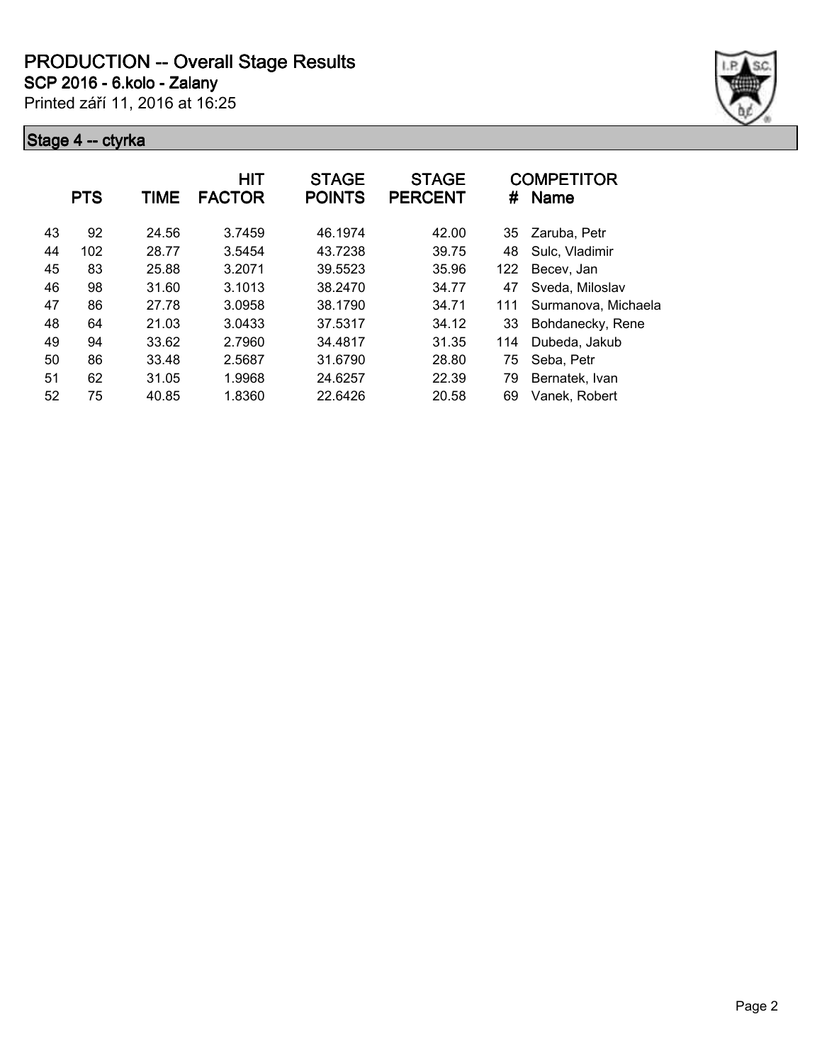# PRODUCTION -- Overall Stage Results

**SCP 2016 - 6.kolo - Zalany**

Printed září 11, 2016 at 16:25

## Stage 4 -- ctyrka

| | PTS | TIME | HIT FACTOR | STAGE POINTS | STAGE PERCENT | # | COMPETITOR Name |
|---|---|---|---|---|---|---|---|
| 43 | 92 | 24.56 | 3.7459 | 46.1974 | 42.00 | 35 | Zaruba, Petr |
| 44 | 102 | 28.77 | 3.5454 | 43.7238 | 39.75 | 48 | Sulc, Vladimir |
| 45 | 83 | 25.88 | 3.2071 | 39.5523 | 35.96 | 122 | Becev, Jan |
| 46 | 98 | 31.60 | 3.1013 | 38.2470 | 34.77 | 47 | Sveda, Miloslav |
| 47 | 86 | 27.78 | 3.0958 | 38.1790 | 34.71 | 111 | Surmanova, Michaela |
| 48 | 64 | 21.03 | 3.0433 | 37.5317 | 34.12 | 33 | Bohdanecky, Rene |
| 49 | 94 | 33.62 | 2.7960 | 34.4817 | 31.35 | 114 | Dubeda, Jakub |
| 50 | 86 | 33.48 | 2.5687 | 31.6790 | 28.80 | 75 | Seba, Petr |
| 51 | 62 | 31.05 | 1.9968 | 24.6257 | 22.39 | 79 | Bernatek, Ivan |
| 52 | 75 | 40.85 | 1.8360 | 22.6426 | 20.58 | 69 | Vanek, Robert |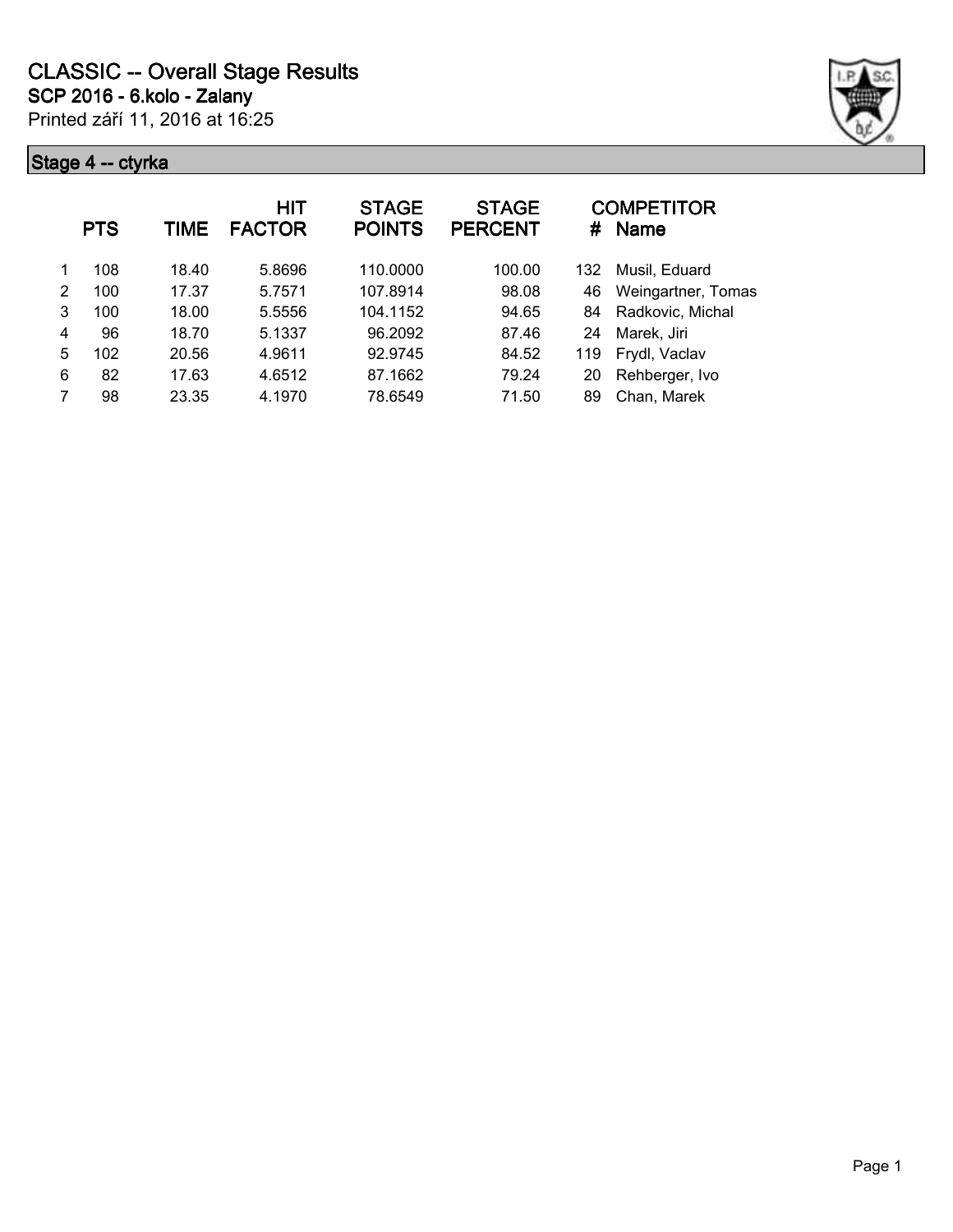# CLASSIC -- Overall Stage Results

**SCP 2016 - 6.kolo - Zalany**

Printed září 11, 2016 at 16:25

## Stage 4 -- ctyrka

| | PTS | TIME | HIT FACTOR | STAGE POINTS | STAGE PERCENT | # | COMPETITOR Name |
|---|---|---|---|---|---|---|---|
| 1 | 108 | 18.40 | 5.8696 | 110.0000 | 100.00 | 132 | Musil, Eduard |
| 2 | 100 | 17.37 | 5.7571 | 107.8914 | 98.08 | 46 | Weingartner, Tomas |
| 3 | 100 | 18.00 | 5.5556 | 104.1152 | 94.65 | 84 | Radkovic, Michal |
| 4 | 96 | 18.70 | 5.1337 | 96.2092 | 87.46 | 24 | Marek, Jiri |
| 5 | 102 | 20.56 | 4.9611 | 92.9745 | 84.52 | 119 | Frydl, Vaclav |
| 6 | 82 | 17.63 | 4.6512 | 87.1662 | 79.24 | 20 | Rehberger, Ivo |
| 7 | 98 | 23.35 | 4.1970 | 78.6549 | 71.50 | 89 | Chan, Marek |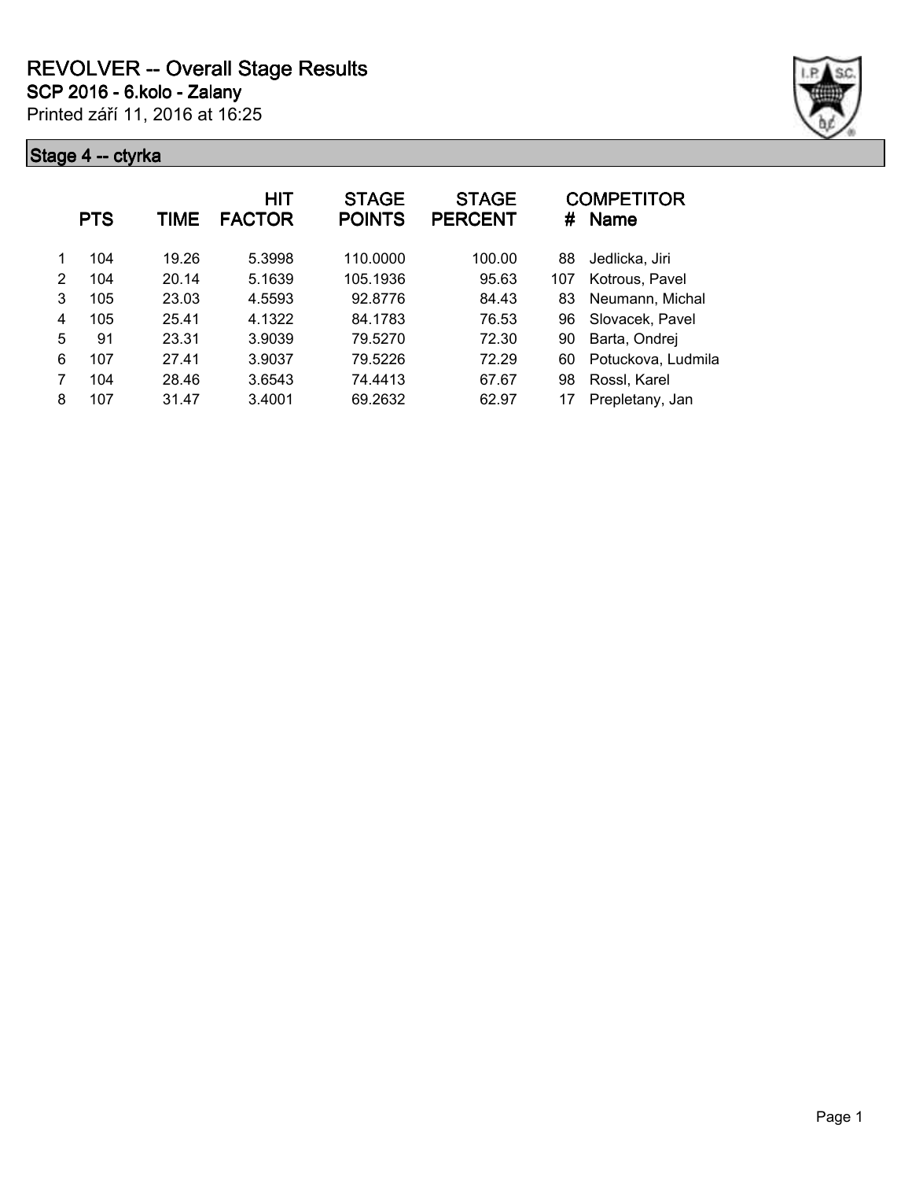# REVOLVER -- Overall Stage Results

**SCP 2016 - 6.kolo - Zalany**

Printed září 11, 2016 at 16:25

## Stage 4 -- ctyrka

| | PTS | TIME | HIT FACTOR | STAGE POINTS | STAGE PERCENT | # | COMPETITOR Name |
|---|---|---|---|---|---|---|---|
| 1 | 104 | 19.26 | 5.3998 | 110.0000 | 100.00 | 88 | Jedlicka, Jiri |
| 2 | 104 | 20.14 | 5.1639 | 105.1936 | 95.63 | 107 | Kotrous, Pavel |
| 3 | 105 | 23.03 | 4.5593 | 92.8776 | 84.43 | 83 | Neumann, Michal |
| 4 | 105 | 25.41 | 4.1322 | 84.1783 | 76.53 | 96 | Slovacek, Pavel |
| 5 | 91 | 23.31 | 3.9039 | 79.5270 | 72.30 | 90 | Barta, Ondrej |
| 6 | 107 | 27.41 | 3.9037 | 79.5226 | 72.29 | 60 | Potuckova, Ludmila |
| 7 | 104 | 28.46 | 3.6543 | 74.4413 | 67.67 | 98 | Rossl, Karel |
| 8 | 107 | 31.47 | 3.4001 | 69.2632 | 62.97 | 17 | Prepletany, Jan |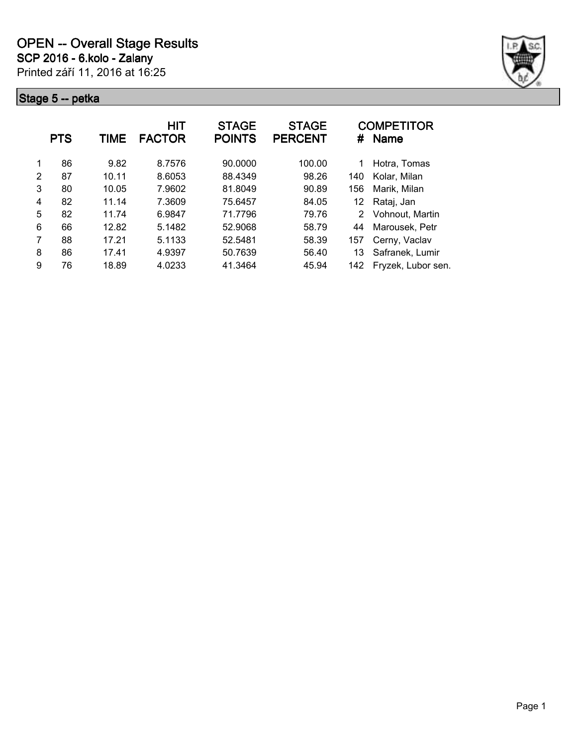# OPEN -- Overall Stage Results

**SCP 2016 - 6.kolo - Zalany**

Printed září 11, 2016 at 16:25

## Stage 5 -- petka

| | PTS | TIME | HIT FACTOR | STAGE POINTS | STAGE PERCENT | # | COMPETITOR Name |
|---|---|---|---|---|---|---|---|
| 1 | 86 | 9.82 | 8.7576 | 90.0000 | 100.00 | 1 | Hotra, Tomas |
| 2 | 87 | 10.11 | 8.6053 | 88.4349 | 98.26 | 140 | Kolar, Milan |
| 3 | 80 | 10.05 | 7.9602 | 81.8049 | 90.89 | 156 | Marik, Milan |
| 4 | 82 | 11.14 | 7.3609 | 75.6457 | 84.05 | 12 | Rataj, Jan |
| 5 | 82 | 11.74 | 6.9847 | 71.7796 | 79.76 | 2 | Vohnout, Martin |
| 6 | 66 | 12.82 | 5.1482 | 52.9068 | 58.79 | 44 | Marousek, Petr |
| 7 | 88 | 17.21 | 5.1133 | 52.5481 | 58.39 | 157 | Cerny, Vaclav |
| 8 | 86 | 17.41 | 4.9397 | 50.7639 | 56.40 | 13 | Safranek, Lumir |
| 9 | 76 | 18.89 | 4.0233 | 41.3464 | 45.94 | 142 | Fryzek, Lubor sen. |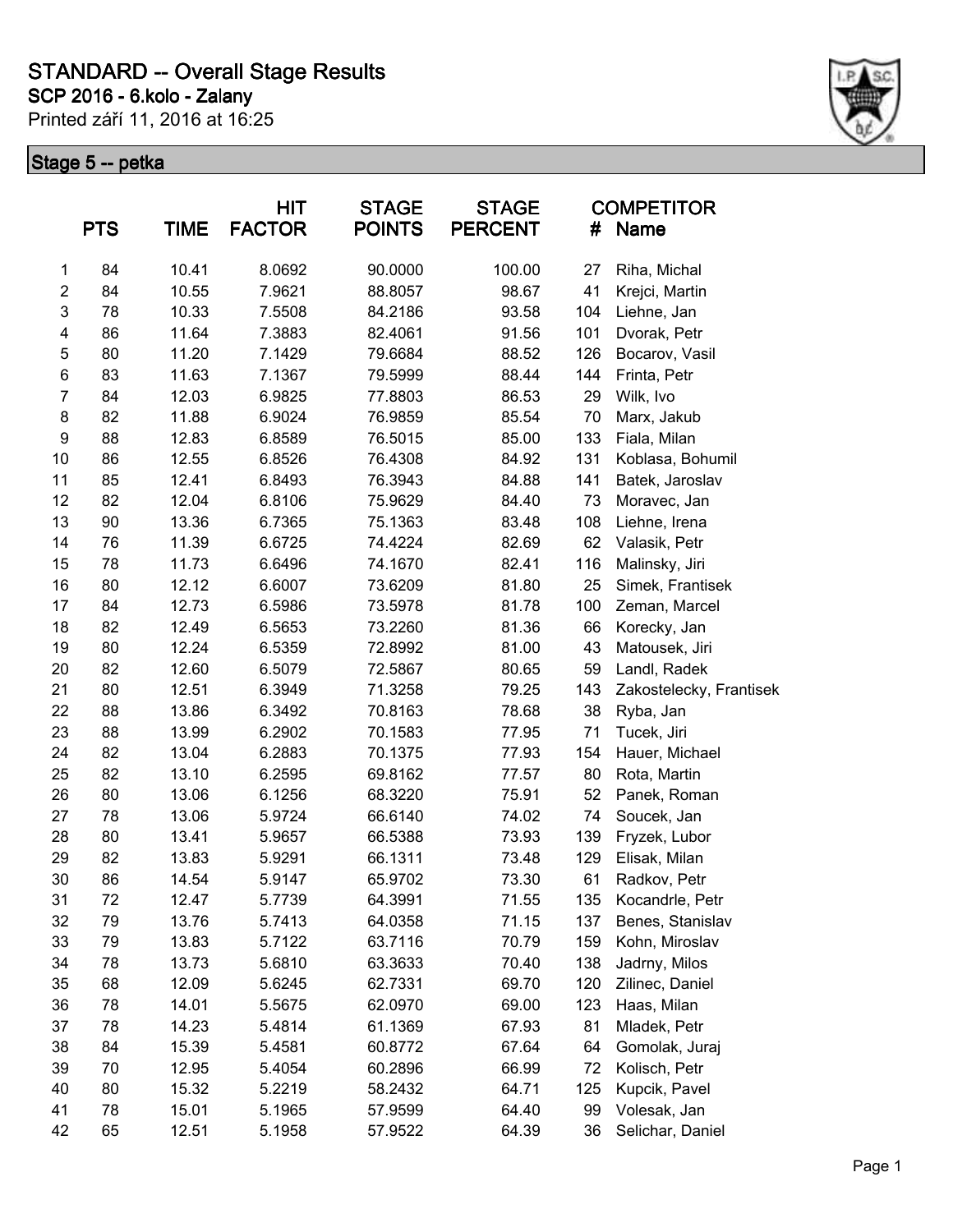# STANDARD -- Overall Stage Results

**SCP 2016 - 6.kolo - Zalany**

Printed září 11, 2016 at 16:25

## Stage 5 -- petka

| | PTS | TIME | HIT FACTOR | STAGE POINTS | STAGE PERCENT | # | COMPETITOR Name |
|---|---|---|---|---|---|---|---|
| 1 | 84 | 10.41 | 8.0692 | 90.0000 | 100.00 | 27 | Riha, Michal |
| 2 | 84 | 10.55 | 7.9621 | 88.8057 | 98.67 | 41 | Krejci, Martin |
| 3 | 78 | 10.33 | 7.5508 | 84.2186 | 93.58 | 104 | Liehne, Jan |
| 4 | 86 | 11.64 | 7.3883 | 82.4061 | 91.56 | 101 | Dvorak, Petr |
| 5 | 80 | 11.20 | 7.1429 | 79.6684 | 88.52 | 126 | Bocarov, Vasil |
| 6 | 83 | 11.63 | 7.1367 | 79.5999 | 88.44 | 144 | Frinta, Petr |
| 7 | 84 | 12.03 | 6.9825 | 77.8803 | 86.53 | 29 | Wilk, Ivo |
| 8 | 82 | 11.88 | 6.9024 | 76.9859 | 85.54 | 70 | Marx, Jakub |
| 9 | 88 | 12.83 | 6.8589 | 76.5015 | 85.00 | 133 | Fiala, Milan |
| 10 | 86 | 12.55 | 6.8526 | 76.4308 | 84.92 | 131 | Koblasa, Bohumil |
| 11 | 85 | 12.41 | 6.8493 | 76.3943 | 84.88 | 141 | Batek, Jaroslav |
| 12 | 82 | 12.04 | 6.8106 | 75.9629 | 84.40 | 73 | Moravec, Jan |
| 13 | 90 | 13.36 | 6.7365 | 75.1363 | 83.48 | 108 | Liehne, Irena |
| 14 | 76 | 11.39 | 6.6725 | 74.4224 | 82.69 | 62 | Valasik, Petr |
| 15 | 78 | 11.73 | 6.6496 | 74.1670 | 82.41 | 116 | Malinsky, Jiri |
| 16 | 80 | 12.12 | 6.6007 | 73.6209 | 81.80 | 25 | Simek, Frantisek |
| 17 | 84 | 12.73 | 6.5986 | 73.5978 | 81.78 | 100 | Zeman, Marcel |
| 18 | 82 | 12.49 | 6.5653 | 73.2260 | 81.36 | 66 | Korecky, Jan |
| 19 | 80 | 12.24 | 6.5359 | 72.8992 | 81.00 | 43 | Matousek, Jiri |
| 20 | 82 | 12.60 | 6.5079 | 72.5867 | 80.65 | 59 | Landl, Radek |
| 21 | 80 | 12.51 | 6.3949 | 71.3258 | 79.25 | 143 | Zakostelecky, Frantisek |
| 22 | 88 | 13.86 | 6.3492 | 70.8163 | 78.68 | 38 | Ryba, Jan |
| 23 | 88 | 13.99 | 6.2902 | 70.1583 | 77.95 | 71 | Tucek, Jiri |
| 24 | 82 | 13.04 | 6.2883 | 70.1375 | 77.93 | 154 | Hauer, Michael |
| 25 | 82 | 13.10 | 6.2595 | 69.8162 | 77.57 | 80 | Rota, Martin |
| 26 | 80 | 13.06 | 6.1256 | 68.3220 | 75.91 | 52 | Panek, Roman |
| 27 | 78 | 13.06 | 5.9724 | 66.6140 | 74.02 | 74 | Soucek, Jan |
| 28 | 80 | 13.41 | 5.9657 | 66.5388 | 73.93 | 139 | Fryzek, Lubor |
| 29 | 82 | 13.83 | 5.9291 | 66.1311 | 73.48 | 129 | Elisak, Milan |
| 30 | 86 | 14.54 | 5.9147 | 65.9702 | 73.30 | 61 | Radkov, Petr |
| 31 | 72 | 12.47 | 5.7739 | 64.3991 | 71.55 | 135 | Kocandrle, Petr |
| 32 | 79 | 13.76 | 5.7413 | 64.0358 | 71.15 | 137 | Benes, Stanislav |
| 33 | 79 | 13.83 | 5.7122 | 63.7116 | 70.79 | 159 | Kohn, Miroslav |
| 34 | 78 | 13.73 | 5.6810 | 63.3633 | 70.40 | 138 | Jadrny, Milos |
| 35 | 68 | 12.09 | 5.6245 | 62.7331 | 69.70 | 120 | Zilinec, Daniel |
| 36 | 78 | 14.01 | 5.5675 | 62.0970 | 69.00 | 123 | Haas, Milan |
| 37 | 78 | 14.23 | 5.4814 | 61.1369 | 67.93 | 81 | Mladek, Petr |
| 38 | 84 | 15.39 | 5.4581 | 60.8772 | 67.64 | 64 | Gomolak, Juraj |
| 39 | 70 | 12.95 | 5.4054 | 60.2896 | 66.99 | 72 | Kolisch, Petr |
| 40 | 80 | 15.32 | 5.2219 | 58.2432 | 64.71 | 125 | Kupcik, Pavel |
| 41 | 78 | 15.01 | 5.1965 | 57.9599 | 64.40 | 99 | Volesak, Jan |
| 42 | 65 | 12.51 | 5.1958 | 57.9522 | 64.39 | 36 | Selichar, Daniel |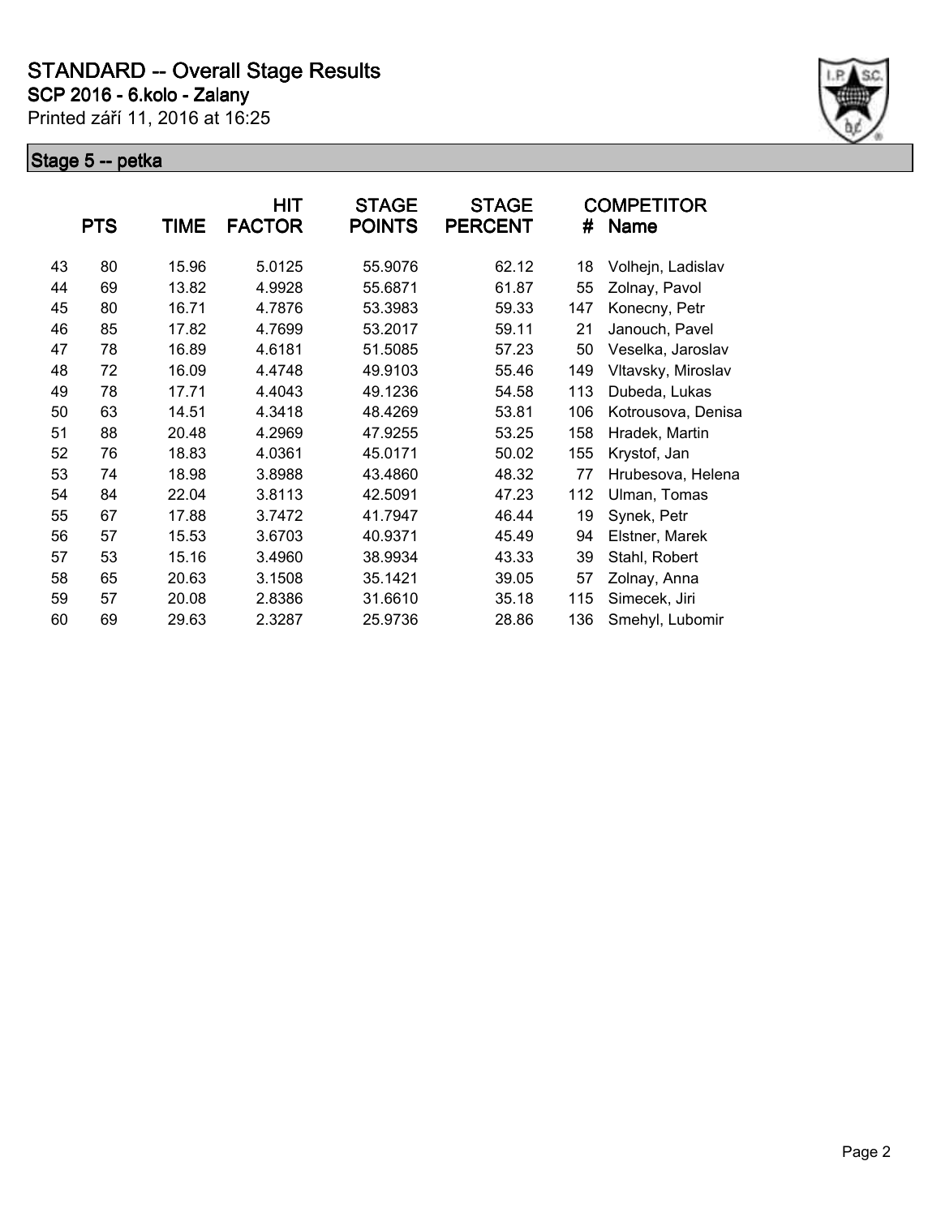# STANDARD -- Overall Stage Results

## SCP 2016 - 6.kolo - Zalany

Printed září 11, 2016 at 16:25

### Stage 5 -- petka

| | PTS | TIME | HIT FACTOR | STAGE POINTS | STAGE PERCENT | # | COMPETITOR Name |
|---|---|---|---|---|---|---|---|
| 43 | 80 | 15.96 | 5.0125 | 55.9076 | 62.12 | 18 | Volhejn, Ladislav |
| 44 | 69 | 13.82 | 4.9928 | 55.6871 | 61.87 | 55 | Zolnay, Pavol |
| 45 | 80 | 16.71 | 4.7876 | 53.3983 | 59.33 | 147 | Konecny, Petr |
| 46 | 85 | 17.82 | 4.7699 | 53.2017 | 59.11 | 21 | Janouch, Pavel |
| 47 | 78 | 16.89 | 4.6181 | 51.5085 | 57.23 | 50 | Veselka, Jaroslav |
| 48 | 72 | 16.09 | 4.4748 | 49.9103 | 55.46 | 149 | Vltavsky, Miroslav |
| 49 | 78 | 17.71 | 4.4043 | 49.1236 | 54.58 | 113 | Dubeda, Lukas |
| 50 | 63 | 14.51 | 4.3418 | 48.4269 | 53.81 | 106 | Kotrousova, Denisa |
| 51 | 88 | 20.48 | 4.2969 | 47.9255 | 53.25 | 158 | Hradek, Martin |
| 52 | 76 | 18.83 | 4.0361 | 45.0171 | 50.02 | 155 | Krystof, Jan |
| 53 | 74 | 18.98 | 3.8988 | 43.4860 | 48.32 | 77 | Hrubesova, Helena |
| 54 | 84 | 22.04 | 3.8113 | 42.5091 | 47.23 | 112 | Ulman, Tomas |
| 55 | 67 | 17.88 | 3.7472 | 41.7947 | 46.44 | 19 | Synek, Petr |
| 56 | 57 | 15.53 | 3.6703 | 40.9371 | 45.49 | 94 | Elstner, Marek |
| 57 | 53 | 15.16 | 3.4960 | 38.9934 | 43.33 | 39 | Stahl, Robert |
| 58 | 65 | 20.63 | 3.1508 | 35.1421 | 39.05 | 57 | Zolnay, Anna |
| 59 | 57 | 20.08 | 2.8386 | 31.6610 | 35.18 | 115 | Simecek, Jiri |
| 60 | 69 | 29.63 | 2.3287 | 25.9736 | 28.86 | 136 | Smehyl, Lubomir |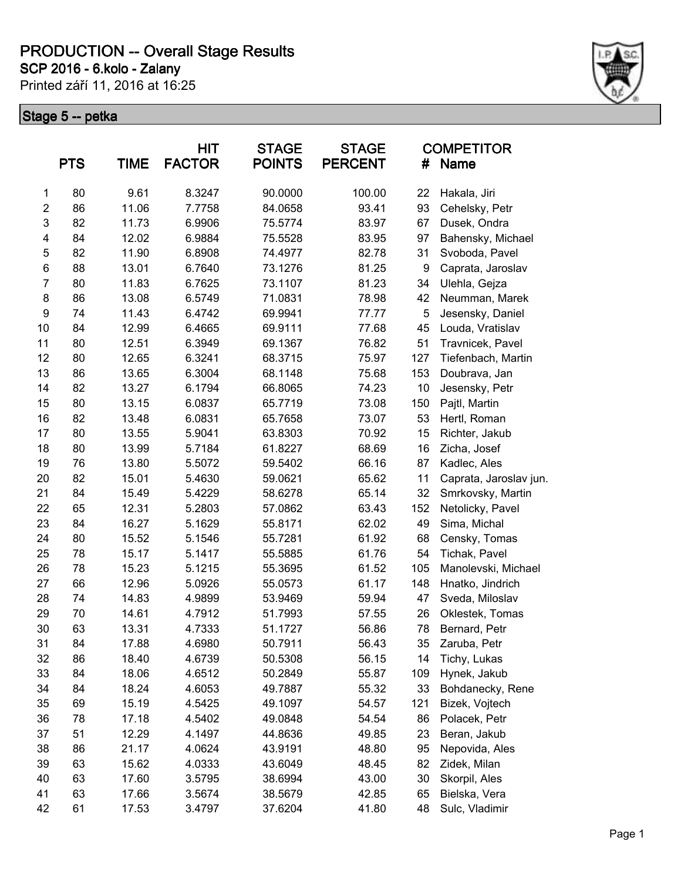# PRODUCTION -- Overall Stage Results

## SCP 2016 - 6.kolo - Zalany

Printed září 11, 2016 at 16:25

### Stage 5 -- petka

| | PTS | TIME | HIT FACTOR | STAGE POINTS | STAGE PERCENT | # | COMPETITOR Name |
|---|---|---|---|---|---|---|---|
| 1 | 80 | 9.61 | 8.3247 | 90.0000 | 100.00 | 22 | Hakala, Jiri |
| 2 | 86 | 11.06 | 7.7758 | 84.0658 | 93.41 | 93 | Cehelsky, Petr |
| 3 | 82 | 11.73 | 6.9906 | 75.5774 | 83.97 | 67 | Dusek, Ondra |
| 4 | 84 | 12.02 | 6.9884 | 75.5528 | 83.95 | 97 | Bahensky, Michael |
| 5 | 82 | 11.90 | 6.8908 | 74.4977 | 82.78 | 31 | Svoboda, Pavel |
| 6 | 88 | 13.01 | 6.7640 | 73.1276 | 81.25 | 9 | Caprata, Jaroslav |
| 7 | 80 | 11.83 | 6.7625 | 73.1107 | 81.23 | 34 | Ulehla, Gejza |
| 8 | 86 | 13.08 | 6.5749 | 71.0831 | 78.98 | 42 | Neumman, Marek |
| 9 | 74 | 11.43 | 6.4742 | 69.9941 | 77.77 | 5 | Jesensky, Daniel |
| 10 | 84 | 12.99 | 6.4665 | 69.9111 | 77.68 | 45 | Louda, Vratislav |
| 11 | 80 | 12.51 | 6.3949 | 69.1367 | 76.82 | 51 | Travnicek, Pavel |
| 12 | 80 | 12.65 | 6.3241 | 68.3715 | 75.97 | 127 | Tiefenbach, Martin |
| 13 | 86 | 13.65 | 6.3004 | 68.1148 | 75.68 | 153 | Doubrava, Jan |
| 14 | 82 | 13.27 | 6.1794 | 66.8065 | 74.23 | 10 | Jesensky, Petr |
| 15 | 80 | 13.15 | 6.0837 | 65.7719 | 73.08 | 150 | Pajtl, Martin |
| 16 | 82 | 13.48 | 6.0831 | 65.7658 | 73.07 | 53 | Hertl, Roman |
| 17 | 80 | 13.55 | 5.9041 | 63.8303 | 70.92 | 15 | Richter, Jakub |
| 18 | 80 | 13.99 | 5.7184 | 61.8227 | 68.69 | 16 | Zicha, Josef |
| 19 | 76 | 13.80 | 5.5072 | 59.5402 | 66.16 | 87 | Kadlec, Ales |
| 20 | 82 | 15.01 | 5.4630 | 59.0621 | 65.62 | 11 | Caprata, Jaroslav jun. |
| 21 | 84 | 15.49 | 5.4229 | 58.6278 | 65.14 | 32 | Smrkovsky, Martin |
| 22 | 65 | 12.31 | 5.2803 | 57.0862 | 63.43 | 152 | Netolicky, Pavel |
| 23 | 84 | 16.27 | 5.1629 | 55.8171 | 62.02 | 49 | Sima, Michal |
| 24 | 80 | 15.52 | 5.1546 | 55.7281 | 61.92 | 68 | Censky, Tomas |
| 25 | 78 | 15.17 | 5.1417 | 55.5885 | 61.76 | 54 | Tichak, Pavel |
| 26 | 78 | 15.23 | 5.1215 | 55.3695 | 61.52 | 105 | Manolevski, Michael |
| 27 | 66 | 12.96 | 5.0926 | 55.0573 | 61.17 | 148 | Hnatko, Jindrich |
| 28 | 74 | 14.83 | 4.9899 | 53.9469 | 59.94 | 47 | Sveda, Miloslav |
| 29 | 70 | 14.61 | 4.7912 | 51.7993 | 57.55 | 26 | Oklestek, Tomas |
| 30 | 63 | 13.31 | 4.7333 | 51.1727 | 56.86 | 78 | Bernard, Petr |
| 31 | 84 | 17.88 | 4.6980 | 50.7911 | 56.43 | 35 | Zaruba, Petr |
| 32 | 86 | 18.40 | 4.6739 | 50.5308 | 56.15 | 14 | Tichy, Lukas |
| 33 | 84 | 18.06 | 4.6512 | 50.2849 | 55.87 | 109 | Hynek, Jakub |
| 34 | 84 | 18.24 | 4.6053 | 49.7887 | 55.32 | 33 | Bohdanecky, Rene |
| 35 | 69 | 15.19 | 4.5425 | 49.1097 | 54.57 | 121 | Bizek, Vojtech |
| 36 | 78 | 17.18 | 4.5402 | 49.0848 | 54.54 | 86 | Polacek, Petr |
| 37 | 51 | 12.29 | 4.1497 | 44.8636 | 49.85 | 23 | Beran, Jakub |
| 38 | 86 | 21.17 | 4.0624 | 43.9191 | 48.80 | 95 | Nepovida, Ales |
| 39 | 63 | 15.62 | 4.0333 | 43.6049 | 48.45 | 82 | Zidek, Milan |
| 40 | 63 | 17.60 | 3.5795 | 38.6994 | 43.00 | 30 | Skorpil, Ales |
| 41 | 63 | 17.66 | 3.5674 | 38.5679 | 42.85 | 65 | Bielska, Vera |
| 42 | 61 | 17.53 | 3.4797 | 37.6204 | 41.80 | 48 | Sulc, Vladimir |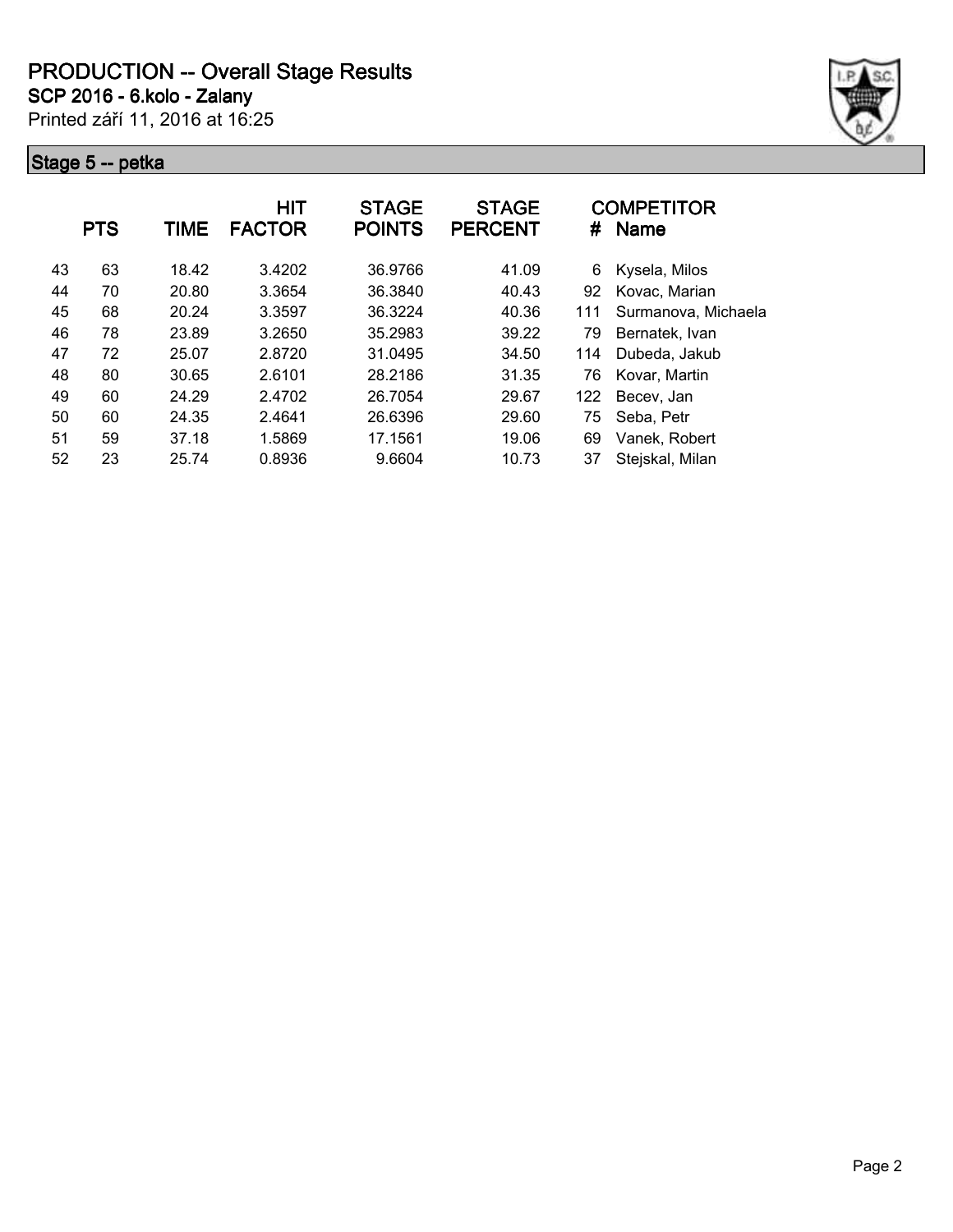# PRODUCTION -- Overall Stage Results

**SCP 2016 - 6.kolo - Zalany**

Printed září 11, 2016 at 16:25

## Stage 5 -- petka

| | PTS | TIME | HIT FACTOR | STAGE POINTS | STAGE PERCENT | # | COMPETITOR Name |
|---|---|---|---|---|---|---|---|
| 43 | 63 | 18.42 | 3.4202 | 36.9766 | 41.09 | 6 | Kysela, Milos |
| 44 | 70 | 20.80 | 3.3654 | 36.3840 | 40.43 | 92 | Kovac, Marian |
| 45 | 68 | 20.24 | 3.3597 | 36.3224 | 40.36 | 111 | Surmanova, Michaela |
| 46 | 78 | 23.89 | 3.2650 | 35.2983 | 39.22 | 79 | Bernatek, Ivan |
| 47 | 72 | 25.07 | 2.8720 | 31.0495 | 34.50 | 114 | Dubeda, Jakub |
| 48 | 80 | 30.65 | 2.6101 | 28.2186 | 31.35 | 76 | Kovar, Martin |
| 49 | 60 | 24.29 | 2.4702 | 26.7054 | 29.67 | 122 | Becev, Jan |
| 50 | 60 | 24.35 | 2.4641 | 26.6396 | 29.60 | 75 | Seba, Petr |
| 51 | 59 | 37.18 | 1.5869 | 17.1561 | 19.06 | 69 | Vanek, Robert |
| 52 | 23 | 25.74 | 0.8936 | 9.6604 | 10.73 | 37 | Stejskal, Milan |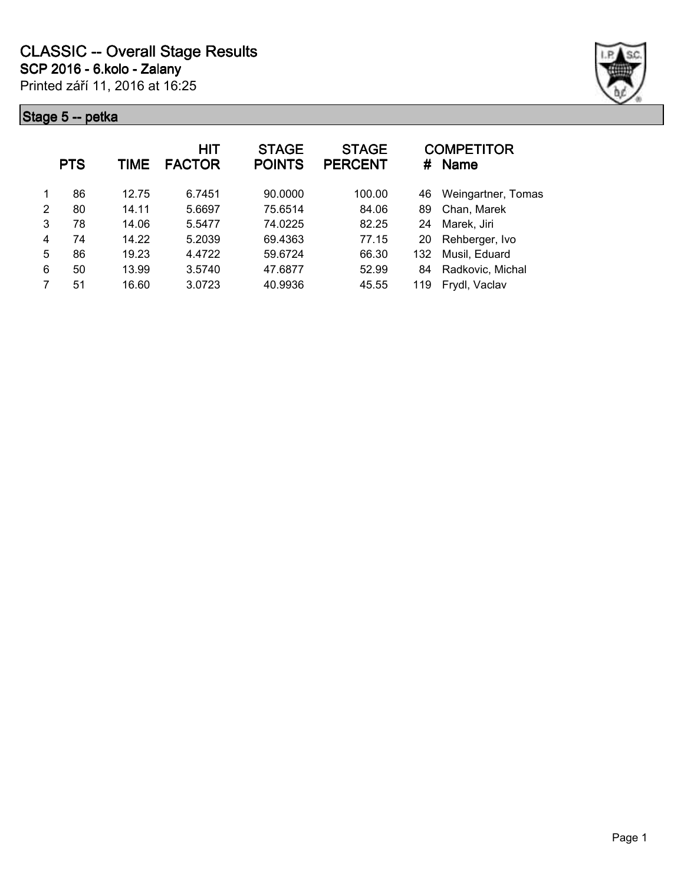# CLASSIC -- Overall Stage Results

**SCP 2016 - 6.kolo - Zalany**

Printed září 11, 2016 at 16:25

## Stage 5 -- petka

| | PTS | TIME | HIT FACTOR | STAGE POINTS | STAGE PERCENT | # | COMPETITOR Name |
|---|---|---|---|---|---|---|---|
| 1 | 86 | 12.75 | 6.7451 | 90.0000 | 100.00 | 46 | Weingartner, Tomas |
| 2 | 80 | 14.11 | 5.6697 | 75.6514 | 84.06 | 89 | Chan, Marek |
| 3 | 78 | 14.06 | 5.5477 | 74.0225 | 82.25 | 24 | Marek, Jiri |
| 4 | 74 | 14.22 | 5.2039 | 69.4363 | 77.15 | 20 | Rehberger, Ivo |
| 5 | 86 | 19.23 | 4.4722 | 59.6724 | 66.30 | 132 | Musil, Eduard |
| 6 | 50 | 13.99 | 3.5740 | 47.6877 | 52.99 | 84 | Radkovic, Michal |
| 7 | 51 | 16.60 | 3.0723 | 40.9936 | 45.55 | 119 | Frydl, Vaclav |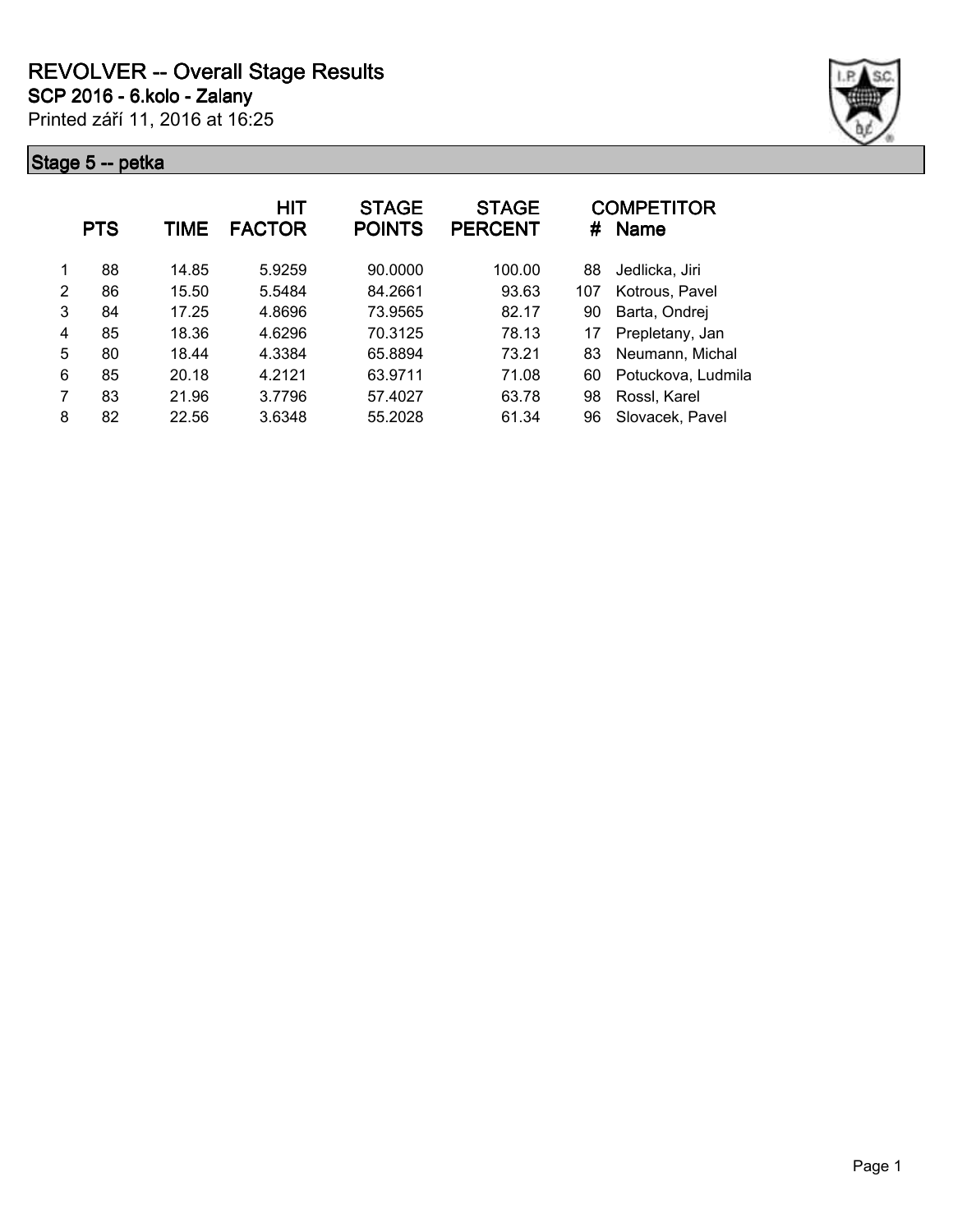# REVOLVER -- Overall Stage Results

**SCP 2016 - 6.kolo - Zalany**

Printed září 11, 2016 at 16:25

## Stage 5 -- petka

| | PTS | TIME | HIT FACTOR | STAGE POINTS | STAGE PERCENT | # | COMPETITOR Name |
|---|---|---|---|---|---|---|---|
| 1 | 88 | 14.85 | 5.9259 | 90.0000 | 100.00 | 88 | Jedlicka, Jiri |
| 2 | 86 | 15.50 | 5.5484 | 84.2661 | 93.63 | 107 | Kotrous, Pavel |
| 3 | 84 | 17.25 | 4.8696 | 73.9565 | 82.17 | 90 | Barta, Ondrej |
| 4 | 85 | 18.36 | 4.6296 | 70.3125 | 78.13 | 17 | Prepletany, Jan |
| 5 | 80 | 18.44 | 4.3384 | 65.8894 | 73.21 | 83 | Neumann, Michal |
| 6 | 85 | 20.18 | 4.2121 | 63.9711 | 71.08 | 60 | Potuckova, Ludmila |
| 7 | 83 | 21.96 | 3.7796 | 57.4027 | 63.78 | 98 | Rossl, Karel |
| 8 | 82 | 22.56 | 3.6348 | 55.2028 | 61.34 | 96 | Slovacek, Pavel |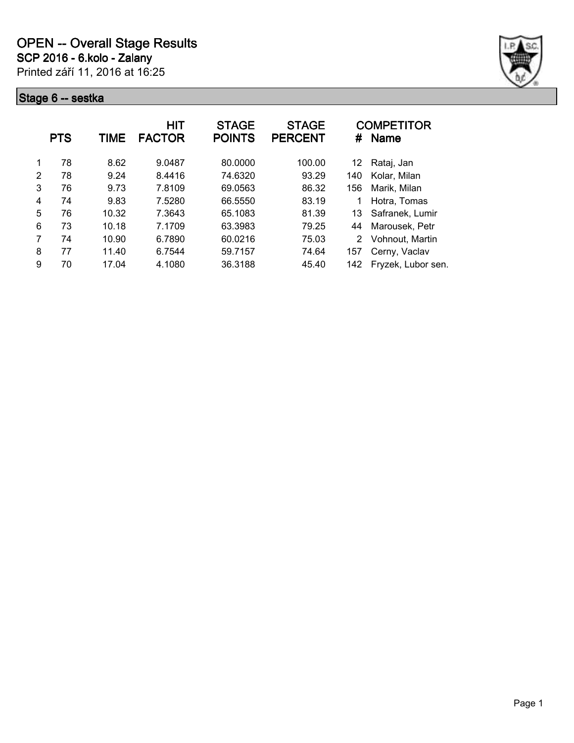# OPEN -- Overall Stage Results

## SCP 2016 - 6.kolo - Zalany

Printed září 11, 2016 at 16:25

### Stage 6 -- sestka

| | PTS | TIME | HIT FACTOR | STAGE POINTS | STAGE PERCENT | # | COMPETITOR Name |
|---|---|---|---|---|---|---|---|
| 1 | 78 | 8.62 | 9.0487 | 80.0000 | 100.00 | 12 | Rataj, Jan |
| 2 | 78 | 9.24 | 8.4416 | 74.6320 | 93.29 | 140 | Kolar, Milan |
| 3 | 76 | 9.73 | 7.8109 | 69.0563 | 86.32 | 156 | Marik, Milan |
| 4 | 74 | 9.83 | 7.5280 | 66.5550 | 83.19 | 1 | Hotra, Tomas |
| 5 | 76 | 10.32 | 7.3643 | 65.1083 | 81.39 | 13 | Safranek, Lumir |
| 6 | 73 | 10.18 | 7.1709 | 63.3983 | 79.25 | 44 | Marousek, Petr |
| 7 | 74 | 10.90 | 6.7890 | 60.0216 | 75.03 | 2 | Vohnout, Martin |
| 8 | 77 | 11.40 | 6.7544 | 59.7157 | 74.64 | 157 | Cerny, Vaclav |
| 9 | 70 | 17.04 | 4.1080 | 36.3188 | 45.40 | 142 | Fryzek, Lubor sen. |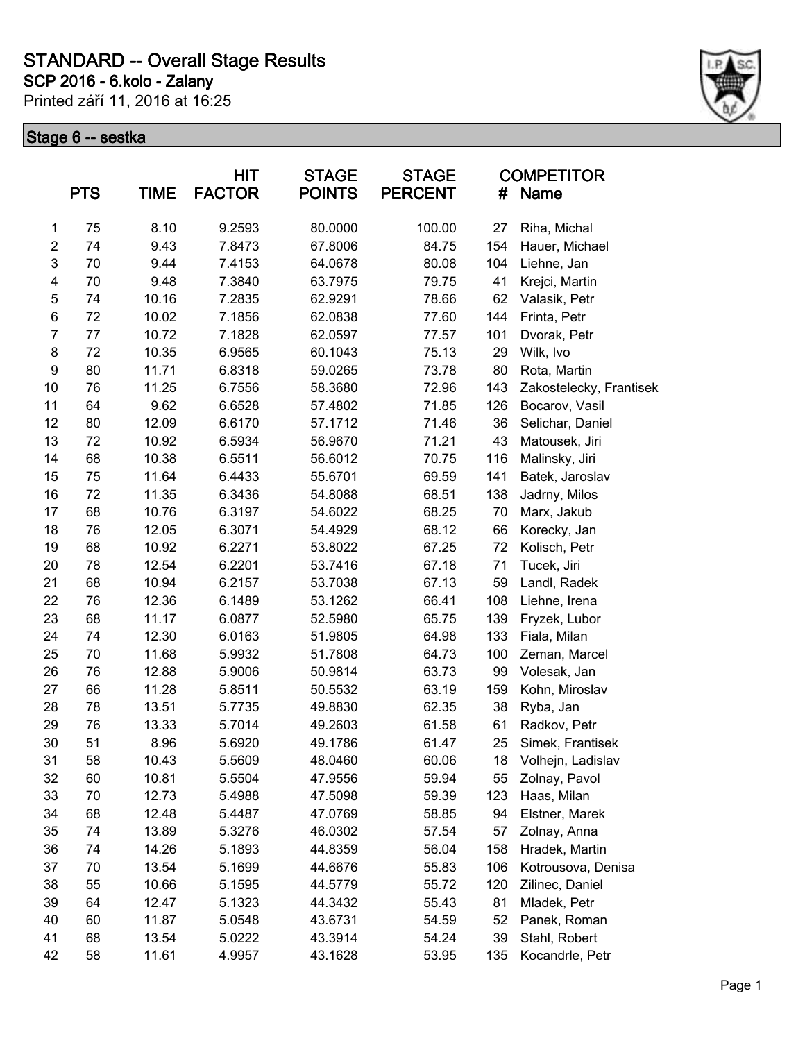# STANDARD -- Overall Stage Results

## SCP 2016 - 6.kolo - Zalany

Printed září 11, 2016 at 16:25

### Stage 6 -- sestka

| | PTS | TIME | HIT FACTOR | STAGE POINTS | STAGE PERCENT | # | COMPETITOR Name |
|---|---|---|---|---|---|---|---|
| 1 | 75 | 8.10 | 9.2593 | 80.0000 | 100.00 | 27 | Riha, Michal |
| 2 | 74 | 9.43 | 7.8473 | 67.8006 | 84.75 | 154 | Hauer, Michael |
| 3 | 70 | 9.44 | 7.4153 | 64.0678 | 80.08 | 104 | Liehne, Jan |
| 4 | 70 | 9.48 | 7.3840 | 63.7975 | 79.75 | 41 | Krejci, Martin |
| 5 | 74 | 10.16 | 7.2835 | 62.9291 | 78.66 | 62 | Valasik, Petr |
| 6 | 72 | 10.02 | 7.1856 | 62.0838 | 77.60 | 144 | Frinta, Petr |
| 7 | 77 | 10.72 | 7.1828 | 62.0597 | 77.57 | 101 | Dvorak, Petr |
| 8 | 72 | 10.35 | 6.9565 | 60.1043 | 75.13 | 29 | Wilk, Ivo |
| 9 | 80 | 11.71 | 6.8318 | 59.0265 | 73.78 | 80 | Rota, Martin |
| 10 | 76 | 11.25 | 6.7556 | 58.3680 | 72.96 | 143 | Zakostelecky, Frantisek |
| 11 | 64 | 9.62 | 6.6528 | 57.4802 | 71.85 | 126 | Bocarov, Vasil |
| 12 | 80 | 12.09 | 6.6170 | 57.1712 | 71.46 | 36 | Selichar, Daniel |
| 13 | 72 | 10.92 | 6.5934 | 56.9670 | 71.21 | 43 | Matousek, Jiri |
| 14 | 68 | 10.38 | 6.5511 | 56.6012 | 70.75 | 116 | Malinsky, Jiri |
| 15 | 75 | 11.64 | 6.4433 | 55.6701 | 69.59 | 141 | Batek, Jaroslav |
| 16 | 72 | 11.35 | 6.3436 | 54.8088 | 68.51 | 138 | Jadrny, Milos |
| 17 | 68 | 10.76 | 6.3197 | 54.6022 | 68.25 | 70 | Marx, Jakub |
| 18 | 76 | 12.05 | 6.3071 | 54.4929 | 68.12 | 66 | Korecky, Jan |
| 19 | 68 | 10.92 | 6.2271 | 53.8022 | 67.25 | 72 | Kolisch, Petr |
| 20 | 78 | 12.54 | 6.2201 | 53.7416 | 67.18 | 71 | Tucek, Jiri |
| 21 | 68 | 10.94 | 6.2157 | 53.7038 | 67.13 | 59 | Landl, Radek |
| 22 | 76 | 12.36 | 6.1489 | 53.1262 | 66.41 | 108 | Liehne, Irena |
| 23 | 68 | 11.17 | 6.0877 | 52.5980 | 65.75 | 139 | Fryzek, Lubor |
| 24 | 74 | 12.30 | 6.0163 | 51.9805 | 64.98 | 133 | Fiala, Milan |
| 25 | 70 | 11.68 | 5.9932 | 51.7808 | 64.73 | 100 | Zeman, Marcel |
| 26 | 76 | 12.88 | 5.9006 | 50.9814 | 63.73 | 99 | Volesak, Jan |
| 27 | 66 | 11.28 | 5.8511 | 50.5532 | 63.19 | 159 | Kohn, Miroslav |
| 28 | 78 | 13.51 | 5.7735 | 49.8830 | 62.35 | 38 | Ryba, Jan |
| 29 | 76 | 13.33 | 5.7014 | 49.2603 | 61.58 | 61 | Radkov, Petr |
| 30 | 51 | 8.96 | 5.6920 | 49.1786 | 61.47 | 25 | Simek, Frantisek |
| 31 | 58 | 10.43 | 5.5609 | 48.0460 | 60.06 | 18 | Volhejn, Ladislav |
| 32 | 60 | 10.81 | 5.5504 | 47.9556 | 59.94 | 55 | Zolnay, Pavol |
| 33 | 70 | 12.73 | 5.4988 | 47.5098 | 59.39 | 123 | Haas, Milan |
| 34 | 68 | 12.48 | 5.4487 | 47.0769 | 58.85 | 94 | Elstner, Marek |
| 35 | 74 | 13.89 | 5.3276 | 46.0302 | 57.54 | 57 | Zolnay, Anna |
| 36 | 74 | 14.26 | 5.1893 | 44.8359 | 56.04 | 158 | Hradek, Martin |
| 37 | 70 | 13.54 | 5.1699 | 44.6676 | 55.83 | 106 | Kotrousova, Denisa |
| 38 | 55 | 10.66 | 5.1595 | 44.5779 | 55.72 | 120 | Zilinec, Daniel |
| 39 | 64 | 12.47 | 5.1323 | 44.3432 | 55.43 | 81 | Mladek, Petr |
| 40 | 60 | 11.87 | 5.0548 | 43.6731 | 54.59 | 52 | Panek, Roman |
| 41 | 68 | 13.54 | 5.0222 | 43.3914 | 54.24 | 39 | Stahl, Robert |
| 42 | 58 | 11.61 | 4.9957 | 43.1628 | 53.95 | 135 | Kocandrle, Petr |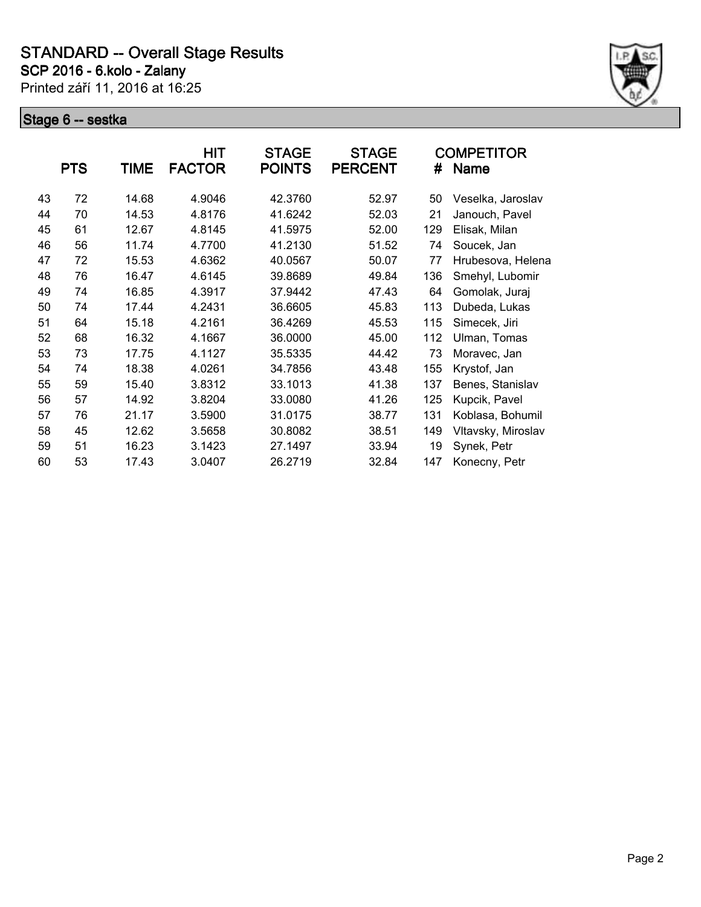# STANDARD -- Overall Stage Results

## SCP 2016 - 6.kolo - Zalany

Printed září 11, 2016 at 16:25

### Stage 6 -- sestka

| | PTS | TIME | HIT FACTOR | STAGE POINTS | STAGE PERCENT | # | COMPETITOR Name |
|---|---|---|---|---|---|---|---|
| 43 | 72 | 14.68 | 4.9046 | 42.3760 | 52.97 | 50 | Veselka, Jaroslav |
| 44 | 70 | 14.53 | 4.8176 | 41.6242 | 52.03 | 21 | Janouch, Pavel |
| 45 | 61 | 12.67 | 4.8145 | 41.5975 | 52.00 | 129 | Elisak, Milan |
| 46 | 56 | 11.74 | 4.7700 | 41.2130 | 51.52 | 74 | Soucek, Jan |
| 47 | 72 | 15.53 | 4.6362 | 40.0567 | 50.07 | 77 | Hrubesova, Helena |
| 48 | 76 | 16.47 | 4.6145 | 39.8689 | 49.84 | 136 | Smehyl, Lubomir |
| 49 | 74 | 16.85 | 4.3917 | 37.9442 | 47.43 | 64 | Gomolak, Juraj |
| 50 | 74 | 17.44 | 4.2431 | 36.6605 | 45.83 | 113 | Dubeda, Lukas |
| 51 | 64 | 15.18 | 4.2161 | 36.4269 | 45.53 | 115 | Simecek, Jiri |
| 52 | 68 | 16.32 | 4.1667 | 36.0000 | 45.00 | 112 | Ulman, Tomas |
| 53 | 73 | 17.75 | 4.1127 | 35.5335 | 44.42 | 73 | Moravec, Jan |
| 54 | 74 | 18.38 | 4.0261 | 34.7856 | 43.48 | 155 | Krystof, Jan |
| 55 | 59 | 15.40 | 3.8312 | 33.1013 | 41.38 | 137 | Benes, Stanislav |
| 56 | 57 | 14.92 | 3.8204 | 33.0080 | 41.26 | 125 | Kupcik, Pavel |
| 57 | 76 | 21.17 | 3.5900 | 31.0175 | 38.77 | 131 | Koblasa, Bohumil |
| 58 | 45 | 12.62 | 3.5658 | 30.8082 | 38.51 | 149 | Vltavsky, Miroslav |
| 59 | 51 | 16.23 | 3.1423 | 27.1497 | 33.94 | 19 | Synek, Petr |
| 60 | 53 | 17.43 | 3.0407 | 26.2719 | 32.84 | 147 | Konecny, Petr |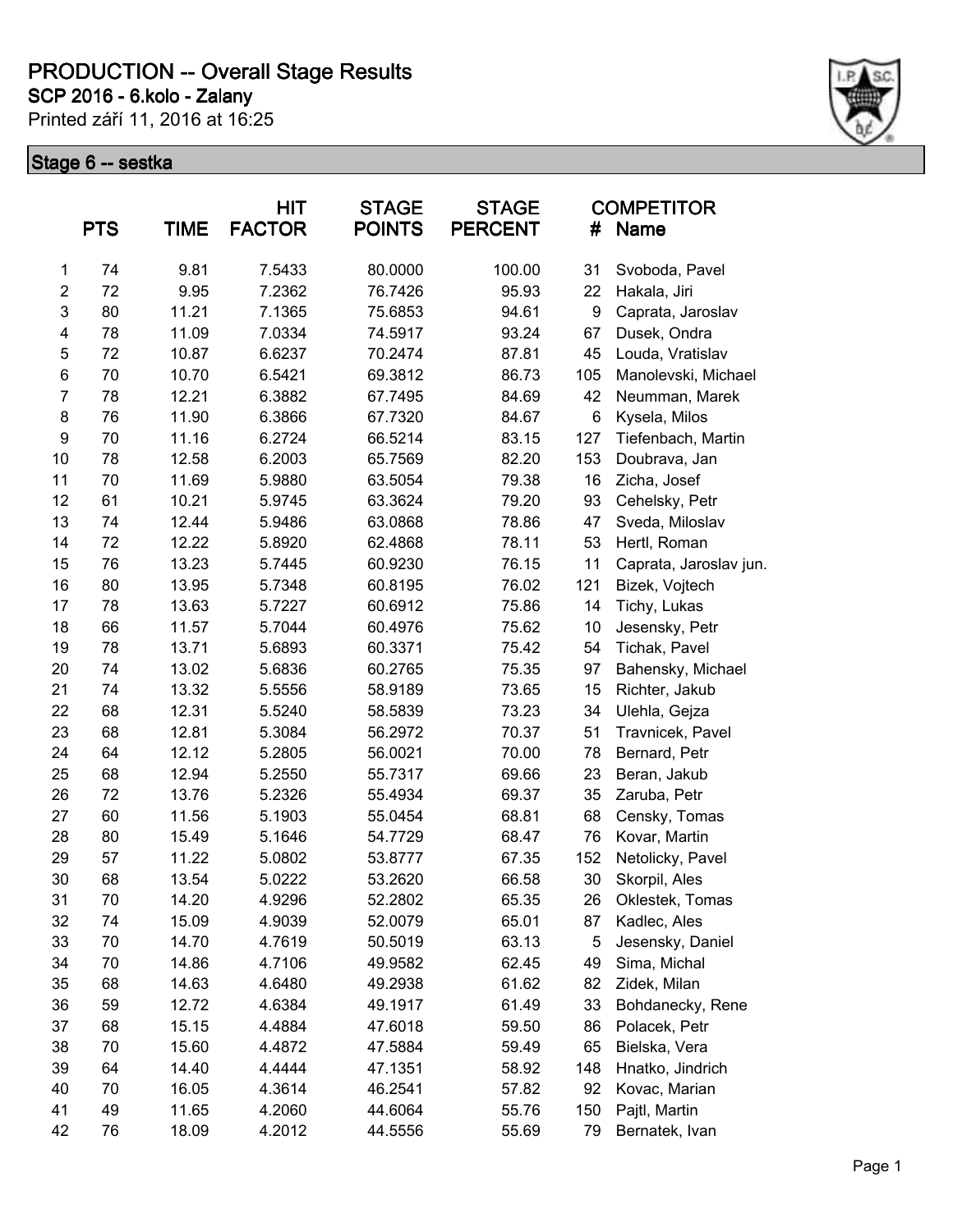# PRODUCTION -- Overall Stage Results

**SCP 2016 - 6.kolo - Zalany**

Printed září 11, 2016 at 16:25

## Stage 6 -- sestka

| | PTS | TIME | HIT FACTOR | STAGE POINTS | STAGE PERCENT | # | COMPETITOR Name |
|---|---|---|---|---|---|---|---|
| 1 | 74 | 9.81 | 7.5433 | 80.0000 | 100.00 | 31 | Svoboda, Pavel |
| 2 | 72 | 9.95 | 7.2362 | 76.7426 | 95.93 | 22 | Hakala, Jiri |
| 3 | 80 | 11.21 | 7.1365 | 75.6853 | 94.61 | 9 | Caprata, Jaroslav |
| 4 | 78 | 11.09 | 7.0334 | 74.5917 | 93.24 | 67 | Dusek, Ondra |
| 5 | 72 | 10.87 | 6.6237 | 70.2474 | 87.81 | 45 | Louda, Vratislav |
| 6 | 70 | 10.70 | 6.5421 | 69.3812 | 86.73 | 105 | Manolevski, Michael |
| 7 | 78 | 12.21 | 6.3882 | 67.7495 | 84.69 | 42 | Neumman, Marek |
| 8 | 76 | 11.90 | 6.3866 | 67.7320 | 84.67 | 6 | Kysela, Milos |
| 9 | 70 | 11.16 | 6.2724 | 66.5214 | 83.15 | 127 | Tiefenbach, Martin |
| 10 | 78 | 12.58 | 6.2003 | 65.7569 | 82.20 | 153 | Doubrava, Jan |
| 11 | 70 | 11.69 | 5.9880 | 63.5054 | 79.38 | 16 | Zicha, Josef |
| 12 | 61 | 10.21 | 5.9745 | 63.3624 | 79.20 | 93 | Cehelsky, Petr |
| 13 | 74 | 12.44 | 5.9486 | 63.0868 | 78.86 | 47 | Sveda, Miloslav |
| 14 | 72 | 12.22 | 5.8920 | 62.4868 | 78.11 | 53 | Hertl, Roman |
| 15 | 76 | 13.23 | 5.7445 | 60.9230 | 76.15 | 11 | Caprata, Jaroslav jun. |
| 16 | 80 | 13.95 | 5.7348 | 60.8195 | 76.02 | 121 | Bizek, Vojtech |
| 17 | 78 | 13.63 | 5.7227 | 60.6912 | 75.86 | 14 | Tichy, Lukas |
| 18 | 66 | 11.57 | 5.7044 | 60.4976 | 75.62 | 10 | Jesensky, Petr |
| 19 | 78 | 13.71 | 5.6893 | 60.3371 | 75.42 | 54 | Tichak, Pavel |
| 20 | 74 | 13.02 | 5.6836 | 60.2765 | 75.35 | 97 | Bahensky, Michael |
| 21 | 74 | 13.32 | 5.5556 | 58.9189 | 73.65 | 15 | Richter, Jakub |
| 22 | 68 | 12.31 | 5.5240 | 58.5839 | 73.23 | 34 | Ulehla, Gejza |
| 23 | 68 | 12.81 | 5.3084 | 56.2972 | 70.37 | 51 | Travnicek, Pavel |
| 24 | 64 | 12.12 | 5.2805 | 56.0021 | 70.00 | 78 | Bernard, Petr |
| 25 | 68 | 12.94 | 5.2550 | 55.7317 | 69.66 | 23 | Beran, Jakub |
| 26 | 72 | 13.76 | 5.2326 | 55.4934 | 69.37 | 35 | Zaruba, Petr |
| 27 | 60 | 11.56 | 5.1903 | 55.0454 | 68.81 | 68 | Censky, Tomas |
| 28 | 80 | 15.49 | 5.1646 | 54.7729 | 68.47 | 76 | Kovar, Martin |
| 29 | 57 | 11.22 | 5.0802 | 53.8777 | 67.35 | 152 | Netolicky, Pavel |
| 30 | 68 | 13.54 | 5.0222 | 53.2620 | 66.58 | 30 | Skorpil, Ales |
| 31 | 70 | 14.20 | 4.9296 | 52.2802 | 65.35 | 26 | Oklestek, Tomas |
| 32 | 74 | 15.09 | 4.9039 | 52.0079 | 65.01 | 87 | Kadlec, Ales |
| 33 | 70 | 14.70 | 4.7619 | 50.5019 | 63.13 | 5 | Jesensky, Daniel |
| 34 | 70 | 14.86 | 4.7106 | 49.9582 | 62.45 | 49 | Sima, Michal |
| 35 | 68 | 14.63 | 4.6480 | 49.2938 | 61.62 | 82 | Zidek, Milan |
| 36 | 59 | 12.72 | 4.6384 | 49.1917 | 61.49 | 33 | Bohdanecky, Rene |
| 37 | 68 | 15.15 | 4.4884 | 47.6018 | 59.50 | 86 | Polacek, Petr |
| 38 | 70 | 15.60 | 4.4872 | 47.5884 | 59.49 | 65 | Bielska, Vera |
| 39 | 64 | 14.40 | 4.4444 | 47.1351 | 58.92 | 148 | Hnatko, Jindrich |
| 40 | 70 | 16.05 | 4.3614 | 46.2541 | 57.82 | 92 | Kovac, Marian |
| 41 | 49 | 11.65 | 4.2060 | 44.6064 | 55.76 | 150 | Pajtl, Martin |
| 42 | 76 | 18.09 | 4.2012 | 44.5556 | 55.69 | 79 | Bernatek, Ivan |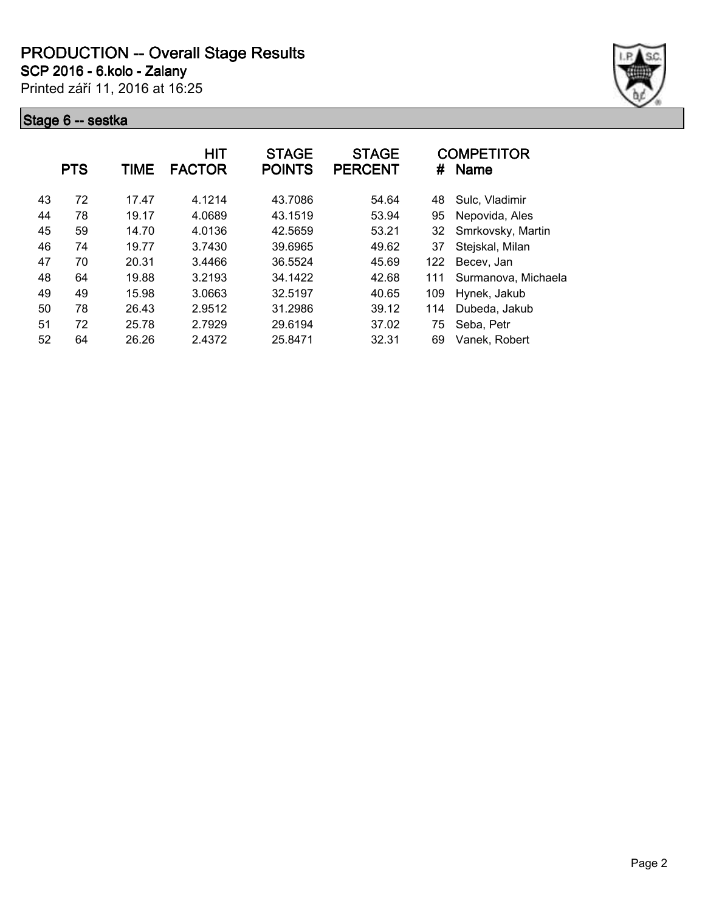# PRODUCTION -- Overall Stage Results

**SCP 2016 - 6.kolo - Zalany**

Printed září 11, 2016 at 16:25

## Stage 6 -- sestka

| | PTS | TIME | HIT FACTOR | STAGE POINTS | STAGE PERCENT | # | COMPETITOR Name |
|---|---|---|---|---|---|---|---|
| 43 | 72 | 17.47 | 4.1214 | 43.7086 | 54.64 | 48 | Sulc, Vladimir |
| 44 | 78 | 19.17 | 4.0689 | 43.1519 | 53.94 | 95 | Nepovida, Ales |
| 45 | 59 | 14.70 | 4.0136 | 42.5659 | 53.21 | 32 | Smrkovsky, Martin |
| 46 | 74 | 19.77 | 3.7430 | 39.6965 | 49.62 | 37 | Stejskal, Milan |
| 47 | 70 | 20.31 | 3.4466 | 36.5524 | 45.69 | 122 | Becev, Jan |
| 48 | 64 | 19.88 | 3.2193 | 34.1422 | 42.68 | 111 | Surmanova, Michaela |
| 49 | 49 | 15.98 | 3.0663 | 32.5197 | 40.65 | 109 | Hynek, Jakub |
| 50 | 78 | 26.43 | 2.9512 | 31.2986 | 39.12 | 114 | Dubeda, Jakub |
| 51 | 72 | 25.78 | 2.7929 | 29.6194 | 37.02 | 75 | Seba, Petr |
| 52 | 64 | 26.26 | 2.4372 | 25.8471 | 32.31 | 69 | Vanek, Robert |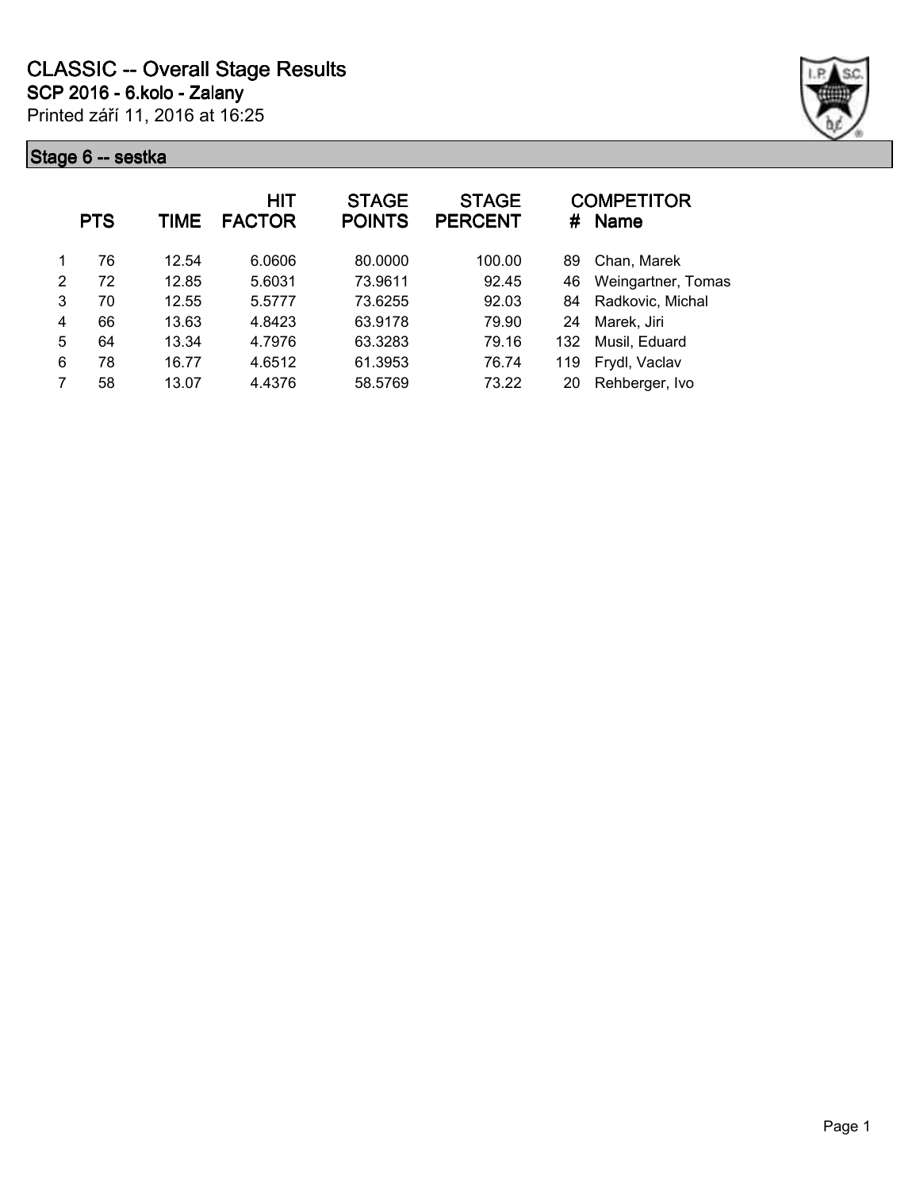# CLASSIC -- Overall Stage Results

**SCP 2016 - 6.kolo - Zalany**

Printed září 11, 2016 at 16:25

## Stage 6 -- sestka

| | PTS | TIME | HIT FACTOR | STAGE POINTS | STAGE PERCENT | # | COMPETITOR Name |
|---|---|---|---|---|---|---|---|
| 1 | 76 | 12.54 | 6.0606 | 80.0000 | 100.00 | 89 | Chan, Marek |
| 2 | 72 | 12.85 | 5.6031 | 73.9611 | 92.45 | 46 | Weingartner, Tomas |
| 3 | 70 | 12.55 | 5.5777 | 73.6255 | 92.03 | 84 | Radkovic, Michal |
| 4 | 66 | 13.63 | 4.8423 | 63.9178 | 79.90 | 24 | Marek, Jiri |
| 5 | 64 | 13.34 | 4.7976 | 63.3283 | 79.16 | 132 | Musil, Eduard |
| 6 | 78 | 16.77 | 4.6512 | 61.3953 | 76.74 | 119 | Frydl, Vaclav |
| 7 | 58 | 13.07 | 4.4376 | 58.5769 | 73.22 | 20 | Rehberger, Ivo |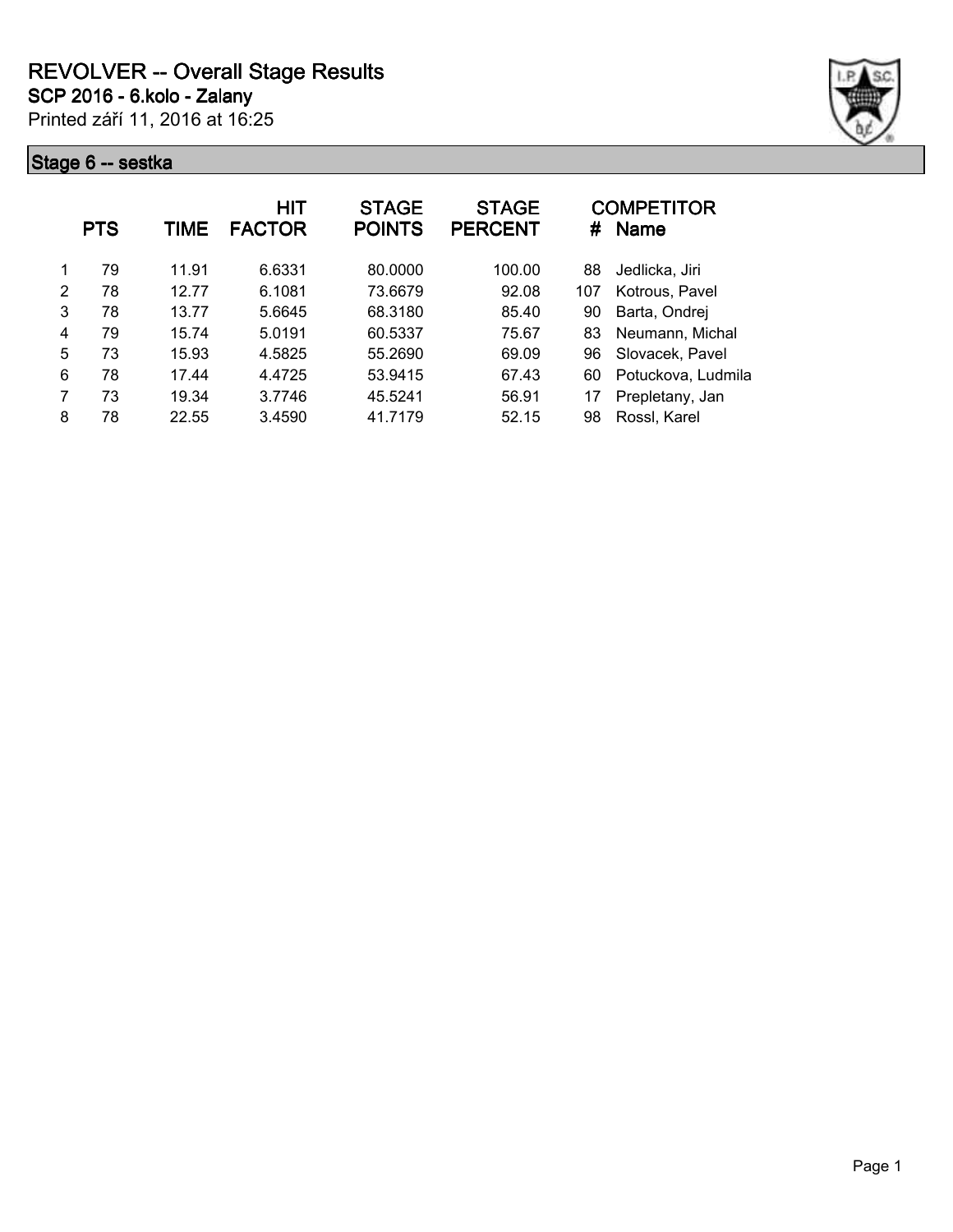# REVOLVER -- Overall Stage Results

**SCP 2016 - 6.kolo - Zalany**

Printed září 11, 2016 at 16:25

## Stage 6 -- sestka

| | PTS | TIME | HIT FACTOR | STAGE POINTS | STAGE PERCENT | # | COMPETITOR Name |
|---|---|---|---|---|---|---|---|
| 1 | 79 | 11.91 | 6.6331 | 80.0000 | 100.00 | 88 | Jedlicka, Jiri |
| 2 | 78 | 12.77 | 6.1081 | 73.6679 | 92.08 | 107 | Kotrous, Pavel |
| 3 | 78 | 13.77 | 5.6645 | 68.3180 | 85.40 | 90 | Barta, Ondrej |
| 4 | 79 | 15.74 | 5.0191 | 60.5337 | 75.67 | 83 | Neumann, Michal |
| 5 | 73 | 15.93 | 4.5825 | 55.2690 | 69.09 | 96 | Slovacek, Pavel |
| 6 | 78 | 17.44 | 4.4725 | 53.9415 | 67.43 | 60 | Potuckova, Ludmila |
| 7 | 73 | 19.34 | 3.7746 | 45.5241 | 56.91 | 17 | Prepletany, Jan |
| 8 | 78 | 22.55 | 3.4590 | 41.7179 | 52.15 | 98 | Rossl, Karel |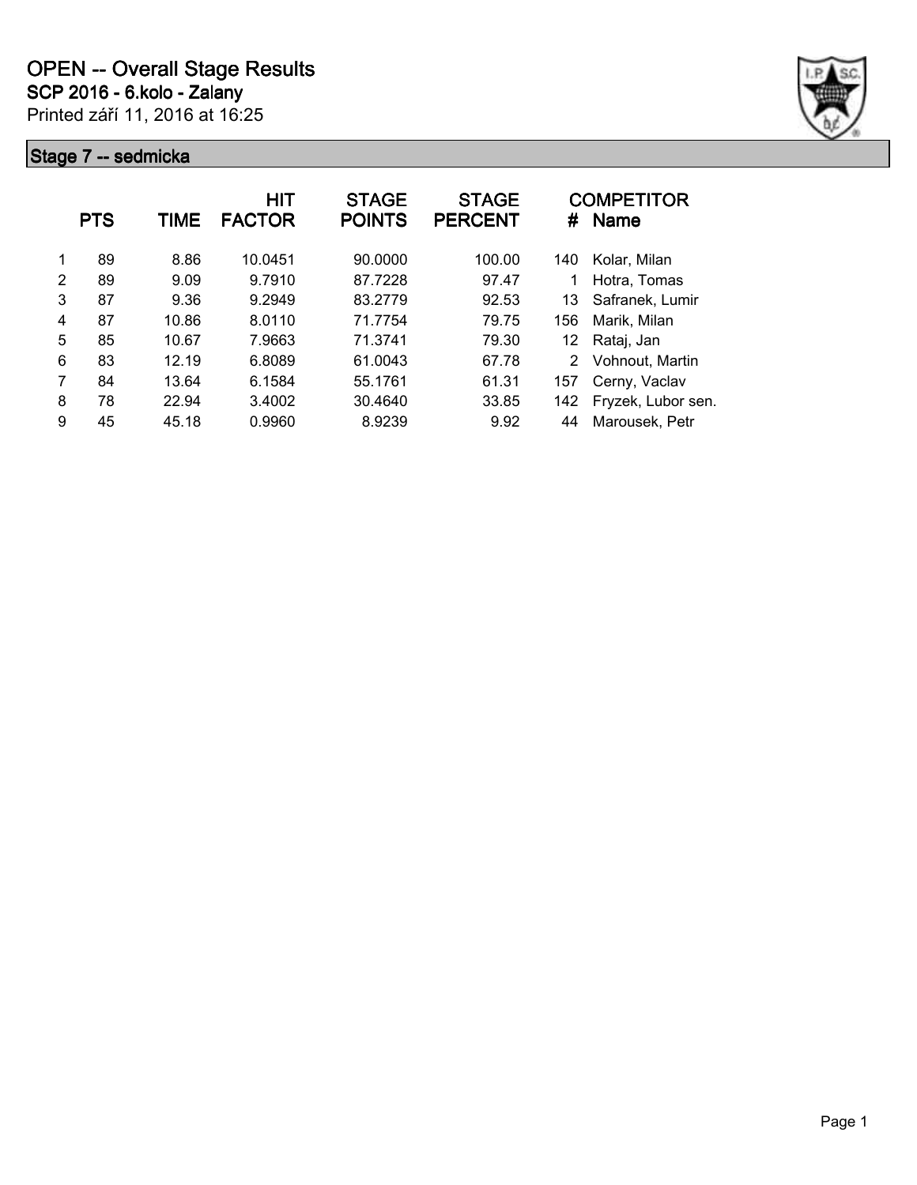# OPEN -- Overall Stage Results

## SCP 2016 - 6.kolo - Zalany

Printed září 11, 2016 at 16:25

### Stage 7 -- sedmicka

| | PTS | TIME | HIT FACTOR | STAGE POINTS | STAGE PERCENT | # | COMPETITOR Name |
|---|---|---|---|---|---|---|---|
| 1 | 89 | 8.86 | 10.0451 | 90.0000 | 100.00 | 140 | Kolar, Milan |
| 2 | 89 | 9.09 | 9.7910 | 87.7228 | 97.47 | 1 | Hotra, Tomas |
| 3 | 87 | 9.36 | 9.2949 | 83.2779 | 92.53 | 13 | Safranek, Lumir |
| 4 | 87 | 10.86 | 8.0110 | 71.7754 | 79.75 | 156 | Marik, Milan |
| 5 | 85 | 10.67 | 7.9663 | 71.3741 | 79.30 | 12 | Rataj, Jan |
| 6 | 83 | 12.19 | 6.8089 | 61.0043 | 67.78 | 2 | Vohnout, Martin |
| 7 | 84 | 13.64 | 6.1584 | 55.1761 | 61.31 | 157 | Cerny, Vaclav |
| 8 | 78 | 22.94 | 3.4002 | 30.4640 | 33.85 | 142 | Fryzek, Lubor sen. |
| 9 | 45 | 45.18 | 0.9960 | 8.9239 | 9.92 | 44 | Marousek, Petr |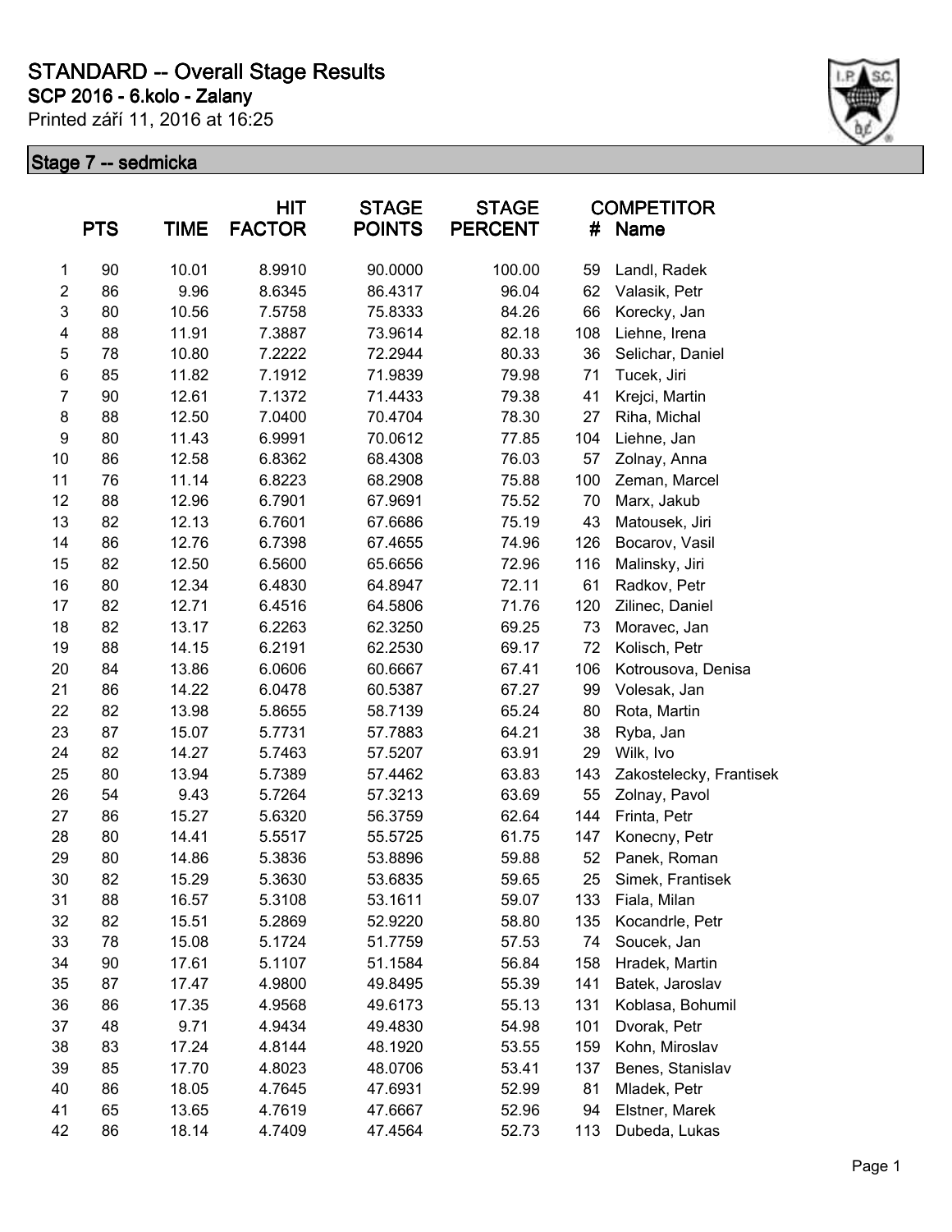# STANDARD -- Overall Stage Results

## SCP 2016 - 6.kolo - Zalany

Printed září 11, 2016 at 16:25

### Stage 7 -- sedmicka

| | PTS | TIME | HIT FACTOR | STAGE POINTS | STAGE PERCENT | # | COMPETITOR Name |
|---|---|---|---|---|---|---|---|
| 1 | 90 | 10.01 | 8.9910 | 90.0000 | 100.00 | 59 | Landl, Radek |
| 2 | 86 | 9.96 | 8.6345 | 86.4317 | 96.04 | 62 | Valasik, Petr |
| 3 | 80 | 10.56 | 7.5758 | 75.8333 | 84.26 | 66 | Korecky, Jan |
| 4 | 88 | 11.91 | 7.3887 | 73.9614 | 82.18 | 108 | Liehne, Irena |
| 5 | 78 | 10.80 | 7.2222 | 72.2944 | 80.33 | 36 | Selichar, Daniel |
| 6 | 85 | 11.82 | 7.1912 | 71.9839 | 79.98 | 71 | Tucek, Jiri |
| 7 | 90 | 12.61 | 7.1372 | 71.4433 | 79.38 | 41 | Krejci, Martin |
| 8 | 88 | 12.50 | 7.0400 | 70.4704 | 78.30 | 27 | Riha, Michal |
| 9 | 80 | 11.43 | 6.9991 | 70.0612 | 77.85 | 104 | Liehne, Jan |
| 10 | 86 | 12.58 | 6.8362 | 68.4308 | 76.03 | 57 | Zolnay, Anna |
| 11 | 76 | 11.14 | 6.8223 | 68.2908 | 75.88 | 100 | Zeman, Marcel |
| 12 | 88 | 12.96 | 6.7901 | 67.9691 | 75.52 | 70 | Marx, Jakub |
| 13 | 82 | 12.13 | 6.7601 | 67.6686 | 75.19 | 43 | Matousek, Jiri |
| 14 | 86 | 12.76 | 6.7398 | 67.4655 | 74.96 | 126 | Bocarov, Vasil |
| 15 | 82 | 12.50 | 6.5600 | 65.6656 | 72.96 | 116 | Malinsky, Jiri |
| 16 | 80 | 12.34 | 6.4830 | 64.8947 | 72.11 | 61 | Radkov, Petr |
| 17 | 82 | 12.71 | 6.4516 | 64.5806 | 71.76 | 120 | Zilinec, Daniel |
| 18 | 82 | 13.17 | 6.2263 | 62.3250 | 69.25 | 73 | Moravec, Jan |
| 19 | 88 | 14.15 | 6.2191 | 62.2530 | 69.17 | 72 | Kolisch, Petr |
| 20 | 84 | 13.86 | 6.0606 | 60.6667 | 67.41 | 106 | Kotrousova, Denisa |
| 21 | 86 | 14.22 | 6.0478 | 60.5387 | 67.27 | 99 | Volesak, Jan |
| 22 | 82 | 13.98 | 5.8655 | 58.7139 | 65.24 | 80 | Rota, Martin |
| 23 | 87 | 15.07 | 5.7731 | 57.7883 | 64.21 | 38 | Ryba, Jan |
| 24 | 82 | 14.27 | 5.7463 | 57.5207 | 63.91 | 29 | Wilk, Ivo |
| 25 | 80 | 13.94 | 5.7389 | 57.4462 | 63.83 | 143 | Zakostelecky, Frantisek |
| 26 | 54 | 9.43 | 5.7264 | 57.3213 | 63.69 | 55 | Zolnay, Pavol |
| 27 | 86 | 15.27 | 5.6320 | 56.3759 | 62.64 | 144 | Frinta, Petr |
| 28 | 80 | 14.41 | 5.5517 | 55.5725 | 61.75 | 147 | Konecny, Petr |
| 29 | 80 | 14.86 | 5.3836 | 53.8896 | 59.88 | 52 | Panek, Roman |
| 30 | 82 | 15.29 | 5.3630 | 53.6835 | 59.65 | 25 | Simek, Frantisek |
| 31 | 88 | 16.57 | 5.3108 | 53.1611 | 59.07 | 133 | Fiala, Milan |
| 32 | 82 | 15.51 | 5.2869 | 52.9220 | 58.80 | 135 | Kocandrle, Petr |
| 33 | 78 | 15.08 | 5.1724 | 51.7759 | 57.53 | 74 | Soucek, Jan |
| 34 | 90 | 17.61 | 5.1107 | 51.1584 | 56.84 | 158 | Hradek, Martin |
| 35 | 87 | 17.47 | 4.9800 | 49.8495 | 55.39 | 141 | Batek, Jaroslav |
| 36 | 86 | 17.35 | 4.9568 | 49.6173 | 55.13 | 131 | Koblasa, Bohumil |
| 37 | 48 | 9.71 | 4.9434 | 49.4830 | 54.98 | 101 | Dvorak, Petr |
| 38 | 83 | 17.24 | 4.8144 | 48.1920 | 53.55 | 159 | Kohn, Miroslav |
| 39 | 85 | 17.70 | 4.8023 | 48.0706 | 53.41 | 137 | Benes, Stanislav |
| 40 | 86 | 18.05 | 4.7645 | 47.6931 | 52.99 | 81 | Mladek, Petr |
| 41 | 65 | 13.65 | 4.7619 | 47.6667 | 52.96 | 94 | Elstner, Marek |
| 42 | 86 | 18.14 | 4.7409 | 47.4564 | 52.73 | 113 | Dubeda, Lukas |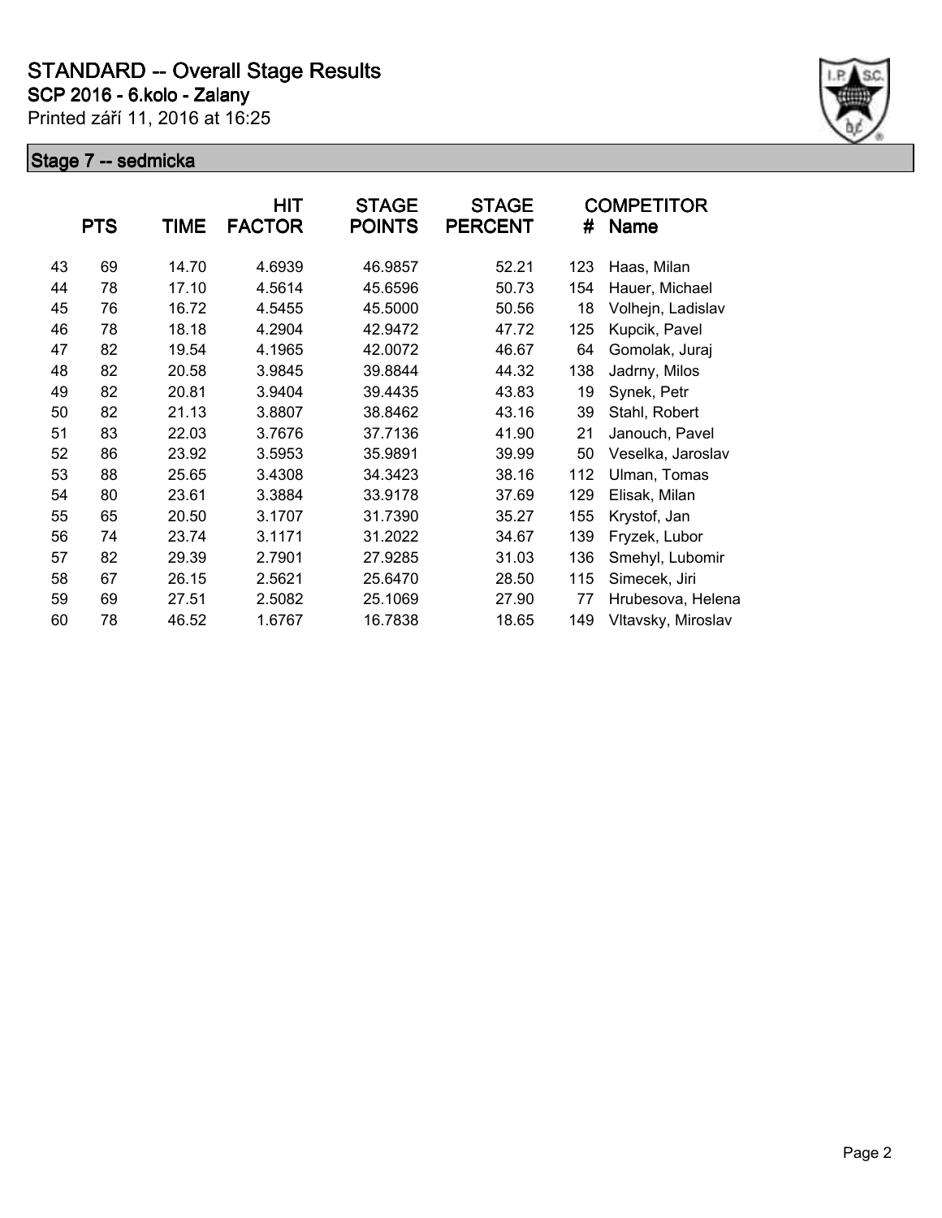# STANDARD -- Overall Stage Results

**SCP 2016 - 6.kolo - Zalany**

Printed září 11, 2016 at 16:25

## Stage 7 -- sedmicka

|  | PTS | TIME | HIT FACTOR | STAGE POINTS | STAGE PERCENT | # | COMPETITOR Name |
|---|---|---|---|---|---|---|---|
| 43 | 69 | 14.70 | 4.6939 | 46.9857 | 52.21 | 123 | Haas, Milan |
| 44 | 78 | 17.10 | 4.5614 | 45.6596 | 50.73 | 154 | Hauer, Michael |
| 45 | 76 | 16.72 | 4.5455 | 45.5000 | 50.56 | 18 | Volhejn, Ladislav |
| 46 | 78 | 18.18 | 4.2904 | 42.9472 | 47.72 | 125 | Kupcik, Pavel |
| 47 | 82 | 19.54 | 4.1965 | 42.0072 | 46.67 | 64 | Gomolak, Juraj |
| 48 | 82 | 20.58 | 3.9845 | 39.8844 | 44.32 | 138 | Jadrny, Milos |
| 49 | 82 | 20.81 | 3.9404 | 39.4435 | 43.83 | 19 | Synek, Petr |
| 50 | 82 | 21.13 | 3.8807 | 38.8462 | 43.16 | 39 | Stahl, Robert |
| 51 | 83 | 22.03 | 3.7676 | 37.7136 | 41.90 | 21 | Janouch, Pavel |
| 52 | 86 | 23.92 | 3.5953 | 35.9891 | 39.99 | 50 | Veselka, Jaroslav |
| 53 | 88 | 25.65 | 3.4308 | 34.3423 | 38.16 | 112 | Ulman, Tomas |
| 54 | 80 | 23.61 | 3.3884 | 33.9178 | 37.69 | 129 | Elisak, Milan |
| 55 | 65 | 20.50 | 3.1707 | 31.7390 | 35.27 | 155 | Krystof, Jan |
| 56 | 74 | 23.74 | 3.1171 | 31.2022 | 34.67 | 139 | Fryzek, Lubor |
| 57 | 82 | 29.39 | 2.7901 | 27.9285 | 31.03 | 136 | Smehyl, Lubomir |
| 58 | 67 | 26.15 | 2.5621 | 25.6470 | 28.50 | 115 | Simecek, Jiri |
| 59 | 69 | 27.51 | 2.5082 | 25.1069 | 27.90 | 77 | Hrubesova, Helena |
| 60 | 78 | 46.52 | 1.6767 | 16.7838 | 18.65 | 149 | Vltavsky, Miroslav |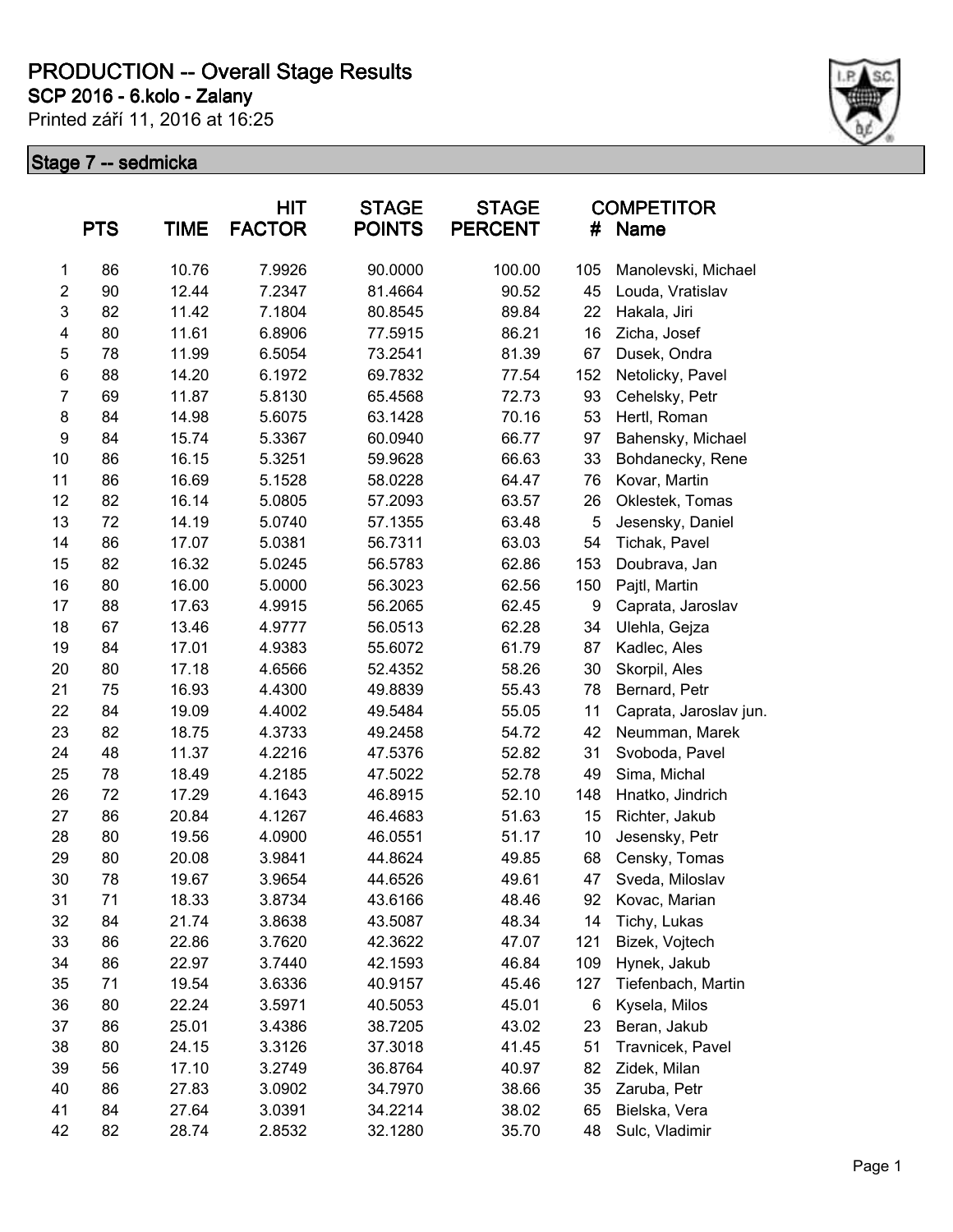# PRODUCTION -- Overall Stage Results

**SCP 2016 - 6.kolo - Zalany**

Printed září 11, 2016 at 16:25

## Stage 7 -- sedmicka

| | PTS | TIME | HIT FACTOR | STAGE POINTS | STAGE PERCENT | COMPETITOR # | Name |
|---|---|---|---|---|---|---|---|
| 1 | 86 | 10.76 | 7.9926 | 90.0000 | 100.00 | 105 | Manolevski, Michael |
| 2 | 90 | 12.44 | 7.2347 | 81.4664 | 90.52 | 45 | Louda, Vratislav |
| 3 | 82 | 11.42 | 7.1804 | 80.8545 | 89.84 | 22 | Hakala, Jiri |
| 4 | 80 | 11.61 | 6.8906 | 77.5915 | 86.21 | 16 | Zicha, Josef |
| 5 | 78 | 11.99 | 6.5054 | 73.2541 | 81.39 | 67 | Dusek, Ondra |
| 6 | 88 | 14.20 | 6.1972 | 69.7832 | 77.54 | 152 | Netolicky, Pavel |
| 7 | 69 | 11.87 | 5.8130 | 65.4568 | 72.73 | 93 | Cehelsky, Petr |
| 8 | 84 | 14.98 | 5.6075 | 63.1428 | 70.16 | 53 | Hertl, Roman |
| 9 | 84 | 15.74 | 5.3367 | 60.0940 | 66.77 | 97 | Bahensky, Michael |
| 10 | 86 | 16.15 | 5.3251 | 59.9628 | 66.63 | 33 | Bohdanecky, Rene |
| 11 | 86 | 16.69 | 5.1528 | 58.0228 | 64.47 | 76 | Kovar, Martin |
| 12 | 82 | 16.14 | 5.0805 | 57.2093 | 63.57 | 26 | Oklestek, Tomas |
| 13 | 72 | 14.19 | 5.0740 | 57.1355 | 63.48 | 5 | Jesensky, Daniel |
| 14 | 86 | 17.07 | 5.0381 | 56.7311 | 63.03 | 54 | Tichak, Pavel |
| 15 | 82 | 16.32 | 5.0245 | 56.5783 | 62.86 | 153 | Doubrava, Jan |
| 16 | 80 | 16.00 | 5.0000 | 56.3023 | 62.56 | 150 | Pajtl, Martin |
| 17 | 88 | 17.63 | 4.9915 | 56.2065 | 62.45 | 9 | Caprata, Jaroslav |
| 18 | 67 | 13.46 | 4.9777 | 56.0513 | 62.28 | 34 | Ulehla, Gejza |
| 19 | 84 | 17.01 | 4.9383 | 55.6072 | 61.79 | 87 | Kadlec, Ales |
| 20 | 80 | 17.18 | 4.6566 | 52.4352 | 58.26 | 30 | Skorpil, Ales |
| 21 | 75 | 16.93 | 4.4300 | 49.8839 | 55.43 | 78 | Bernard, Petr |
| 22 | 84 | 19.09 | 4.4002 | 49.5484 | 55.05 | 11 | Caprata, Jaroslav jun. |
| 23 | 82 | 18.75 | 4.3733 | 49.2458 | 54.72 | 42 | Neumman, Marek |
| 24 | 48 | 11.37 | 4.2216 | 47.5376 | 52.82 | 31 | Svoboda, Pavel |
| 25 | 78 | 18.49 | 4.2185 | 47.5022 | 52.78 | 49 | Sima, Michal |
| 26 | 72 | 17.29 | 4.1643 | 46.8915 | 52.10 | 148 | Hnatko, Jindrich |
| 27 | 86 | 20.84 | 4.1267 | 46.4683 | 51.63 | 15 | Richter, Jakub |
| 28 | 80 | 19.56 | 4.0900 | 46.0551 | 51.17 | 10 | Jesensky, Petr |
| 29 | 80 | 20.08 | 3.9841 | 44.8624 | 49.85 | 68 | Censky, Tomas |
| 30 | 78 | 19.67 | 3.9654 | 44.6526 | 49.61 | 47 | Sveda, Miloslav |
| 31 | 71 | 18.33 | 3.8734 | 43.6166 | 48.46 | 92 | Kovac, Marian |
| 32 | 84 | 21.74 | 3.8638 | 43.5087 | 48.34 | 14 | Tichy, Lukas |
| 33 | 86 | 22.86 | 3.7620 | 42.3622 | 47.07 | 121 | Bizek, Vojtech |
| 34 | 86 | 22.97 | 3.7440 | 42.1593 | 46.84 | 109 | Hynek, Jakub |
| 35 | 71 | 19.54 | 3.6336 | 40.9157 | 45.46 | 127 | Tiefenbach, Martin |
| 36 | 80 | 22.24 | 3.5971 | 40.5053 | 45.01 | 6 | Kysela, Milos |
| 37 | 86 | 25.01 | 3.4386 | 38.7205 | 43.02 | 23 | Beran, Jakub |
| 38 | 80 | 24.15 | 3.3126 | 37.3018 | 41.45 | 51 | Travnicek, Pavel |
| 39 | 56 | 17.10 | 3.2749 | 36.8764 | 40.97 | 82 | Zidek, Milan |
| 40 | 86 | 27.83 | 3.0902 | 34.7970 | 38.66 | 35 | Zaruba, Petr |
| 41 | 84 | 27.64 | 3.0391 | 34.2214 | 38.02 | 65 | Bielska, Vera |
| 42 | 82 | 28.74 | 2.8532 | 32.1280 | 35.70 | 48 | Sulc, Vladimir |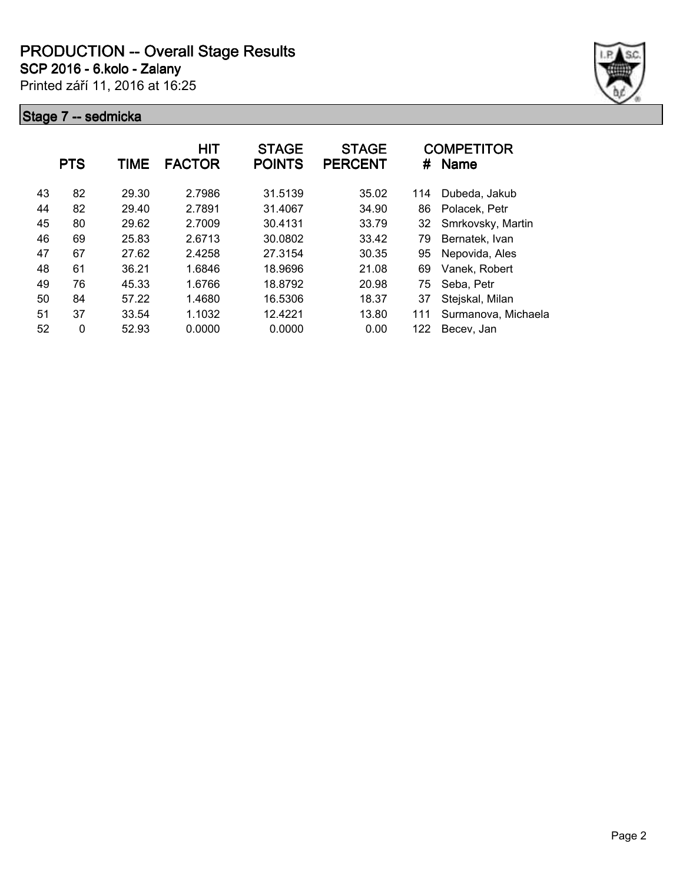# PRODUCTION -- Overall Stage Results

**SCP 2016 - 6.kolo - Zalany**

Printed září 11, 2016 at 16:25

## Stage 7 -- sedmicka

| | PTS | TIME | HIT FACTOR | STAGE POINTS | STAGE PERCENT | # | COMPETITOR Name |
|---|---|---|---|---|---|---|---|
| 43 | 82 | 29.30 | 2.7986 | 31.5139 | 35.02 | 114 | Dubeda, Jakub |
| 44 | 82 | 29.40 | 2.7891 | 31.4067 | 34.90 | 86 | Polacek, Petr |
| 45 | 80 | 29.62 | 2.7009 | 30.4131 | 33.79 | 32 | Smrkovsky, Martin |
| 46 | 69 | 25.83 | 2.6713 | 30.0802 | 33.42 | 79 | Bernatek, Ivan |
| 47 | 67 | 27.62 | 2.4258 | 27.3154 | 30.35 | 95 | Nepovida, Ales |
| 48 | 61 | 36.21 | 1.6846 | 18.9696 | 21.08 | 69 | Vanek, Robert |
| 49 | 76 | 45.33 | 1.6766 | 18.8792 | 20.98 | 75 | Seba, Petr |
| 50 | 84 | 57.22 | 1.4680 | 16.5306 | 18.37 | 37 | Stejskal, Milan |
| 51 | 37 | 33.54 | 1.1032 | 12.4221 | 13.80 | 111 | Surmanova, Michaela |
| 52 | 0 | 52.93 | 0.0000 | 0.0000 | 0.00 | 122 | Becev, Jan |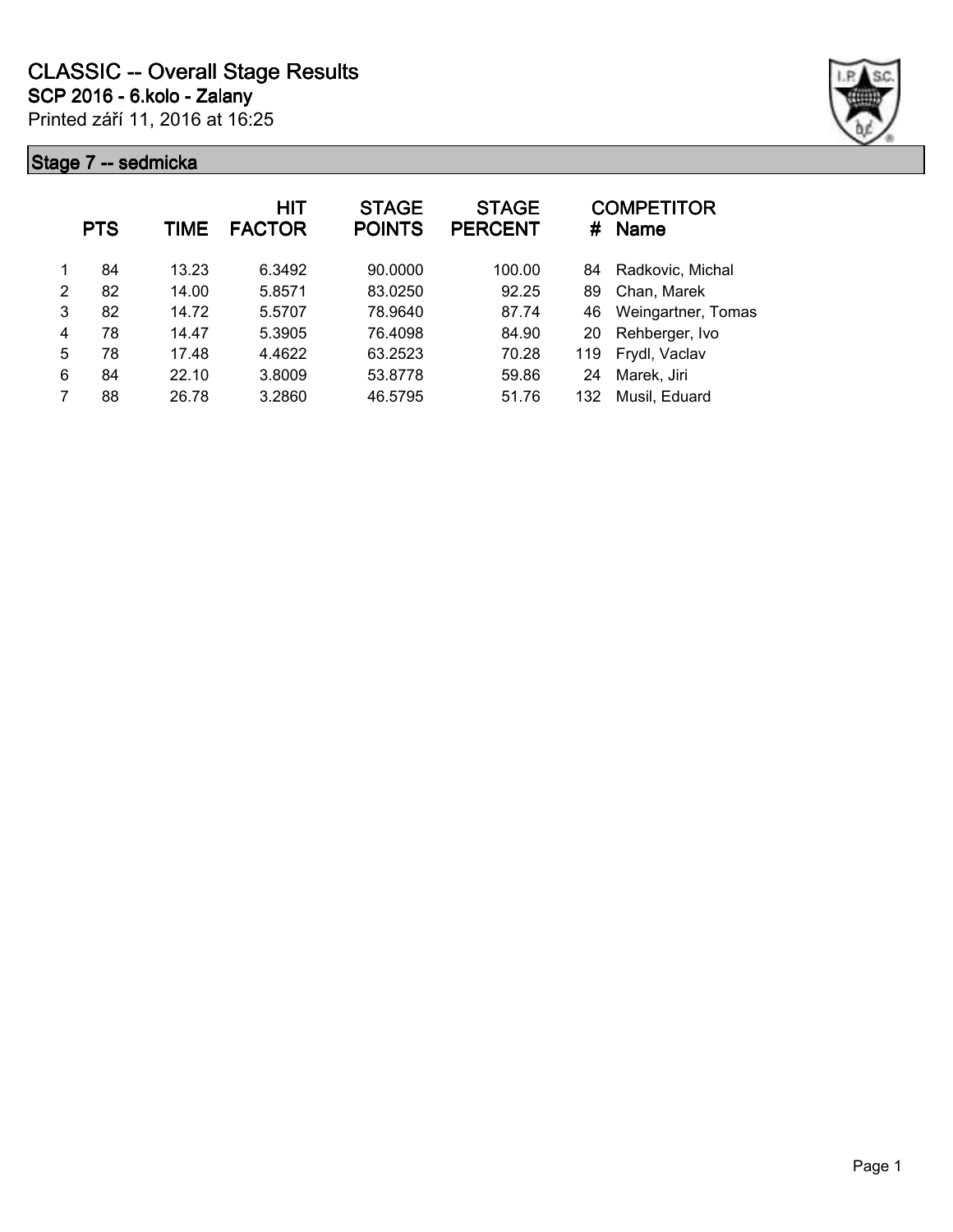# CLASSIC -- Overall Stage Results

**SCP 2016 - 6.kolo - Zalany**

Printed září 11, 2016 at 16:25

## Stage 7 -- sedmicka

| | PTS | TIME | HIT FACTOR | STAGE POINTS | STAGE PERCENT | # | COMPETITOR Name |
|---|---|---|---|---|---|---|---|
| 1 | 84 | 13.23 | 6.3492 | 90.0000 | 100.00 | 84 | Radkovic, Michal |
| 2 | 82 | 14.00 | 5.8571 | 83.0250 | 92.25 | 89 | Chan, Marek |
| 3 | 82 | 14.72 | 5.5707 | 78.9640 | 87.74 | 46 | Weingartner, Tomas |
| 4 | 78 | 14.47 | 5.3905 | 76.4098 | 84.90 | 20 | Rehberger, Ivo |
| 5 | 78 | 17.48 | 4.4622 | 63.2523 | 70.28 | 119 | Frydl, Vaclav |
| 6 | 84 | 22.10 | 3.8009 | 53.8778 | 59.86 | 24 | Marek, Jiri |
| 7 | 88 | 26.78 | 3.2860 | 46.5795 | 51.76 | 132 | Musil, Eduard |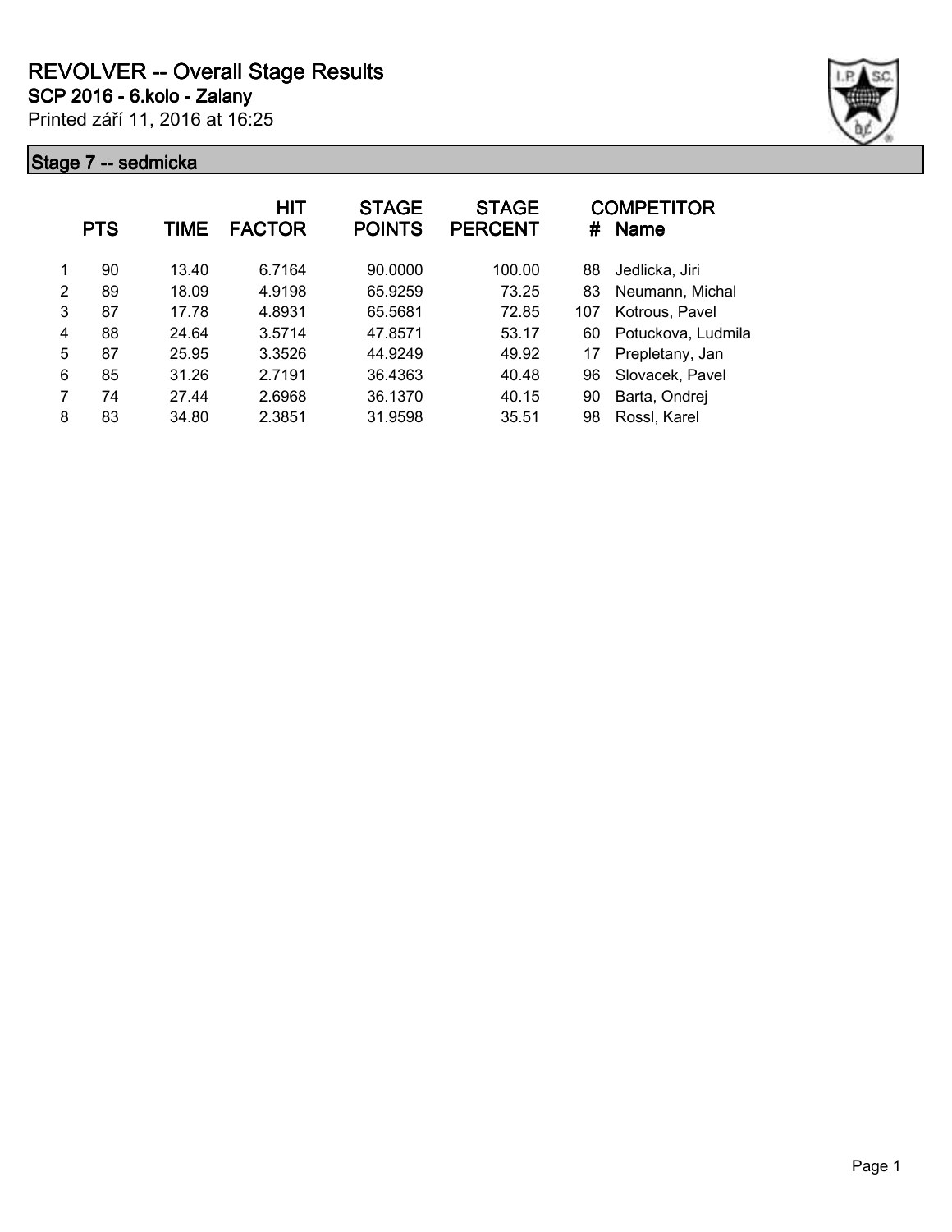# REVOLVER -- Overall Stage Results

**SCP 2016 - 6.kolo - Zalany**

Printed září 11, 2016 at 16:25

## Stage 7 -- sedmicka

| | PTS | TIME | HIT FACTOR | STAGE POINTS | STAGE PERCENT | # | COMPETITOR Name |
|---|---|---|---|---|---|---|---|
| 1 | 90 | 13.40 | 6.7164 | 90.0000 | 100.00 | 88 | Jedlicka, Jiri |
| 2 | 89 | 18.09 | 4.9198 | 65.9259 | 73.25 | 83 | Neumann, Michal |
| 3 | 87 | 17.78 | 4.8931 | 65.5681 | 72.85 | 107 | Kotrous, Pavel |
| 4 | 88 | 24.64 | 3.5714 | 47.8571 | 53.17 | 60 | Potuckova, Ludmila |
| 5 | 87 | 25.95 | 3.3526 | 44.9249 | 49.92 | 17 | Prepletany, Jan |
| 6 | 85 | 31.26 | 2.7191 | 36.4363 | 40.48 | 96 | Slovacek, Pavel |
| 7 | 74 | 27.44 | 2.6968 | 36.1370 | 40.15 | 90 | Barta, Ondrej |
| 8 | 83 | 34.80 | 2.3851 | 31.9598 | 35.51 | 98 | Rossl, Karel |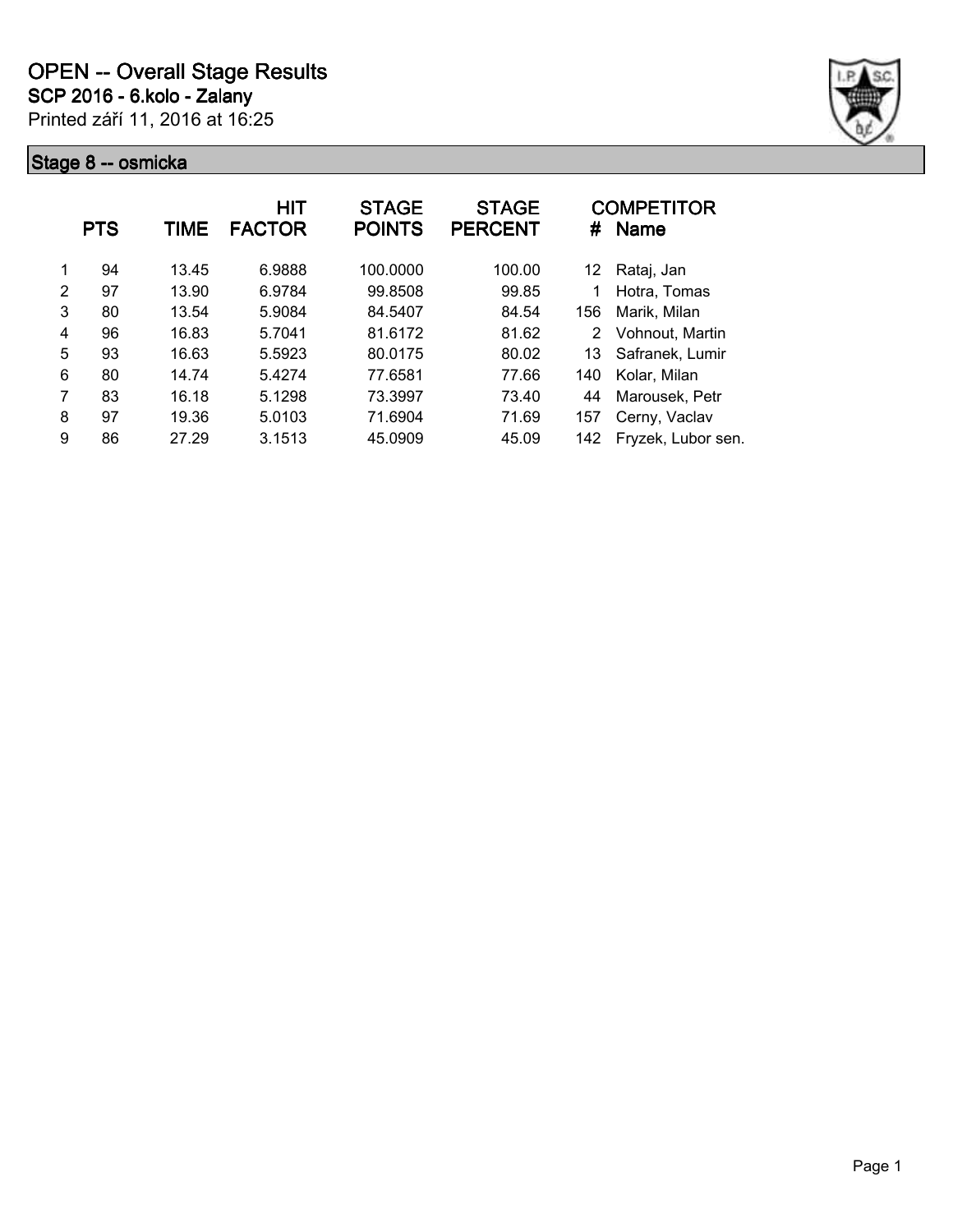# OPEN -- Overall Stage Results

**SCP 2016 - 6.kolo - Zalany**

Printed září 11, 2016 at 16:25

## Stage 8 -- osmicka

| | PTS | TIME | HIT FACTOR | STAGE POINTS | STAGE PERCENT | # | COMPETITOR Name |
|---|---|---|---|---|---|---|---|
| 1 | 94 | 13.45 | 6.9888 | 100.0000 | 100.00 | 12 | Rataj, Jan |
| 2 | 97 | 13.90 | 6.9784 | 99.8508 | 99.85 | 1 | Hotra, Tomas |
| 3 | 80 | 13.54 | 5.9084 | 84.5407 | 84.54 | 156 | Marik, Milan |
| 4 | 96 | 16.83 | 5.7041 | 81.6172 | 81.62 | 2 | Vohnout, Martin |
| 5 | 93 | 16.63 | 5.5923 | 80.0175 | 80.02 | 13 | Safranek, Lumir |
| 6 | 80 | 14.74 | 5.4274 | 77.6581 | 77.66 | 140 | Kolar, Milan |
| 7 | 83 | 16.18 | 5.1298 | 73.3997 | 73.40 | 44 | Marousek, Petr |
| 8 | 97 | 19.36 | 5.0103 | 71.6904 | 71.69 | 157 | Cerny, Vaclav |
| 9 | 86 | 27.29 | 3.1513 | 45.0909 | 45.09 | 142 | Fryzek, Lubor sen. |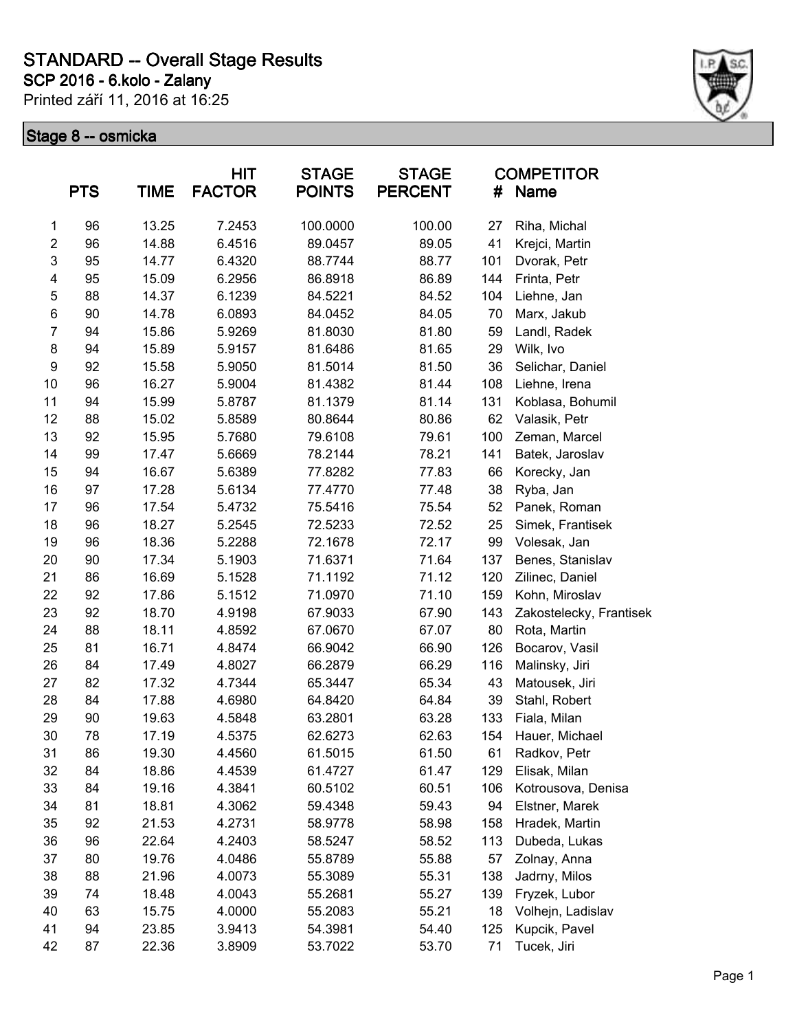# STANDARD -- Overall Stage Results

## SCP 2016 - 6.kolo - Zalany

Printed září 11, 2016 at 16:25

### Stage 8 -- osmicka

| | PTS | TIME | HIT FACTOR | STAGE POINTS | STAGE PERCENT | # | COMPETITOR Name |
|---|---|---|---|---|---|---|---|
| 1 | 96 | 13.25 | 7.2453 | 100.0000 | 100.00 | 27 | Riha, Michal |
| 2 | 96 | 14.88 | 6.4516 | 89.0457 | 89.05 | 41 | Krejci, Martin |
| 3 | 95 | 14.77 | 6.4320 | 88.7744 | 88.77 | 101 | Dvorak, Petr |
| 4 | 95 | 15.09 | 6.2956 | 86.8918 | 86.89 | 144 | Frinta, Petr |
| 5 | 88 | 14.37 | 6.1239 | 84.5221 | 84.52 | 104 | Liehne, Jan |
| 6 | 90 | 14.78 | 6.0893 | 84.0452 | 84.05 | 70 | Marx, Jakub |
| 7 | 94 | 15.86 | 5.9269 | 81.8030 | 81.80 | 59 | Landl, Radek |
| 8 | 94 | 15.89 | 5.9157 | 81.6486 | 81.65 | 29 | Wilk, Ivo |
| 9 | 92 | 15.58 | 5.9050 | 81.5014 | 81.50 | 36 | Selichar, Daniel |
| 10 | 96 | 16.27 | 5.9004 | 81.4382 | 81.44 | 108 | Liehne, Irena |
| 11 | 94 | 15.99 | 5.8787 | 81.1379 | 81.14 | 131 | Koblasa, Bohumil |
| 12 | 88 | 15.02 | 5.8589 | 80.8644 | 80.86 | 62 | Valasik, Petr |
| 13 | 92 | 15.95 | 5.7680 | 79.6108 | 79.61 | 100 | Zeman, Marcel |
| 14 | 99 | 17.47 | 5.6669 | 78.2144 | 78.21 | 141 | Batek, Jaroslav |
| 15 | 94 | 16.67 | 5.6389 | 77.8282 | 77.83 | 66 | Korecky, Jan |
| 16 | 97 | 17.28 | 5.6134 | 77.4770 | 77.48 | 38 | Ryba, Jan |
| 17 | 96 | 17.54 | 5.4732 | 75.5416 | 75.54 | 52 | Panek, Roman |
| 18 | 96 | 18.27 | 5.2545 | 72.5233 | 72.52 | 25 | Simek, Frantisek |
| 19 | 96 | 18.36 | 5.2288 | 72.1678 | 72.17 | 99 | Volesak, Jan |
| 20 | 90 | 17.34 | 5.1903 | 71.6371 | 71.64 | 137 | Benes, Stanislav |
| 21 | 86 | 16.69 | 5.1528 | 71.1192 | 71.12 | 120 | Zilinec, Daniel |
| 22 | 92 | 17.86 | 5.1512 | 71.0970 | 71.10 | 159 | Kohn, Miroslav |
| 23 | 92 | 18.70 | 4.9198 | 67.9033 | 67.90 | 143 | Zakostelecky, Frantisek |
| 24 | 88 | 18.11 | 4.8592 | 67.0670 | 67.07 | 80 | Rota, Martin |
| 25 | 81 | 16.71 | 4.8474 | 66.9042 | 66.90 | 126 | Bocarov, Vasil |
| 26 | 84 | 17.49 | 4.8027 | 66.2879 | 66.29 | 116 | Malinsky, Jiri |
| 27 | 82 | 17.32 | 4.7344 | 65.3447 | 65.34 | 43 | Matousek, Jiri |
| 28 | 84 | 17.88 | 4.6980 | 64.8420 | 64.84 | 39 | Stahl, Robert |
| 29 | 90 | 19.63 | 4.5848 | 63.2801 | 63.28 | 133 | Fiala, Milan |
| 30 | 78 | 17.19 | 4.5375 | 62.6273 | 62.63 | 154 | Hauer, Michael |
| 31 | 86 | 19.30 | 4.4560 | 61.5015 | 61.50 | 61 | Radkov, Petr |
| 32 | 84 | 18.86 | 4.4539 | 61.4727 | 61.47 | 129 | Elisak, Milan |
| 33 | 84 | 19.16 | 4.3841 | 60.5102 | 60.51 | 106 | Kotrousova, Denisa |
| 34 | 81 | 18.81 | 4.3062 | 59.4348 | 59.43 | 94 | Elstner, Marek |
| 35 | 92 | 21.53 | 4.2731 | 58.9778 | 58.98 | 158 | Hradek, Martin |
| 36 | 96 | 22.64 | 4.2403 | 58.5247 | 58.52 | 113 | Dubeda, Lukas |
| 37 | 80 | 19.76 | 4.0486 | 55.8789 | 55.88 | 57 | Zolnay, Anna |
| 38 | 88 | 21.96 | 4.0073 | 55.3089 | 55.31 | 138 | Jadrny, Milos |
| 39 | 74 | 18.48 | 4.0043 | 55.2681 | 55.27 | 139 | Fryzek, Lubor |
| 40 | 63 | 15.75 | 4.0000 | 55.2083 | 55.21 | 18 | Volhejn, Ladislav |
| 41 | 94 | 23.85 | 3.9413 | 54.3981 | 54.40 | 125 | Kupcik, Pavel |
| 42 | 87 | 22.36 | 3.8909 | 53.7022 | 53.70 | 71 | Tucek, Jiri |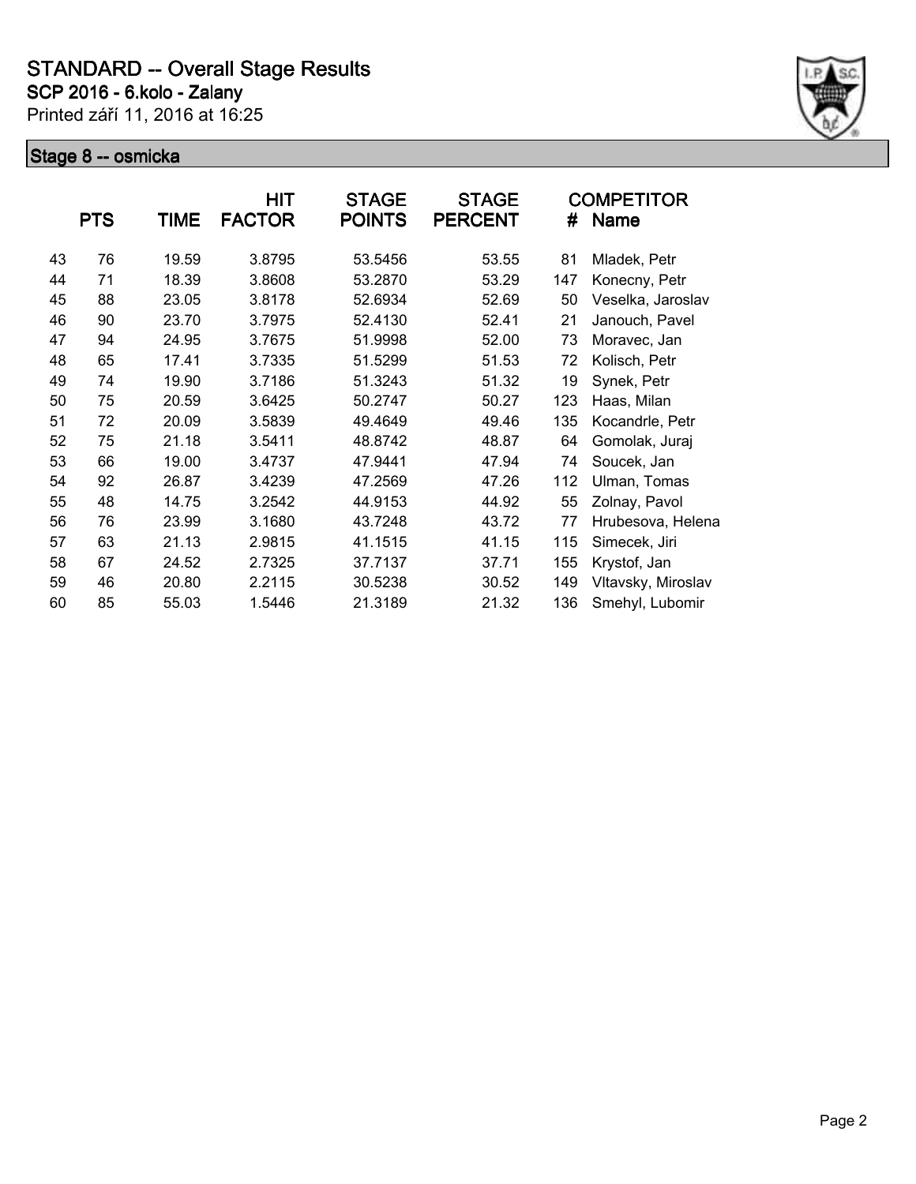# STANDARD -- Overall Stage Results

**SCP 2016 - 6.kolo - Zalany**

Printed září 11, 2016 at 16:25

## Stage 8 -- osmicka

| | PTS | TIME | HIT FACTOR | STAGE POINTS | STAGE PERCENT | # | COMPETITOR Name |
|---|---|---|---|---|---|---|---|
| 43 | 76 | 19.59 | 3.8795 | 53.5456 | 53.55 | 81 | Mladek, Petr |
| 44 | 71 | 18.39 | 3.8608 | 53.2870 | 53.29 | 147 | Konecny, Petr |
| 45 | 88 | 23.05 | 3.8178 | 52.6934 | 52.69 | 50 | Veselka, Jaroslav |
| 46 | 90 | 23.70 | 3.7975 | 52.4130 | 52.41 | 21 | Janouch, Pavel |
| 47 | 94 | 24.95 | 3.7675 | 51.9998 | 52.00 | 73 | Moravec, Jan |
| 48 | 65 | 17.41 | 3.7335 | 51.5299 | 51.53 | 72 | Kolisch, Petr |
| 49 | 74 | 19.90 | 3.7186 | 51.3243 | 51.32 | 19 | Synek, Petr |
| 50 | 75 | 20.59 | 3.6425 | 50.2747 | 50.27 | 123 | Haas, Milan |
| 51 | 72 | 20.09 | 3.5839 | 49.4649 | 49.46 | 135 | Kocandrle, Petr |
| 52 | 75 | 21.18 | 3.5411 | 48.8742 | 48.87 | 64 | Gomolak, Juraj |
| 53 | 66 | 19.00 | 3.4737 | 47.9441 | 47.94 | 74 | Soucek, Jan |
| 54 | 92 | 26.87 | 3.4239 | 47.2569 | 47.26 | 112 | Ulman, Tomas |
| 55 | 48 | 14.75 | 3.2542 | 44.9153 | 44.92 | 55 | Zolnay, Pavol |
| 56 | 76 | 23.99 | 3.1680 | 43.7248 | 43.72 | 77 | Hrubesova, Helena |
| 57 | 63 | 21.13 | 2.9815 | 41.1515 | 41.15 | 115 | Simecek, Jiri |
| 58 | 67 | 24.52 | 2.7325 | 37.7137 | 37.71 | 155 | Krystof, Jan |
| 59 | 46 | 20.80 | 2.2115 | 30.5238 | 30.52 | 149 | Vltavsky, Miroslav |
| 60 | 85 | 55.03 | 1.5446 | 21.3189 | 21.32 | 136 | Smehyl, Lubomir |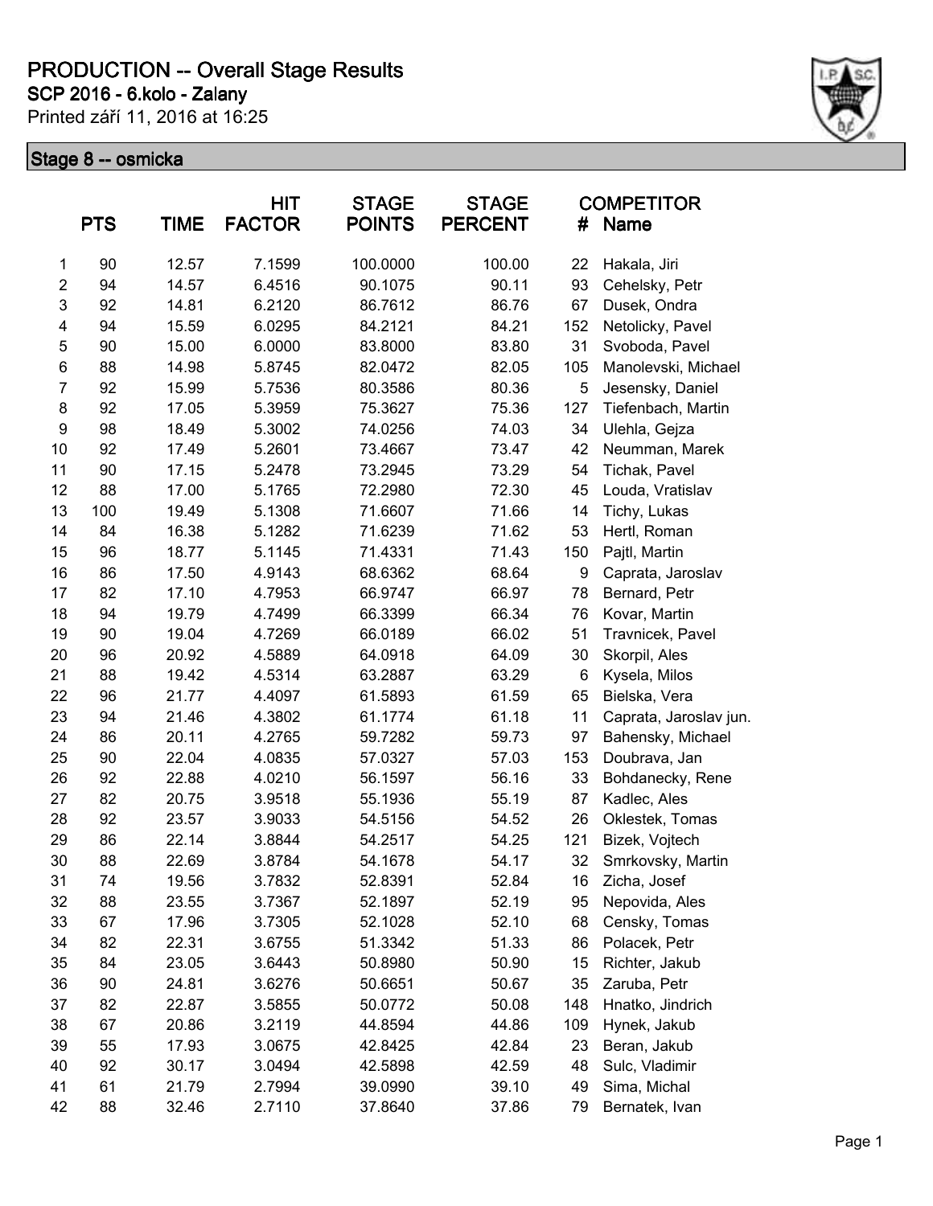# PRODUCTION -- Overall Stage Results

**SCP 2016 - 6.kolo - Zalany**

Printed září 11, 2016 at 16:25

## Stage 8 -- osmicka

| | PTS | TIME | HIT FACTOR | STAGE POINTS | STAGE PERCENT | # | COMPETITOR Name |
|---|---|---|---|---|---|---|---|
| 1 | 90 | 12.57 | 7.1599 | 100.0000 | 100.00 | 22 | Hakala, Jiri |
| 2 | 94 | 14.57 | 6.4516 | 90.1075 | 90.11 | 93 | Cehelsky, Petr |
| 3 | 92 | 14.81 | 6.2120 | 86.7612 | 86.76 | 67 | Dusek, Ondra |
| 4 | 94 | 15.59 | 6.0295 | 84.2121 | 84.21 | 152 | Netolicky, Pavel |
| 5 | 90 | 15.00 | 6.0000 | 83.8000 | 83.80 | 31 | Svoboda, Pavel |
| 6 | 88 | 14.98 | 5.8745 | 82.0472 | 82.05 | 105 | Manolevski, Michael |
| 7 | 92 | 15.99 | 5.7536 | 80.3586 | 80.36 | 5 | Jesensky, Daniel |
| 8 | 92 | 17.05 | 5.3959 | 75.3627 | 75.36 | 127 | Tiefenbach, Martin |
| 9 | 98 | 18.49 | 5.3002 | 74.0256 | 74.03 | 34 | Ulehla, Gejza |
| 10 | 92 | 17.49 | 5.2601 | 73.4667 | 73.47 | 42 | Neumman, Marek |
| 11 | 90 | 17.15 | 5.2478 | 73.2945 | 73.29 | 54 | Tichak, Pavel |
| 12 | 88 | 17.00 | 5.1765 | 72.2980 | 72.30 | 45 | Louda, Vratislav |
| 13 | 100 | 19.49 | 5.1308 | 71.6607 | 71.66 | 14 | Tichy, Lukas |
| 14 | 84 | 16.38 | 5.1282 | 71.6239 | 71.62 | 53 | Hertl, Roman |
| 15 | 96 | 18.77 | 5.1145 | 71.4331 | 71.43 | 150 | Pajtl, Martin |
| 16 | 86 | 17.50 | 4.9143 | 68.6362 | 68.64 | 9 | Caprata, Jaroslav |
| 17 | 82 | 17.10 | 4.7953 | 66.9747 | 66.97 | 78 | Bernard, Petr |
| 18 | 94 | 19.79 | 4.7499 | 66.3399 | 66.34 | 76 | Kovar, Martin |
| 19 | 90 | 19.04 | 4.7269 | 66.0189 | 66.02 | 51 | Travnicek, Pavel |
| 20 | 96 | 20.92 | 4.5889 | 64.0918 | 64.09 | 30 | Skorpil, Ales |
| 21 | 88 | 19.42 | 4.5314 | 63.2887 | 63.29 | 6 | Kysela, Milos |
| 22 | 96 | 21.77 | 4.4097 | 61.5893 | 61.59 | 65 | Bielska, Vera |
| 23 | 94 | 21.46 | 4.3802 | 61.1774 | 61.18 | 11 | Caprata, Jaroslav jun. |
| 24 | 86 | 20.11 | 4.2765 | 59.7282 | 59.73 | 97 | Bahensky, Michael |
| 25 | 90 | 22.04 | 4.0835 | 57.0327 | 57.03 | 153 | Doubrava, Jan |
| 26 | 92 | 22.88 | 4.0210 | 56.1597 | 56.16 | 33 | Bohdanecky, Rene |
| 27 | 82 | 20.75 | 3.9518 | 55.1936 | 55.19 | 87 | Kadlec, Ales |
| 28 | 92 | 23.57 | 3.9033 | 54.5156 | 54.52 | 26 | Oklestek, Tomas |
| 29 | 86 | 22.14 | 3.8844 | 54.2517 | 54.25 | 121 | Bizek, Vojtech |
| 30 | 88 | 22.69 | 3.8784 | 54.1678 | 54.17 | 32 | Smrkovsky, Martin |
| 31 | 74 | 19.56 | 3.7832 | 52.8391 | 52.84 | 16 | Zicha, Josef |
| 32 | 88 | 23.55 | 3.7367 | 52.1897 | 52.19 | 95 | Nepovida, Ales |
| 33 | 67 | 17.96 | 3.7305 | 52.1028 | 52.10 | 68 | Censky, Tomas |
| 34 | 82 | 22.31 | 3.6755 | 51.3342 | 51.33 | 86 | Polacek, Petr |
| 35 | 84 | 23.05 | 3.6443 | 50.8980 | 50.90 | 15 | Richter, Jakub |
| 36 | 90 | 24.81 | 3.6276 | 50.6651 | 50.67 | 35 | Zaruba, Petr |
| 37 | 82 | 22.87 | 3.5855 | 50.0772 | 50.08 | 148 | Hnatko, Jindrich |
| 38 | 67 | 20.86 | 3.2119 | 44.8594 | 44.86 | 109 | Hynek, Jakub |
| 39 | 55 | 17.93 | 3.0675 | 42.8425 | 42.84 | 23 | Beran, Jakub |
| 40 | 92 | 30.17 | 3.0494 | 42.5898 | 42.59 | 48 | Sulc, Vladimir |
| 41 | 61 | 21.79 | 2.7994 | 39.0990 | 39.10 | 49 | Sima, Michal |
| 42 | 88 | 32.46 | 2.7110 | 37.8640 | 37.86 | 79 | Bernatek, Ivan |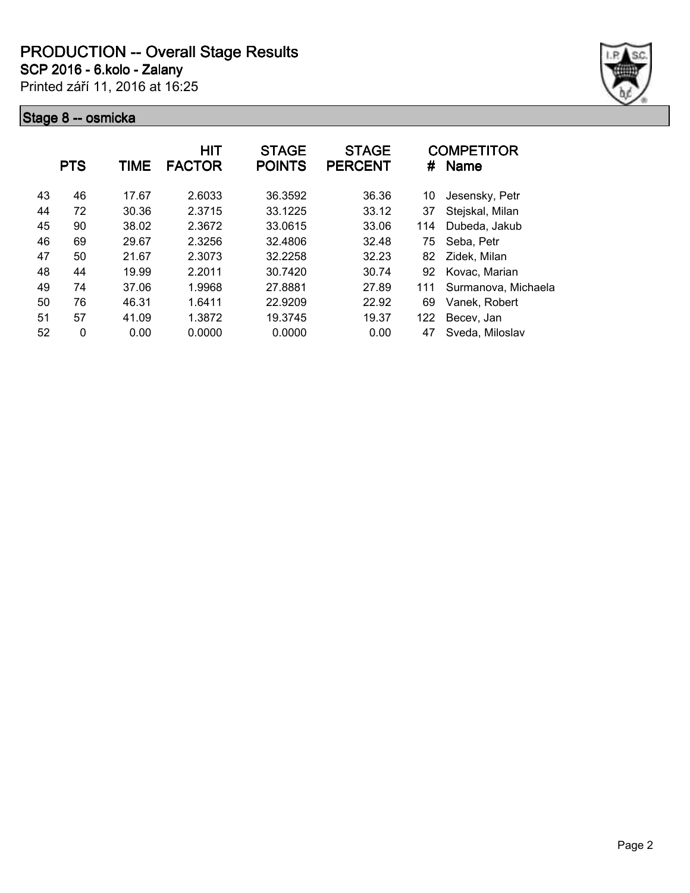# PRODUCTION -- Overall Stage Results

**SCP 2016 - 6.kolo - Zalany**

Printed září 11, 2016 at 16:25

## Stage 8 -- osmicka

| | PTS | TIME | HIT FACTOR | STAGE POINTS | STAGE PERCENT | # | COMPETITOR Name |
|---|---|---|---|---|---|---|---|
| 43 | 46 | 17.67 | 2.6033 | 36.3592 | 36.36 | 10 | Jesensky, Petr |
| 44 | 72 | 30.36 | 2.3715 | 33.1225 | 33.12 | 37 | Stejskal, Milan |
| 45 | 90 | 38.02 | 2.3672 | 33.0615 | 33.06 | 114 | Dubeda, Jakub |
| 46 | 69 | 29.67 | 2.3256 | 32.4806 | 32.48 | 75 | Seba, Petr |
| 47 | 50 | 21.67 | 2.3073 | 32.2258 | 32.23 | 82 | Zidek, Milan |
| 48 | 44 | 19.99 | 2.2011 | 30.7420 | 30.74 | 92 | Kovac, Marian |
| 49 | 74 | 37.06 | 1.9968 | 27.8881 | 27.89 | 111 | Surmanova, Michaela |
| 50 | 76 | 46.31 | 1.6411 | 22.9209 | 22.92 | 69 | Vanek, Robert |
| 51 | 57 | 41.09 | 1.3872 | 19.3745 | 19.37 | 122 | Becev, Jan |
| 52 | 0 | 0.00 | 0.0000 | 0.0000 | 0.00 | 47 | Sveda, Miloslav |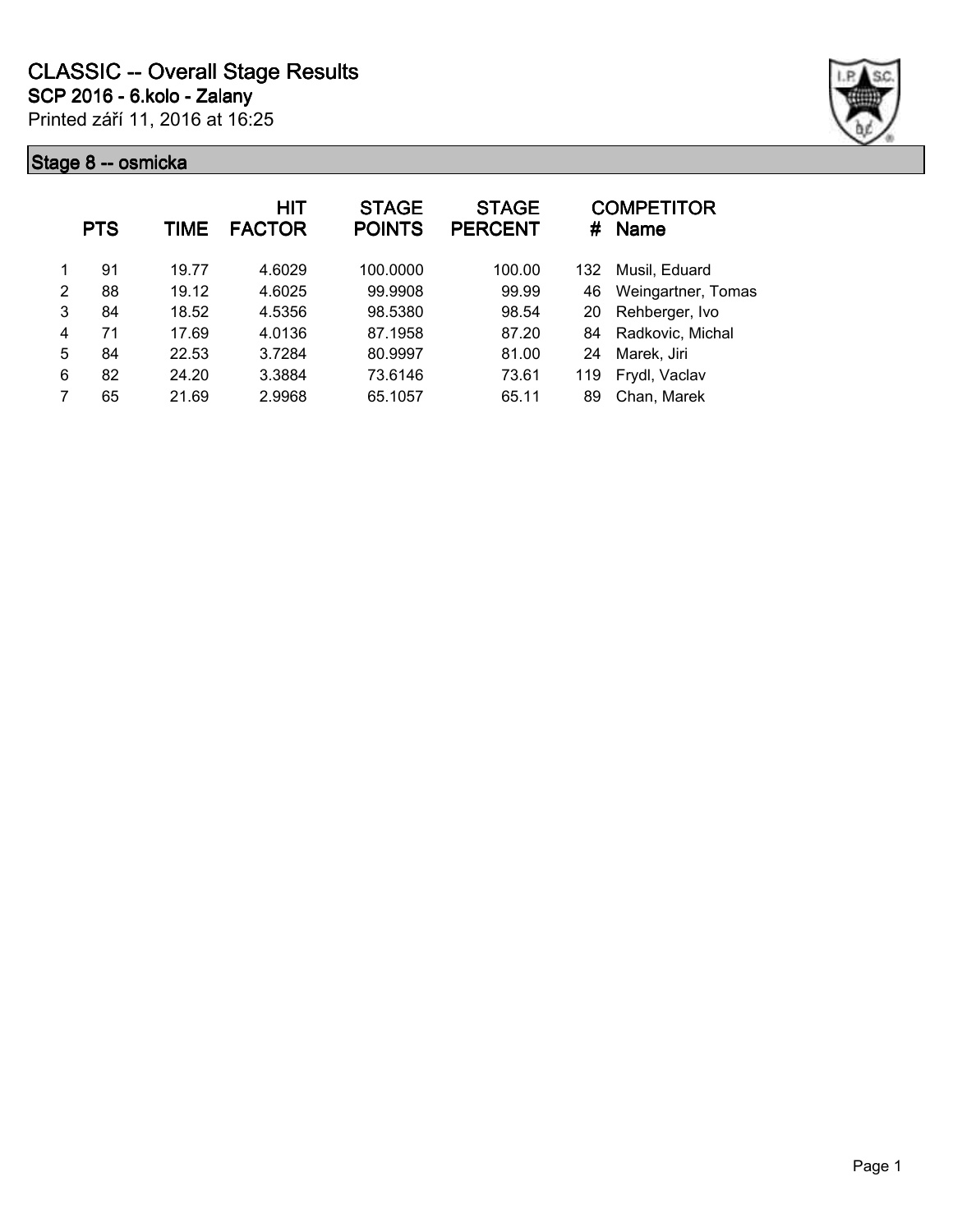# CLASSIC -- Overall Stage Results

**SCP 2016 - 6.kolo - Zalany**

Printed září 11, 2016 at 16:25

## Stage 8 -- osmicka

| | PTS | TIME | HIT FACTOR | STAGE POINTS | STAGE PERCENT | # | COMPETITOR Name |
|---|---|---|---|---|---|---|---|
| 1 | 91 | 19.77 | 4.6029 | 100.0000 | 100.00 | 132 | Musil, Eduard |
| 2 | 88 | 19.12 | 4.6025 | 99.9908 | 99.99 | 46 | Weingartner, Tomas |
| 3 | 84 | 18.52 | 4.5356 | 98.5380 | 98.54 | 20 | Rehberger, Ivo |
| 4 | 71 | 17.69 | 4.0136 | 87.1958 | 87.20 | 84 | Radkovic, Michal |
| 5 | 84 | 22.53 | 3.7284 | 80.9997 | 81.00 | 24 | Marek, Jiri |
| 6 | 82 | 24.20 | 3.3884 | 73.6146 | 73.61 | 119 | Frydl, Vaclav |
| 7 | 65 | 21.69 | 2.9968 | 65.1057 | 65.11 | 89 | Chan, Marek |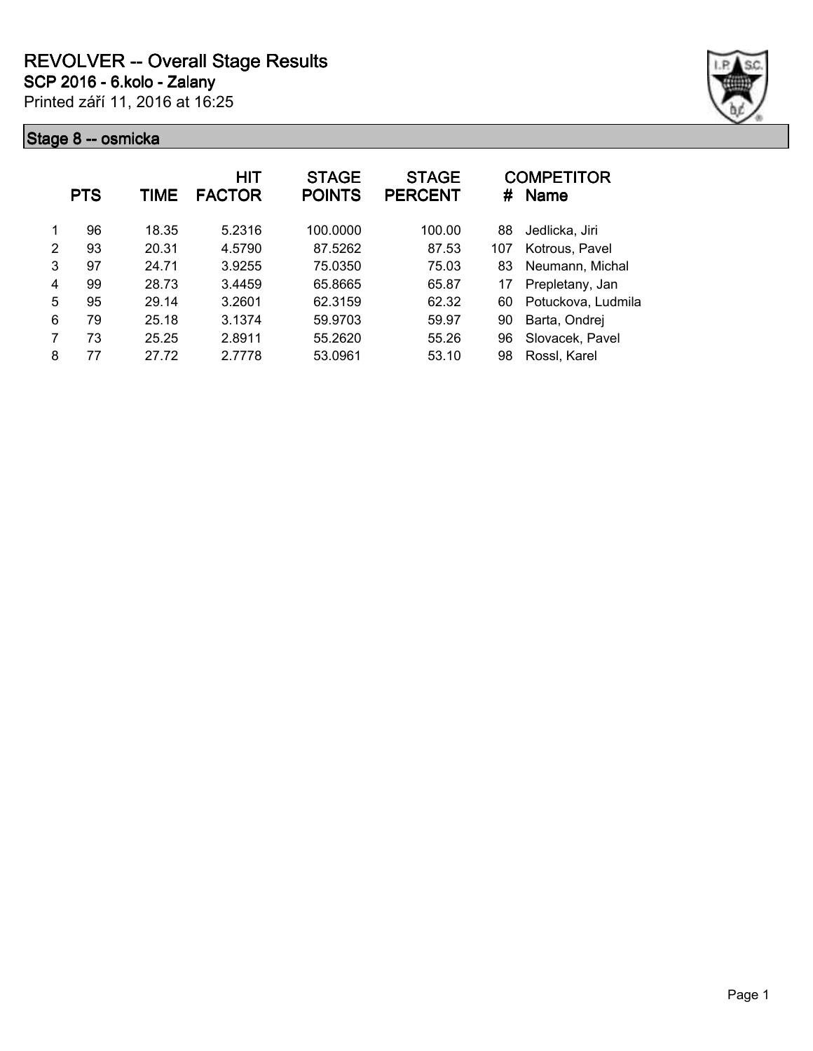# REVOLVER -- Overall Stage Results

**SCP 2016 - 6.kolo - Zalany**

Printed září 11, 2016 at 16:25

## Stage 8 -- osmicka

| | PTS | TIME | HIT FACTOR | STAGE POINTS | STAGE PERCENT | # | COMPETITOR Name |
|---|---|---|---|---|---|---|---|
| 1 | 96 | 18.35 | 5.2316 | 100.0000 | 100.00 | 88 | Jedlicka, Jiri |
| 2 | 93 | 20.31 | 4.5790 | 87.5262 | 87.53 | 107 | Kotrous, Pavel |
| 3 | 97 | 24.71 | 3.9255 | 75.0350 | 75.03 | 83 | Neumann, Michal |
| 4 | 99 | 28.73 | 3.4459 | 65.8665 | 65.87 | 17 | Prepletany, Jan |
| 5 | 95 | 29.14 | 3.2601 | 62.3159 | 62.32 | 60 | Potuckova, Ludmila |
| 6 | 79 | 25.18 | 3.1374 | 59.9703 | 59.97 | 90 | Barta, Ondrej |
| 7 | 73 | 25.25 | 2.8911 | 55.2620 | 55.26 | 96 | Slovacek, Pavel |
| 8 | 77 | 27.72 | 2.7778 | 53.0961 | 53.10 | 98 | Rossl, Karel |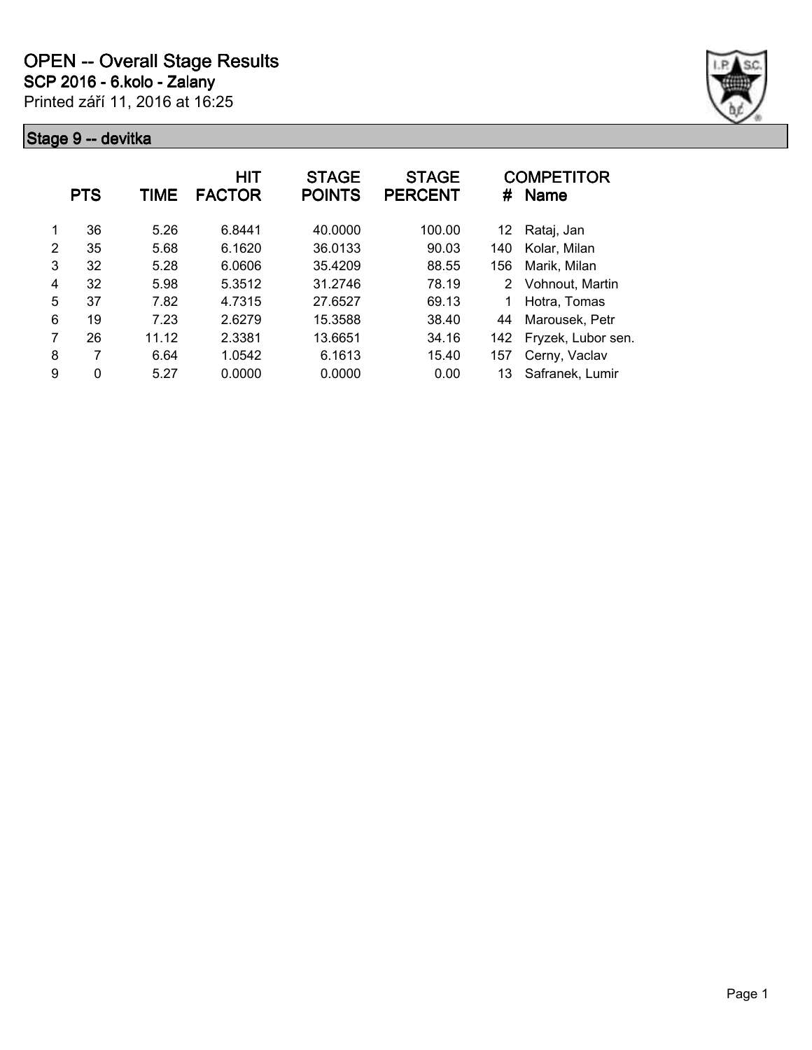# OPEN -- Overall Stage Results

**SCP 2016 - 6.kolo - Zalany**

Printed září 11, 2016 at 16:25

## Stage 9 -- devitka

| | PTS | TIME | HIT FACTOR | STAGE POINTS | STAGE PERCENT | # | COMPETITOR Name |
|---|---|---|---|---|---|---|---|
| 1 | 36 | 5.26 | 6.8441 | 40.0000 | 100.00 | 12 | Rataj, Jan |
| 2 | 35 | 5.68 | 6.1620 | 36.0133 | 90.03 | 140 | Kolar, Milan |
| 3 | 32 | 5.28 | 6.0606 | 35.4209 | 88.55 | 156 | Marik, Milan |
| 4 | 32 | 5.98 | 5.3512 | 31.2746 | 78.19 | 2 | Vohnout, Martin |
| 5 | 37 | 7.82 | 4.7315 | 27.6527 | 69.13 | 1 | Hotra, Tomas |
| 6 | 19 | 7.23 | 2.6279 | 15.3588 | 38.40 | 44 | Marousek, Petr |
| 7 | 26 | 11.12 | 2.3381 | 13.6651 | 34.16 | 142 | Fryzek, Lubor sen. |
| 8 | 7 | 6.64 | 1.0542 | 6.1613 | 15.40 | 157 | Cerny, Vaclav |
| 9 | 0 | 5.27 | 0.0000 | 0.0000 | 0.00 | 13 | Safranek, Lumir |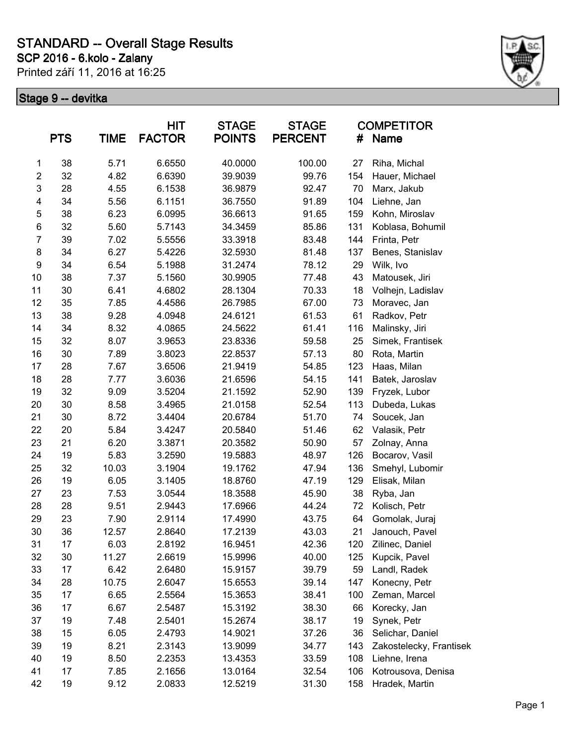# STANDARD -- Overall Stage Results

## SCP 2016 - 6.kolo - Zalany

Printed září 11, 2016 at 16:25

### Stage 9 -- devitka

| | PTS | TIME | HIT FACTOR | STAGE POINTS | STAGE PERCENT | # | COMPETITOR Name |
|---|---|---|---|---|---|---|---|
| 1 | 38 | 5.71 | 6.6550 | 40.0000 | 100.00 | 27 | Riha, Michal |
| 2 | 32 | 4.82 | 6.6390 | 39.9039 | 99.76 | 154 | Hauer, Michael |
| 3 | 28 | 4.55 | 6.1538 | 36.9879 | 92.47 | 70 | Marx, Jakub |
| 4 | 34 | 5.56 | 6.1151 | 36.7550 | 91.89 | 104 | Liehne, Jan |
| 5 | 38 | 6.23 | 6.0995 | 36.6613 | 91.65 | 159 | Kohn, Miroslav |
| 6 | 32 | 5.60 | 5.7143 | 34.3459 | 85.86 | 131 | Koblasa, Bohumil |
| 7 | 39 | 7.02 | 5.5556 | 33.3918 | 83.48 | 144 | Frinta, Petr |
| 8 | 34 | 6.27 | 5.4226 | 32.5930 | 81.48 | 137 | Benes, Stanislav |
| 9 | 34 | 6.54 | 5.1988 | 31.2474 | 78.12 | 29 | Wilk, Ivo |
| 10 | 38 | 7.37 | 5.1560 | 30.9905 | 77.48 | 43 | Matousek, Jiri |
| 11 | 30 | 6.41 | 4.6802 | 28.1304 | 70.33 | 18 | Volhejn, Ladislav |
| 12 | 35 | 7.85 | 4.4586 | 26.7985 | 67.00 | 73 | Moravec, Jan |
| 13 | 38 | 9.28 | 4.0948 | 24.6121 | 61.53 | 61 | Radkov, Petr |
| 14 | 34 | 8.32 | 4.0865 | 24.5622 | 61.41 | 116 | Malinsky, Jiri |
| 15 | 32 | 8.07 | 3.9653 | 23.8336 | 59.58 | 25 | Simek, Frantisek |
| 16 | 30 | 7.89 | 3.8023 | 22.8537 | 57.13 | 80 | Rota, Martin |
| 17 | 28 | 7.67 | 3.6506 | 21.9419 | 54.85 | 123 | Haas, Milan |
| 18 | 28 | 7.77 | 3.6036 | 21.6596 | 54.15 | 141 | Batek, Jaroslav |
| 19 | 32 | 9.09 | 3.5204 | 21.1592 | 52.90 | 139 | Fryzek, Lubor |
| 20 | 30 | 8.58 | 3.4965 | 21.0158 | 52.54 | 113 | Dubeda, Lukas |
| 21 | 30 | 8.72 | 3.4404 | 20.6784 | 51.70 | 74 | Soucek, Jan |
| 22 | 20 | 5.84 | 3.4247 | 20.5840 | 51.46 | 62 | Valasik, Petr |
| 23 | 21 | 6.20 | 3.3871 | 20.3582 | 50.90 | 57 | Zolnay, Anna |
| 24 | 19 | 5.83 | 3.2590 | 19.5883 | 48.97 | 126 | Bocarov, Vasil |
| 25 | 32 | 10.03 | 3.1904 | 19.1762 | 47.94 | 136 | Smehyl, Lubomir |
| 26 | 19 | 6.05 | 3.1405 | 18.8760 | 47.19 | 129 | Elisak, Milan |
| 27 | 23 | 7.53 | 3.0544 | 18.3588 | 45.90 | 38 | Ryba, Jan |
| 28 | 28 | 9.51 | 2.9443 | 17.6966 | 44.24 | 72 | Kolisch, Petr |
| 29 | 23 | 7.90 | 2.9114 | 17.4990 | 43.75 | 64 | Gomolak, Juraj |
| 30 | 36 | 12.57 | 2.8640 | 17.2139 | 43.03 | 21 | Janouch, Pavel |
| 31 | 17 | 6.03 | 2.8192 | 16.9451 | 42.36 | 120 | Zilinec, Daniel |
| 32 | 30 | 11.27 | 2.6619 | 15.9996 | 40.00 | 125 | Kupcik, Pavel |
| 33 | 17 | 6.42 | 2.6480 | 15.9157 | 39.79 | 59 | Landl, Radek |
| 34 | 28 | 10.75 | 2.6047 | 15.6553 | 39.14 | 147 | Konecny, Petr |
| 35 | 17 | 6.65 | 2.5564 | 15.3653 | 38.41 | 100 | Zeman, Marcel |
| 36 | 17 | 6.67 | 2.5487 | 15.3192 | 38.30 | 66 | Korecky, Jan |
| 37 | 19 | 7.48 | 2.5401 | 15.2674 | 38.17 | 19 | Synek, Petr |
| 38 | 15 | 6.05 | 2.4793 | 14.9021 | 37.26 | 36 | Selichar, Daniel |
| 39 | 19 | 8.21 | 2.3143 | 13.9099 | 34.77 | 143 | Zakostelecky, Frantisek |
| 40 | 19 | 8.50 | 2.2353 | 13.4353 | 33.59 | 108 | Liehne, Irena |
| 41 | 17 | 7.85 | 2.1656 | 13.0164 | 32.54 | 106 | Kotrousova, Denisa |
| 42 | 19 | 9.12 | 2.0833 | 12.5219 | 31.30 | 158 | Hradek, Martin |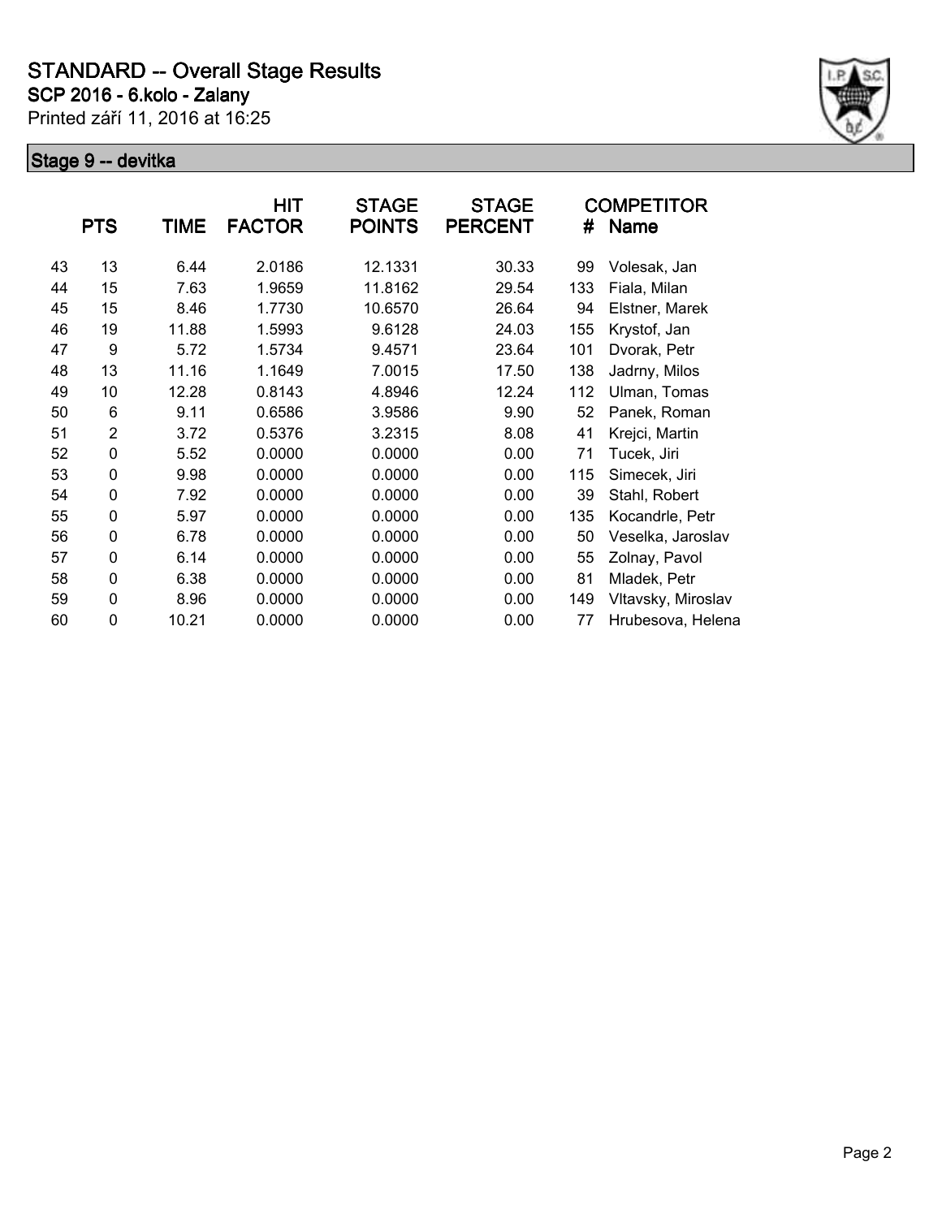# STANDARD -- Overall Stage Results

**SCP 2016 - 6.kolo - Zalany**

Printed září 11, 2016 at 16:25

## Stage 9 -- devitka

| | PTS | TIME | HIT FACTOR | STAGE POINTS | STAGE PERCENT | # | COMPETITOR Name |
|---|---|---|---|---|---|---|---|
| 43 | 13 | 6.44 | 2.0186 | 12.1331 | 30.33 | 99 | Volesak, Jan |
| 44 | 15 | 7.63 | 1.9659 | 11.8162 | 29.54 | 133 | Fiala, Milan |
| 45 | 15 | 8.46 | 1.7730 | 10.6570 | 26.64 | 94 | Elstner, Marek |
| 46 | 19 | 11.88 | 1.5993 | 9.6128 | 24.03 | 155 | Krystof, Jan |
| 47 | 9 | 5.72 | 1.5734 | 9.4571 | 23.64 | 101 | Dvorak, Petr |
| 48 | 13 | 11.16 | 1.1649 | 7.0015 | 17.50 | 138 | Jadrny, Milos |
| 49 | 10 | 12.28 | 0.8143 | 4.8946 | 12.24 | 112 | Ulman, Tomas |
| 50 | 6 | 9.11 | 0.6586 | 3.9586 | 9.90 | 52 | Panek, Roman |
| 51 | 2 | 3.72 | 0.5376 | 3.2315 | 8.08 | 41 | Krejci, Martin |
| 52 | 0 | 5.52 | 0.0000 | 0.0000 | 0.00 | 71 | Tucek, Jiri |
| 53 | 0 | 9.98 | 0.0000 | 0.0000 | 0.00 | 115 | Simecek, Jiri |
| 54 | 0 | 7.92 | 0.0000 | 0.0000 | 0.00 | 39 | Stahl, Robert |
| 55 | 0 | 5.97 | 0.0000 | 0.0000 | 0.00 | 135 | Kocandrle, Petr |
| 56 | 0 | 6.78 | 0.0000 | 0.0000 | 0.00 | 50 | Veselka, Jaroslav |
| 57 | 0 | 6.14 | 0.0000 | 0.0000 | 0.00 | 55 | Zolnay, Pavol |
| 58 | 0 | 6.38 | 0.0000 | 0.0000 | 0.00 | 81 | Mladek, Petr |
| 59 | 0 | 8.96 | 0.0000 | 0.0000 | 0.00 | 149 | Vltavsky, Miroslav |
| 60 | 0 | 10.21 | 0.0000 | 0.0000 | 0.00 | 77 | Hrubesova, Helena |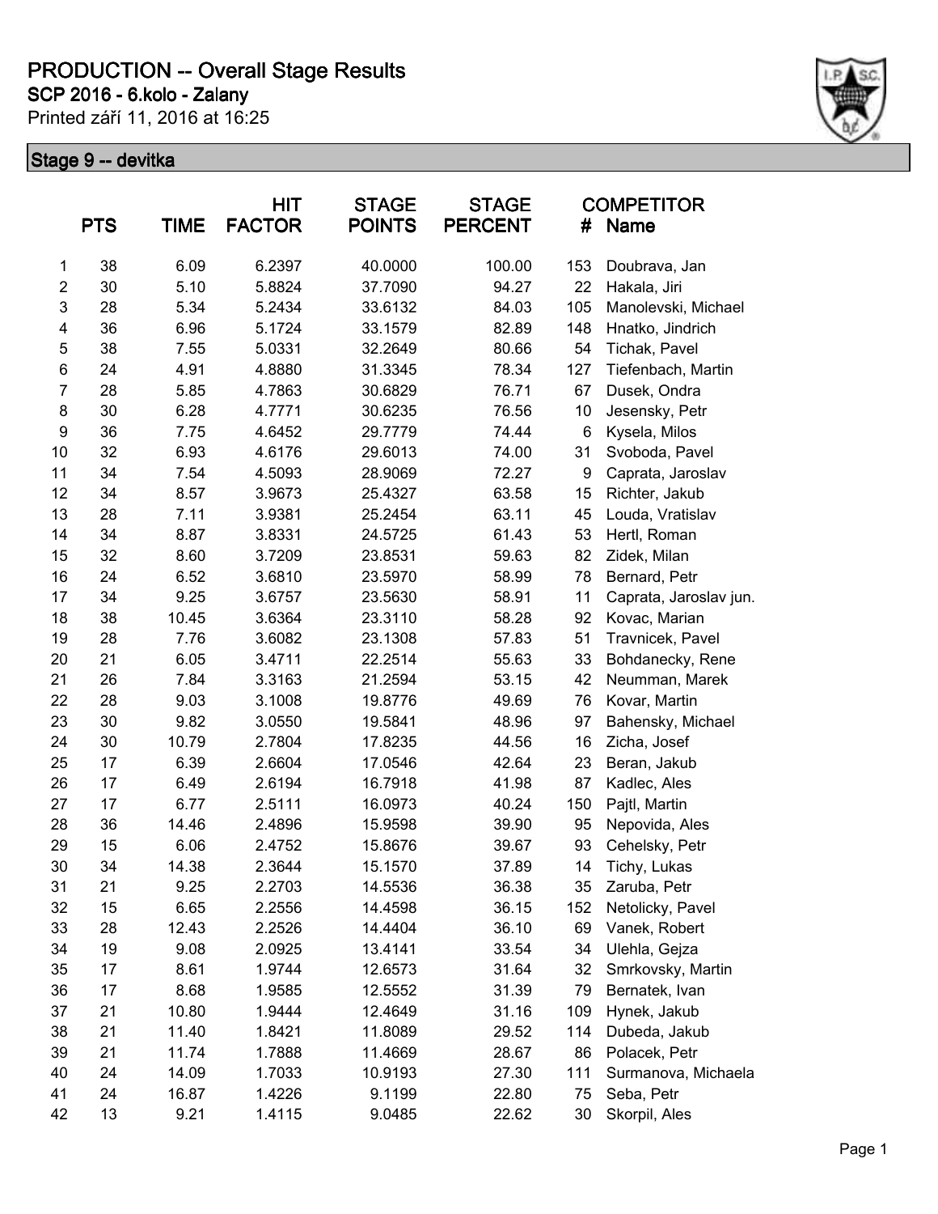# PRODUCTION -- Overall Stage Results

**SCP 2016 - 6.kolo - Zalany**

Printed září 11, 2016 at 16:25

## Stage 9 -- devitka

| | PTS | TIME | HIT FACTOR | STAGE POINTS | STAGE PERCENT | # | COMPETITOR Name |
|---|---|---|---|---|---|---|---|
| 1 | 38 | 6.09 | 6.2397 | 40.0000 | 100.00 | 153 | Doubrava, Jan |
| 2 | 30 | 5.10 | 5.8824 | 37.7090 | 94.27 | 22 | Hakala, Jiri |
| 3 | 28 | 5.34 | 5.2434 | 33.6132 | 84.03 | 105 | Manolevski, Michael |
| 4 | 36 | 6.96 | 5.1724 | 33.1579 | 82.89 | 148 | Hnatko, Jindrich |
| 5 | 38 | 7.55 | 5.0331 | 32.2649 | 80.66 | 54 | Tichak, Pavel |
| 6 | 24 | 4.91 | 4.8880 | 31.3345 | 78.34 | 127 | Tiefenbach, Martin |
| 7 | 28 | 5.85 | 4.7863 | 30.6829 | 76.71 | 67 | Dusek, Ondra |
| 8 | 30 | 6.28 | 4.7771 | 30.6235 | 76.56 | 10 | Jesensky, Petr |
| 9 | 36 | 7.75 | 4.6452 | 29.7779 | 74.44 | 6 | Kysela, Milos |
| 10 | 32 | 6.93 | 4.6176 | 29.6013 | 74.00 | 31 | Svoboda, Pavel |
| 11 | 34 | 7.54 | 4.5093 | 28.9069 | 72.27 | 9 | Caprata, Jaroslav |
| 12 | 34 | 8.57 | 3.9673 | 25.4327 | 63.58 | 15 | Richter, Jakub |
| 13 | 28 | 7.11 | 3.9381 | 25.2454 | 63.11 | 45 | Louda, Vratislav |
| 14 | 34 | 8.87 | 3.8331 | 24.5725 | 61.43 | 53 | Hertl, Roman |
| 15 | 32 | 8.60 | 3.7209 | 23.8531 | 59.63 | 82 | Zidek, Milan |
| 16 | 24 | 6.52 | 3.6810 | 23.5970 | 58.99 | 78 | Bernard, Petr |
| 17 | 34 | 9.25 | 3.6757 | 23.5630 | 58.91 | 11 | Caprata, Jaroslav jun. |
| 18 | 38 | 10.45 | 3.6364 | 23.3110 | 58.28 | 92 | Kovac, Marian |
| 19 | 28 | 7.76 | 3.6082 | 23.1308 | 57.83 | 51 | Travnicek, Pavel |
| 20 | 21 | 6.05 | 3.4711 | 22.2514 | 55.63 | 33 | Bohdanecky, Rene |
| 21 | 26 | 7.84 | 3.3163 | 21.2594 | 53.15 | 42 | Neumman, Marek |
| 22 | 28 | 9.03 | 3.1008 | 19.8776 | 49.69 | 76 | Kovar, Martin |
| 23 | 30 | 9.82 | 3.0550 | 19.5841 | 48.96 | 97 | Bahensky, Michael |
| 24 | 30 | 10.79 | 2.7804 | 17.8235 | 44.56 | 16 | Zicha, Josef |
| 25 | 17 | 6.39 | 2.6604 | 17.0546 | 42.64 | 23 | Beran, Jakub |
| 26 | 17 | 6.49 | 2.6194 | 16.7918 | 41.98 | 87 | Kadlec, Ales |
| 27 | 17 | 6.77 | 2.5111 | 16.0973 | 40.24 | 150 | Pajtl, Martin |
| 28 | 36 | 14.46 | 2.4896 | 15.9598 | 39.90 | 95 | Nepovida, Ales |
| 29 | 15 | 6.06 | 2.4752 | 15.8676 | 39.67 | 93 | Cehelsky, Petr |
| 30 | 34 | 14.38 | 2.3644 | 15.1570 | 37.89 | 14 | Tichy, Lukas |
| 31 | 21 | 9.25 | 2.2703 | 14.5536 | 36.38 | 35 | Zaruba, Petr |
| 32 | 15 | 6.65 | 2.2556 | 14.4598 | 36.15 | 152 | Netolicky, Pavel |
| 33 | 28 | 12.43 | 2.2526 | 14.4404 | 36.10 | 69 | Vanek, Robert |
| 34 | 19 | 9.08 | 2.0925 | 13.4141 | 33.54 | 34 | Ulehla, Gejza |
| 35 | 17 | 8.61 | 1.9744 | 12.6573 | 31.64 | 32 | Smrkovsky, Martin |
| 36 | 17 | 8.68 | 1.9585 | 12.5552 | 31.39 | 79 | Bernatek, Ivan |
| 37 | 21 | 10.80 | 1.9444 | 12.4649 | 31.16 | 109 | Hynek, Jakub |
| 38 | 21 | 11.40 | 1.8421 | 11.8089 | 29.52 | 114 | Dubeda, Jakub |
| 39 | 21 | 11.74 | 1.7888 | 11.4669 | 28.67 | 86 | Polacek, Petr |
| 40 | 24 | 14.09 | 1.7033 | 10.9193 | 27.30 | 111 | Surmanova, Michaela |
| 41 | 24 | 16.87 | 1.4226 | 9.1199 | 22.80 | 75 | Seba, Petr |
| 42 | 13 | 9.21 | 1.4115 | 9.0485 | 22.62 | 30 | Skorpil, Ales |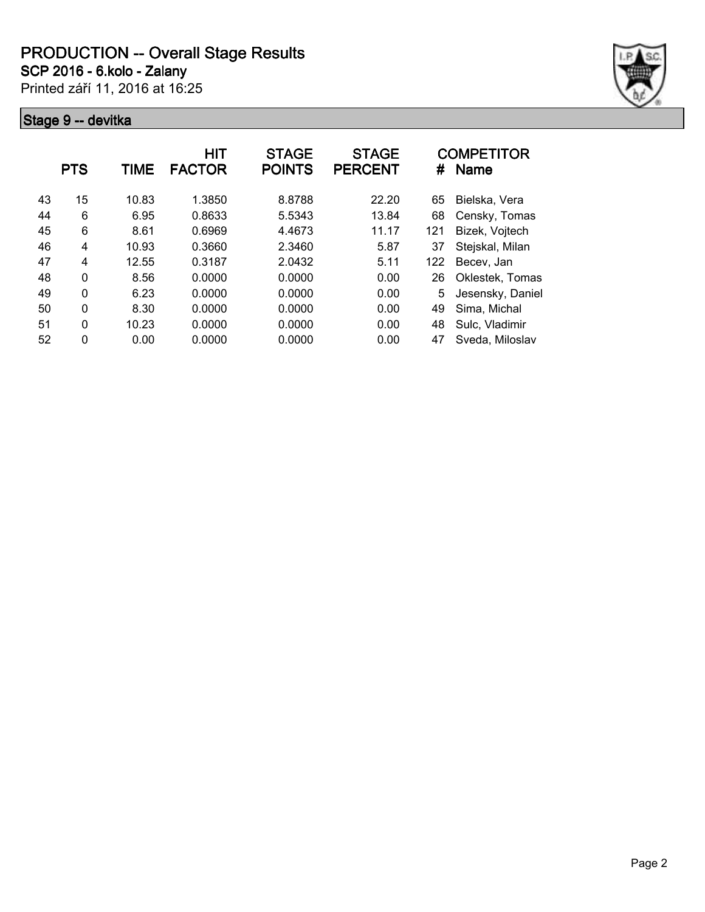# PRODUCTION -- Overall Stage Results

**SCP 2016 - 6.kolo - Zalany**

Printed září 11, 2016 at 16:25

## Stage 9 -- devitka

| | PTS | TIME | HIT FACTOR | STAGE POINTS | STAGE PERCENT | # | COMPETITOR Name |
|---|---|---|---|---|---|---|---|
| 43 | 15 | 10.83 | 1.3850 | 8.8788 | 22.20 | 65 | Bielska, Vera |
| 44 | 6 | 6.95 | 0.8633 | 5.5343 | 13.84 | 68 | Censky, Tomas |
| 45 | 6 | 8.61 | 0.6969 | 4.4673 | 11.17 | 121 | Bizek, Vojtech |
| 46 | 4 | 10.93 | 0.3660 | 2.3460 | 5.87 | 37 | Stejskal, Milan |
| 47 | 4 | 12.55 | 0.3187 | 2.0432 | 5.11 | 122 | Becev, Jan |
| 48 | 0 | 8.56 | 0.0000 | 0.0000 | 0.00 | 26 | Oklestek, Tomas |
| 49 | 0 | 6.23 | 0.0000 | 0.0000 | 0.00 | 5 | Jesensky, Daniel |
| 50 | 0 | 8.30 | 0.0000 | 0.0000 | 0.00 | 49 | Sima, Michal |
| 51 | 0 | 10.23 | 0.0000 | 0.0000 | 0.00 | 48 | Sulc, Vladimir |
| 52 | 0 | 0.00 | 0.0000 | 0.0000 | 0.00 | 47 | Sveda, Miloslav |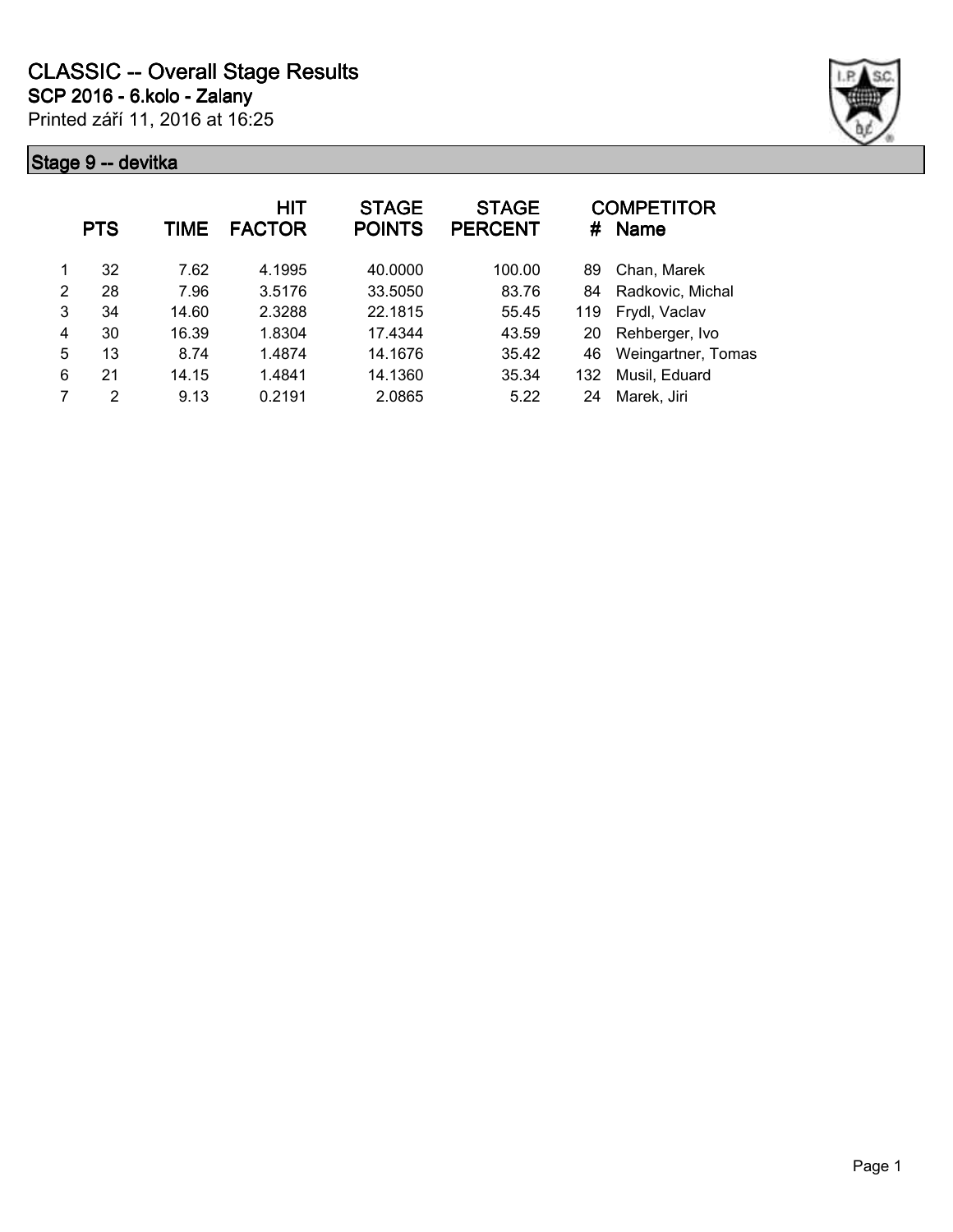# CLASSIC -- Overall Stage Results

## SCP 2016 - 6.kolo - Zalany

Printed září 11, 2016 at 16:25

### Stage 9 -- devitka

| | PTS | TIME | HIT FACTOR | STAGE POINTS | STAGE PERCENT | # | COMPETITOR Name |
|---|---|---|---|---|---|---|---|
| 1 | 32 | 7.62 | 4.1995 | 40.0000 | 100.00 | 89 | Chan, Marek |
| 2 | 28 | 7.96 | 3.5176 | 33.5050 | 83.76 | 84 | Radkovic, Michal |
| 3 | 34 | 14.60 | 2.3288 | 22.1815 | 55.45 | 119 | Frydl, Vaclav |
| 4 | 30 | 16.39 | 1.8304 | 17.4344 | 43.59 | 20 | Rehberger, Ivo |
| 5 | 13 | 8.74 | 1.4874 | 14.1676 | 35.42 | 46 | Weingartner, Tomas |
| 6 | 21 | 14.15 | 1.4841 | 14.1360 | 35.34 | 132 | Musil, Eduard |
| 7 | 2 | 9.13 | 0.2191 | 2.0865 | 5.22 | 24 | Marek, Jiri |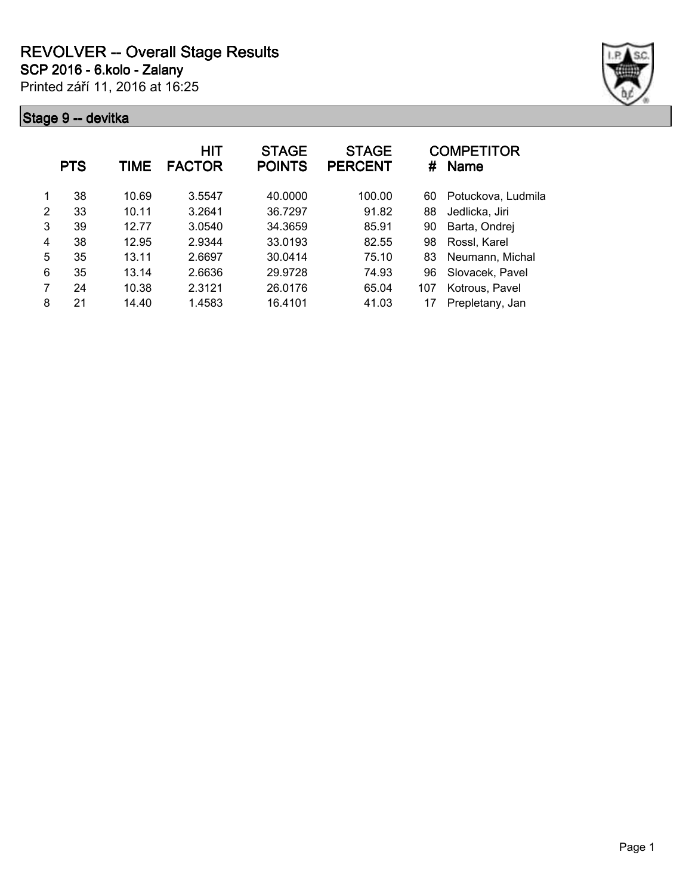# REVOLVER -- Overall Stage Results

**SCP 2016 - 6.kolo - Zalany**

Printed září 11, 2016 at 16:25

## Stage 9 -- devitka

| | PTS | TIME | HIT FACTOR | STAGE POINTS | STAGE PERCENT | # | COMPETITOR Name |
|---|---|---|---|---|---|---|---|
| 1 | 38 | 10.69 | 3.5547 | 40.0000 | 100.00 | 60 | Potuckova, Ludmila |
| 2 | 33 | 10.11 | 3.2641 | 36.7297 | 91.82 | 88 | Jedlicka, Jiri |
| 3 | 39 | 12.77 | 3.0540 | 34.3659 | 85.91 | 90 | Barta, Ondrej |
| 4 | 38 | 12.95 | 2.9344 | 33.0193 | 82.55 | 98 | Rossl, Karel |
| 5 | 35 | 13.11 | 2.6697 | 30.0414 | 75.10 | 83 | Neumann, Michal |
| 6 | 35 | 13.14 | 2.6636 | 29.9728 | 74.93 | 96 | Slovacek, Pavel |
| 7 | 24 | 10.38 | 2.3121 | 26.0176 | 65.04 | 107 | Kotrous, Pavel |
| 8 | 21 | 14.40 | 1.4583 | 16.4101 | 41.03 | 17 | Prepletany, Jan |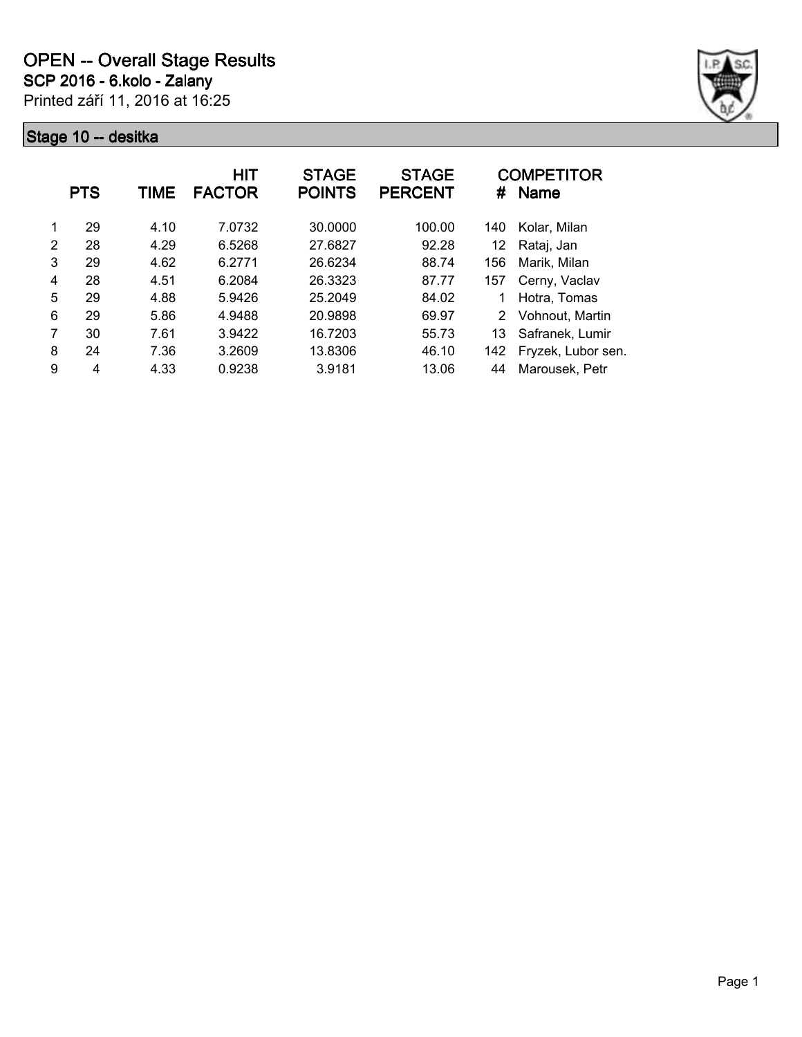# OPEN -- Overall Stage Results

## SCP 2016 - 6.kolo - Zalany

Printed září 11, 2016 at 16:25

### Stage 10 -- desitka

| | PTS | TIME | HIT FACTOR | STAGE POINTS | STAGE PERCENT | # | COMPETITOR Name |
|---|---|---|---|---|---|---|---|
| 1 | 29 | 4.10 | 7.0732 | 30.0000 | 100.00 | 140 | Kolar, Milan |
| 2 | 28 | 4.29 | 6.5268 | 27.6827 | 92.28 | 12 | Rataj, Jan |
| 3 | 29 | 4.62 | 6.2771 | 26.6234 | 88.74 | 156 | Marik, Milan |
| 4 | 28 | 4.51 | 6.2084 | 26.3323 | 87.77 | 157 | Cerny, Vaclav |
| 5 | 29 | 4.88 | 5.9426 | 25.2049 | 84.02 | 1 | Hotra, Tomas |
| 6 | 29 | 5.86 | 4.9488 | 20.9898 | 69.97 | 2 | Vohnout, Martin |
| 7 | 30 | 7.61 | 3.9422 | 16.7203 | 55.73 | 13 | Safranek, Lumir |
| 8 | 24 | 7.36 | 3.2609 | 13.8306 | 46.10 | 142 | Fryzek, Lubor sen. |
| 9 | 4 | 4.33 | 0.9238 | 3.9181 | 13.06 | 44 | Marousek, Petr |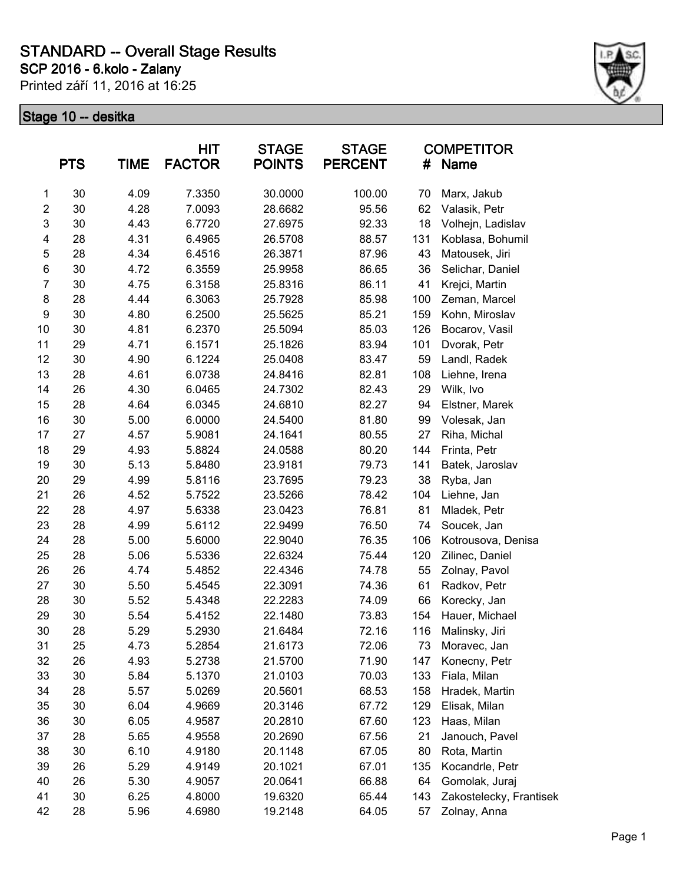# STANDARD -- Overall Stage Results

**SCP 2016 - 6.kolo - Zalany**

Printed září 11, 2016 at 16:25

## Stage 10 -- desitka

| | PTS | TIME | HIT FACTOR | STAGE POINTS | STAGE PERCENT | # | COMPETITOR Name |
|---|---|---|---|---|---|---|---|
| 1 | 30 | 4.09 | 7.3350 | 30.0000 | 100.00 | 70 | Marx, Jakub |
| 2 | 30 | 4.28 | 7.0093 | 28.6682 | 95.56 | 62 | Valasik, Petr |
| 3 | 30 | 4.43 | 6.7720 | 27.6975 | 92.33 | 18 | Volhejn, Ladislav |
| 4 | 28 | 4.31 | 6.4965 | 26.5708 | 88.57 | 131 | Koblasa, Bohumil |
| 5 | 28 | 4.34 | 6.4516 | 26.3871 | 87.96 | 43 | Matousek, Jiri |
| 6 | 30 | 4.72 | 6.3559 | 25.9958 | 86.65 | 36 | Selichar, Daniel |
| 7 | 30 | 4.75 | 6.3158 | 25.8316 | 86.11 | 41 | Krejci, Martin |
| 8 | 28 | 4.44 | 6.3063 | 25.7928 | 85.98 | 100 | Zeman, Marcel |
| 9 | 30 | 4.80 | 6.2500 | 25.5625 | 85.21 | 159 | Kohn, Miroslav |
| 10 | 30 | 4.81 | 6.2370 | 25.5094 | 85.03 | 126 | Bocarov, Vasil |
| 11 | 29 | 4.71 | 6.1571 | 25.1826 | 83.94 | 101 | Dvorak, Petr |
| 12 | 30 | 4.90 | 6.1224 | 25.0408 | 83.47 | 59 | Landl, Radek |
| 13 | 28 | 4.61 | 6.0738 | 24.8416 | 82.81 | 108 | Liehne, Irena |
| 14 | 26 | 4.30 | 6.0465 | 24.7302 | 82.43 | 29 | Wilk, Ivo |
| 15 | 28 | 4.64 | 6.0345 | 24.6810 | 82.27 | 94 | Elstner, Marek |
| 16 | 30 | 5.00 | 6.0000 | 24.5400 | 81.80 | 99 | Volesak, Jan |
| 17 | 27 | 4.57 | 5.9081 | 24.1641 | 80.55 | 27 | Riha, Michal |
| 18 | 29 | 4.93 | 5.8824 | 24.0588 | 80.20 | 144 | Frinta, Petr |
| 19 | 30 | 5.13 | 5.8480 | 23.9181 | 79.73 | 141 | Batek, Jaroslav |
| 20 | 29 | 4.99 | 5.8116 | 23.7695 | 79.23 | 38 | Ryba, Jan |
| 21 | 26 | 4.52 | 5.7522 | 23.5266 | 78.42 | 104 | Liehne, Jan |
| 22 | 28 | 4.97 | 5.6338 | 23.0423 | 76.81 | 81 | Mladek, Petr |
| 23 | 28 | 4.99 | 5.6112 | 22.9499 | 76.50 | 74 | Soucek, Jan |
| 24 | 28 | 5.00 | 5.6000 | 22.9040 | 76.35 | 106 | Kotrousova, Denisa |
| 25 | 28 | 5.06 | 5.5336 | 22.6324 | 75.44 | 120 | Zilinec, Daniel |
| 26 | 26 | 4.74 | 5.4852 | 22.4346 | 74.78 | 55 | Zolnay, Pavol |
| 27 | 30 | 5.50 | 5.4545 | 22.3091 | 74.36 | 61 | Radkov, Petr |
| 28 | 30 | 5.52 | 5.4348 | 22.2283 | 74.09 | 66 | Korecky, Jan |
| 29 | 30 | 5.54 | 5.4152 | 22.1480 | 73.83 | 154 | Hauer, Michael |
| 30 | 28 | 5.29 | 5.2930 | 21.6484 | 72.16 | 116 | Malinsky, Jiri |
| 31 | 25 | 4.73 | 5.2854 | 21.6173 | 72.06 | 73 | Moravec, Jan |
| 32 | 26 | 4.93 | 5.2738 | 21.5700 | 71.90 | 147 | Konecny, Petr |
| 33 | 30 | 5.84 | 5.1370 | 21.0103 | 70.03 | 133 | Fiala, Milan |
| 34 | 28 | 5.57 | 5.0269 | 20.5601 | 68.53 | 158 | Hradek, Martin |
| 35 | 30 | 6.04 | 4.9669 | 20.3146 | 67.72 | 129 | Elisak, Milan |
| 36 | 30 | 6.05 | 4.9587 | 20.2810 | 67.60 | 123 | Haas, Milan |
| 37 | 28 | 5.65 | 4.9558 | 20.2690 | 67.56 | 21 | Janouch, Pavel |
| 38 | 30 | 6.10 | 4.9180 | 20.1148 | 67.05 | 80 | Rota, Martin |
| 39 | 26 | 5.29 | 4.9149 | 20.1021 | 67.01 | 135 | Kocandrle, Petr |
| 40 | 26 | 5.30 | 4.9057 | 20.0641 | 66.88 | 64 | Gomolak, Juraj |
| 41 | 30 | 6.25 | 4.8000 | 19.6320 | 65.44 | 143 | Zakostelecky, Frantisek |
| 42 | 28 | 5.96 | 4.6980 | 19.2148 | 64.05 | 57 | Zolnay, Anna |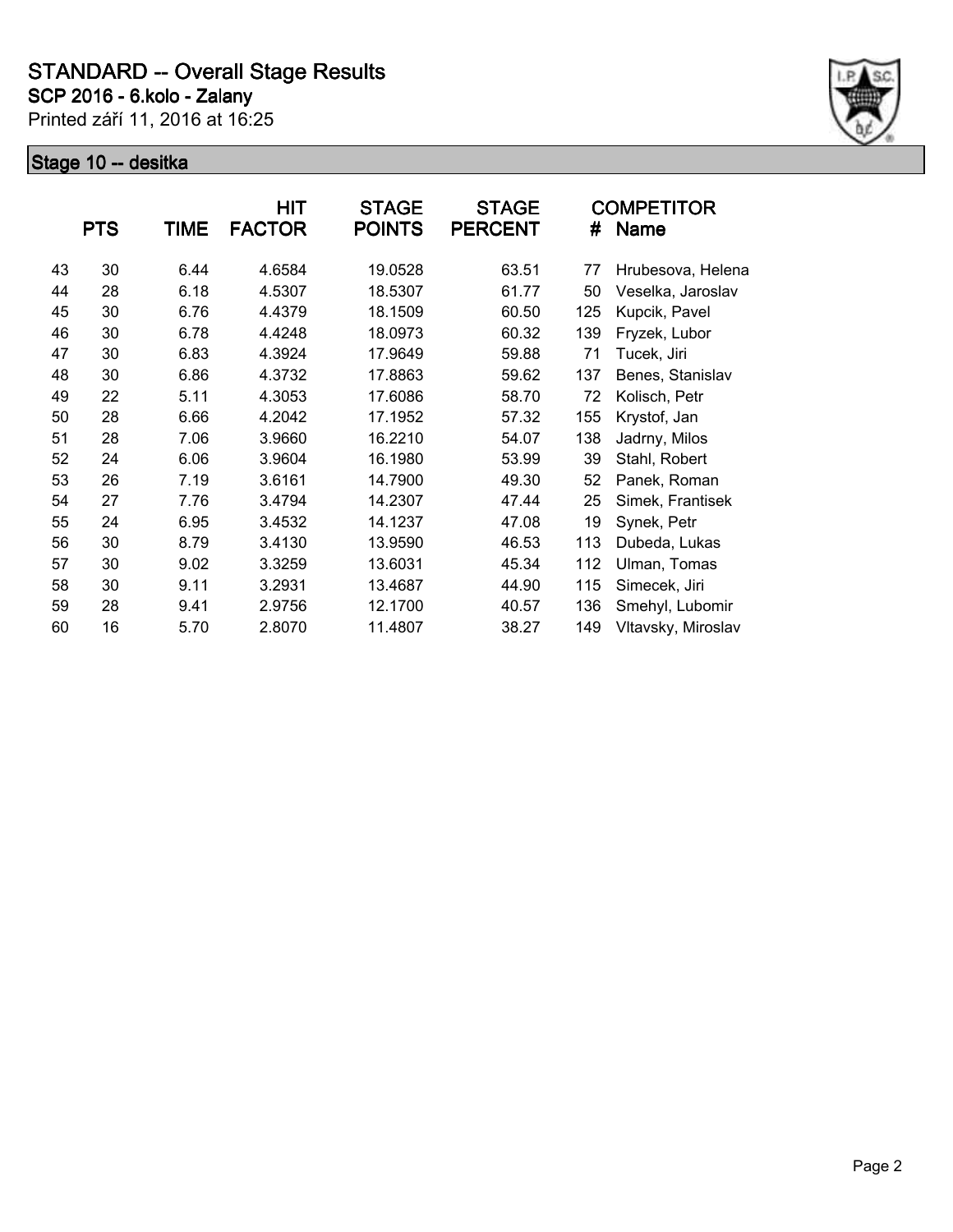# STANDARD -- Overall Stage Results

**SCP 2016 - 6.kolo - Zalany**

Printed září 11, 2016 at 16:25

## Stage 10 -- desitka

| | PTS | TIME | HIT FACTOR | STAGE POINTS | STAGE PERCENT | # | COMPETITOR Name |
|---|---|---|---|---|---|---|---|
| 43 | 30 | 6.44 | 4.6584 | 19.0528 | 63.51 | 77 | Hrubesova, Helena |
| 44 | 28 | 6.18 | 4.5307 | 18.5307 | 61.77 | 50 | Veselka, Jaroslav |
| 45 | 30 | 6.76 | 4.4379 | 18.1509 | 60.50 | 125 | Kupcik, Pavel |
| 46 | 30 | 6.78 | 4.4248 | 18.0973 | 60.32 | 139 | Fryzek, Lubor |
| 47 | 30 | 6.83 | 4.3924 | 17.9649 | 59.88 | 71 | Tucek, Jiri |
| 48 | 30 | 6.86 | 4.3732 | 17.8863 | 59.62 | 137 | Benes, Stanislav |
| 49 | 22 | 5.11 | 4.3053 | 17.6086 | 58.70 | 72 | Kolisch, Petr |
| 50 | 28 | 6.66 | 4.2042 | 17.1952 | 57.32 | 155 | Krystof, Jan |
| 51 | 28 | 7.06 | 3.9660 | 16.2210 | 54.07 | 138 | Jadrny, Milos |
| 52 | 24 | 6.06 | 3.9604 | 16.1980 | 53.99 | 39 | Stahl, Robert |
| 53 | 26 | 7.19 | 3.6161 | 14.7900 | 49.30 | 52 | Panek, Roman |
| 54 | 27 | 7.76 | 3.4794 | 14.2307 | 47.44 | 25 | Simek, Frantisek |
| 55 | 24 | 6.95 | 3.4532 | 14.1237 | 47.08 | 19 | Synek, Petr |
| 56 | 30 | 8.79 | 3.4130 | 13.9590 | 46.53 | 113 | Dubeda, Lukas |
| 57 | 30 | 9.02 | 3.3259 | 13.6031 | 45.34 | 112 | Ulman, Tomas |
| 58 | 30 | 9.11 | 3.2931 | 13.4687 | 44.90 | 115 | Simecek, Jiri |
| 59 | 28 | 9.41 | 2.9756 | 12.1700 | 40.57 | 136 | Smehyl, Lubomir |
| 60 | 16 | 5.70 | 2.8070 | 11.4807 | 38.27 | 149 | Vltavsky, Miroslav |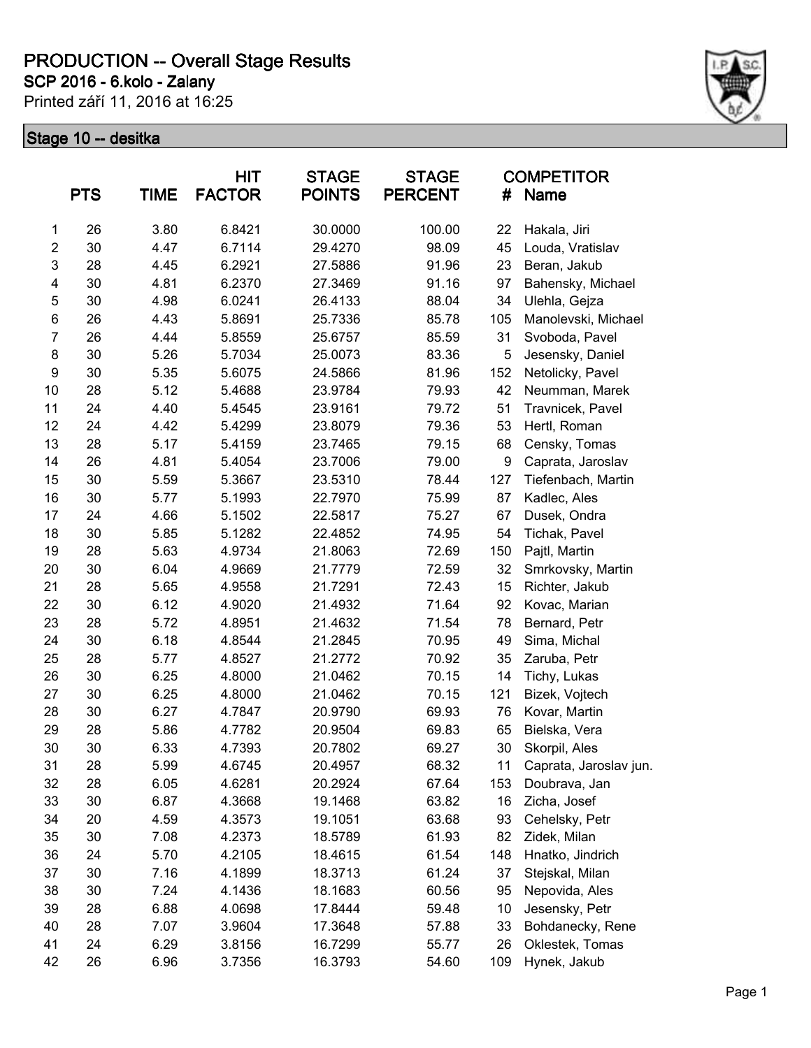# PRODUCTION -- Overall Stage Results

## SCP 2016 - 6.kolo - Zalany

Printed září 11, 2016 at 16:25

### Stage 10 -- desitka

| | PTS | TIME | HIT FACTOR | STAGE POINTS | STAGE PERCENT | COMPETITOR # | Name |
|---|---|---|---|---|---|---|---|
| 1 | 26 | 3.80 | 6.8421 | 30.0000 | 100.00 | 22 | Hakala, Jiri |
| 2 | 30 | 4.47 | 6.7114 | 29.4270 | 98.09 | 45 | Louda, Vratislav |
| 3 | 28 | 4.45 | 6.2921 | 27.5886 | 91.96 | 23 | Beran, Jakub |
| 4 | 30 | 4.81 | 6.2370 | 27.3469 | 91.16 | 97 | Bahensky, Michael |
| 5 | 30 | 4.98 | 6.0241 | 26.4133 | 88.04 | 34 | Ulehla, Gejza |
| 6 | 26 | 4.43 | 5.8691 | 25.7336 | 85.78 | 105 | Manolevski, Michael |
| 7 | 26 | 4.44 | 5.8559 | 25.6757 | 85.59 | 31 | Svoboda, Pavel |
| 8 | 30 | 5.26 | 5.7034 | 25.0073 | 83.36 | 5 | Jesensky, Daniel |
| 9 | 30 | 5.35 | 5.6075 | 24.5866 | 81.96 | 152 | Netolicky, Pavel |
| 10 | 28 | 5.12 | 5.4688 | 23.9784 | 79.93 | 42 | Neumman, Marek |
| 11 | 24 | 4.40 | 5.4545 | 23.9161 | 79.72 | 51 | Travnicek, Pavel |
| 12 | 24 | 4.42 | 5.4299 | 23.8079 | 79.36 | 53 | Hertl, Roman |
| 13 | 28 | 5.17 | 5.4159 | 23.7465 | 79.15 | 68 | Censky, Tomas |
| 14 | 26 | 4.81 | 5.4054 | 23.7006 | 79.00 | 9 | Caprata, Jaroslav |
| 15 | 30 | 5.59 | 5.3667 | 23.5310 | 78.44 | 127 | Tiefenbach, Martin |
| 16 | 30 | 5.77 | 5.1993 | 22.7970 | 75.99 | 87 | Kadlec, Ales |
| 17 | 24 | 4.66 | 5.1502 | 22.5817 | 75.27 | 67 | Dusek, Ondra |
| 18 | 30 | 5.85 | 5.1282 | 22.4852 | 74.95 | 54 | Tichak, Pavel |
| 19 | 28 | 5.63 | 4.9734 | 21.8063 | 72.69 | 150 | Pajtl, Martin |
| 20 | 30 | 6.04 | 4.9669 | 21.7779 | 72.59 | 32 | Smrkovsky, Martin |
| 21 | 28 | 5.65 | 4.9558 | 21.7291 | 72.43 | 15 | Richter, Jakub |
| 22 | 30 | 6.12 | 4.9020 | 21.4932 | 71.64 | 92 | Kovac, Marian |
| 23 | 28 | 5.72 | 4.8951 | 21.4632 | 71.54 | 78 | Bernard, Petr |
| 24 | 30 | 6.18 | 4.8544 | 21.2845 | 70.95 | 49 | Sima, Michal |
| 25 | 28 | 5.77 | 4.8527 | 21.2772 | 70.92 | 35 | Zaruba, Petr |
| 26 | 30 | 6.25 | 4.8000 | 21.0462 | 70.15 | 14 | Tichy, Lukas |
| 27 | 30 | 6.25 | 4.8000 | 21.0462 | 70.15 | 121 | Bizek, Vojtech |
| 28 | 30 | 6.27 | 4.7847 | 20.9790 | 69.93 | 76 | Kovar, Martin |
| 29 | 28 | 5.86 | 4.7782 | 20.9504 | 69.83 | 65 | Bielska, Vera |
| 30 | 30 | 6.33 | 4.7393 | 20.7802 | 69.27 | 30 | Skorpil, Ales |
| 31 | 28 | 5.99 | 4.6745 | 20.4957 | 68.32 | 11 | Caprata, Jaroslav jun. |
| 32 | 28 | 6.05 | 4.6281 | 20.2924 | 67.64 | 153 | Doubrava, Jan |
| 33 | 30 | 6.87 | 4.3668 | 19.1468 | 63.82 | 16 | Zicha, Josef |
| 34 | 20 | 4.59 | 4.3573 | 19.1051 | 63.68 | 93 | Cehelsky, Petr |
| 35 | 30 | 7.08 | 4.2373 | 18.5789 | 61.93 | 82 | Zidek, Milan |
| 36 | 24 | 5.70 | 4.2105 | 18.4615 | 61.54 | 148 | Hnatko, Jindrich |
| 37 | 30 | 7.16 | 4.1899 | 18.3713 | 61.24 | 37 | Stejskal, Milan |
| 38 | 30 | 7.24 | 4.1436 | 18.1683 | 60.56 | 95 | Nepovida, Ales |
| 39 | 28 | 6.88 | 4.0698 | 17.8444 | 59.48 | 10 | Jesensky, Petr |
| 40 | 28 | 7.07 | 3.9604 | 17.3648 | 57.88 | 33 | Bohdanecky, Rene |
| 41 | 24 | 6.29 | 3.8156 | 16.7299 | 55.77 | 26 | Oklestek, Tomas |
| 42 | 26 | 6.96 | 3.7356 | 16.3793 | 54.60 | 109 | Hynek, Jakub |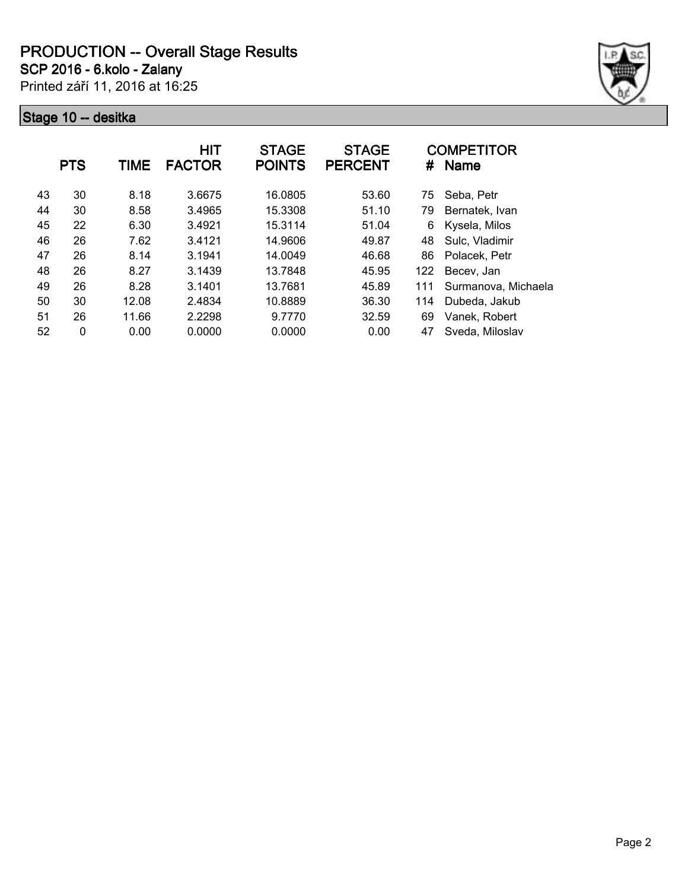# PRODUCTION -- Overall Stage Results

**SCP 2016 - 6.kolo - Zalany**

Printed září 11, 2016 at 16:25

## Stage 10 -- desitka

| | PTS | TIME | HIT FACTOR | STAGE POINTS | STAGE PERCENT | # | COMPETITOR Name |
|---|---|---|---|---|---|---|---|
| 43 | 30 | 8.18 | 3.6675 | 16.0805 | 53.60 | 75 | Seba, Petr |
| 44 | 30 | 8.58 | 3.4965 | 15.3308 | 51.10 | 79 | Bernatek, Ivan |
| 45 | 22 | 6.30 | 3.4921 | 15.3114 | 51.04 | 6 | Kysela, Milos |
| 46 | 26 | 7.62 | 3.4121 | 14.9606 | 49.87 | 48 | Sulc, Vladimir |
| 47 | 26 | 8.14 | 3.1941 | 14.0049 | 46.68 | 86 | Polacek, Petr |
| 48 | 26 | 8.27 | 3.1439 | 13.7848 | 45.95 | 122 | Becev, Jan |
| 49 | 26 | 8.28 | 3.1401 | 13.7681 | 45.89 | 111 | Surmanova, Michaela |
| 50 | 30 | 12.08 | 2.4834 | 10.8889 | 36.30 | 114 | Dubeda, Jakub |
| 51 | 26 | 11.66 | 2.2298 | 9.7770 | 32.59 | 69 | Vanek, Robert |
| 52 | 0 | 0.00 | 0.0000 | 0.0000 | 0.00 | 47 | Sveda, Miloslav |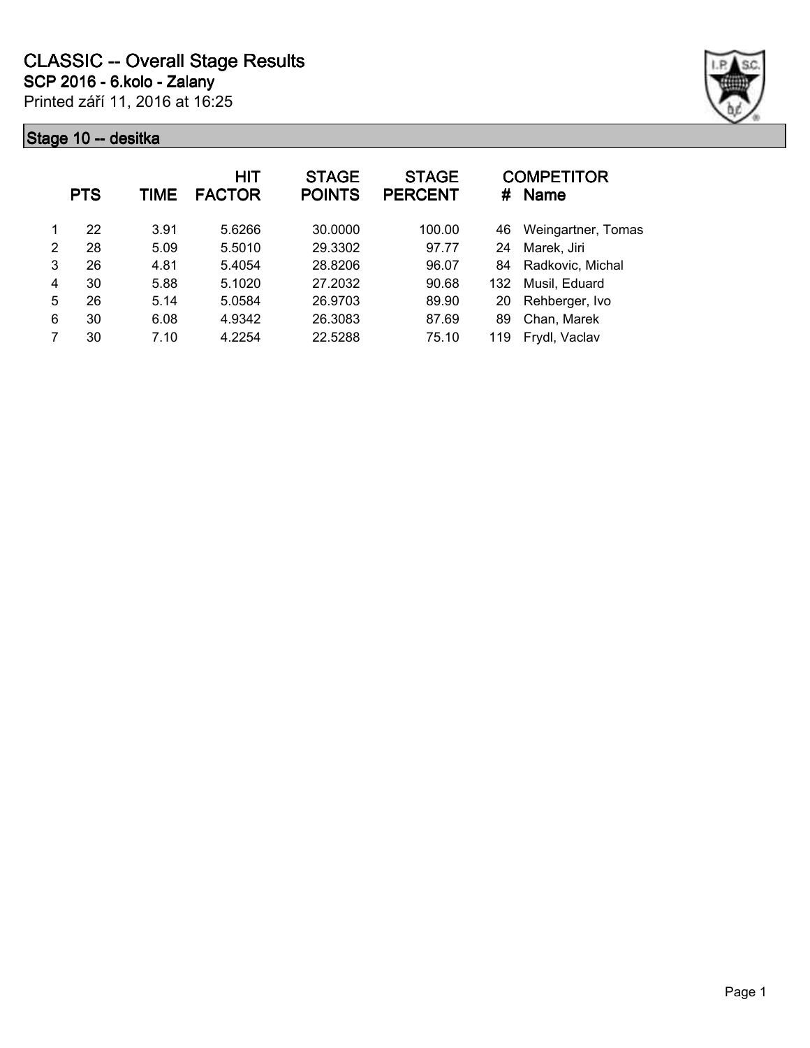# CLASSIC -- Overall Stage Results

**SCP 2016 - 6.kolo - Zalany**

Printed září 11, 2016 at 16:25

## Stage 10 -- desitka

| | PTS | TIME | HIT FACTOR | STAGE POINTS | STAGE PERCENT | # | COMPETITOR Name |
|---|---|---|---|---|---|---|---|
| 1 | 22 | 3.91 | 5.6266 | 30.0000 | 100.00 | 46 | Weingartner, Tomas |
| 2 | 28 | 5.09 | 5.5010 | 29.3302 | 97.77 | 24 | Marek, Jiri |
| 3 | 26 | 4.81 | 5.4054 | 28.8206 | 96.07 | 84 | Radkovic, Michal |
| 4 | 30 | 5.88 | 5.1020 | 27.2032 | 90.68 | 132 | Musil, Eduard |
| 5 | 26 | 5.14 | 5.0584 | 26.9703 | 89.90 | 20 | Rehberger, Ivo |
| 6 | 30 | 6.08 | 4.9342 | 26.3083 | 87.69 | 89 | Chan, Marek |
| 7 | 30 | 7.10 | 4.2254 | 22.5288 | 75.10 | 119 | Frydl, Vaclav |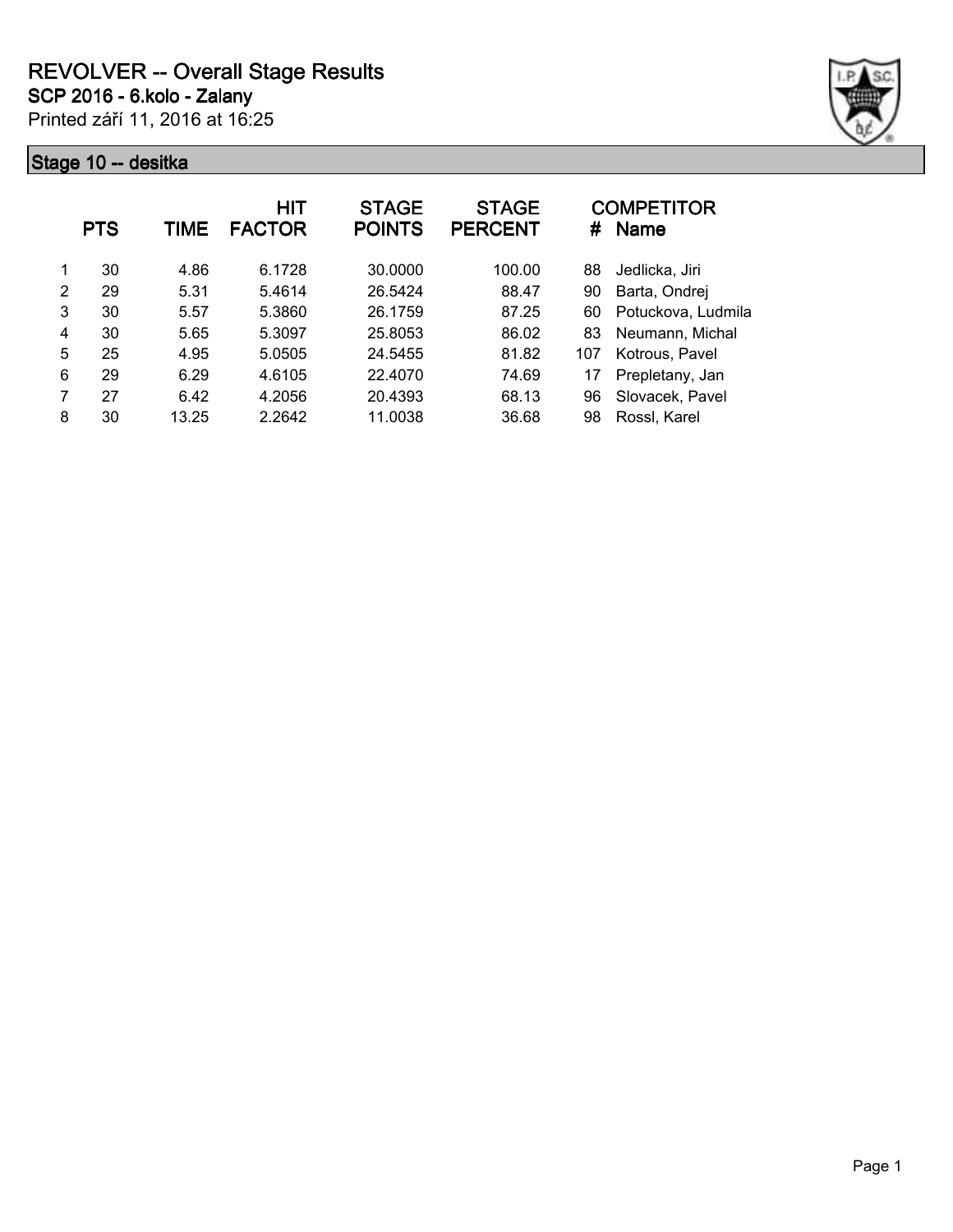# REVOLVER -- Overall Stage Results

**SCP 2016 - 6.kolo - Zalany**

Printed září 11, 2016 at 16:25

## Stage 10 -- desitka

| | PTS | TIME | HIT FACTOR | STAGE POINTS | STAGE PERCENT | # | COMPETITOR Name |
|---|---|---|---|---|---|---|---|
| 1 | 30 | 4.86 | 6.1728 | 30.0000 | 100.00 | 88 | Jedlicka, Jiri |
| 2 | 29 | 5.31 | 5.4614 | 26.5424 | 88.47 | 90 | Barta, Ondrej |
| 3 | 30 | 5.57 | 5.3860 | 26.1759 | 87.25 | 60 | Potuckova, Ludmila |
| 4 | 30 | 5.65 | 5.3097 | 25.8053 | 86.02 | 83 | Neumann, Michal |
| 5 | 25 | 4.95 | 5.0505 | 24.5455 | 81.82 | 107 | Kotrous, Pavel |
| 6 | 29 | 6.29 | 4.6105 | 22.4070 | 74.69 | 17 | Prepletany, Jan |
| 7 | 27 | 6.42 | 4.2056 | 20.4393 | 68.13 | 96 | Slovacek, Pavel |
| 8 | 30 | 13.25 | 2.2642 | 11.0038 | 36.68 | 98 | Rossl, Karel |